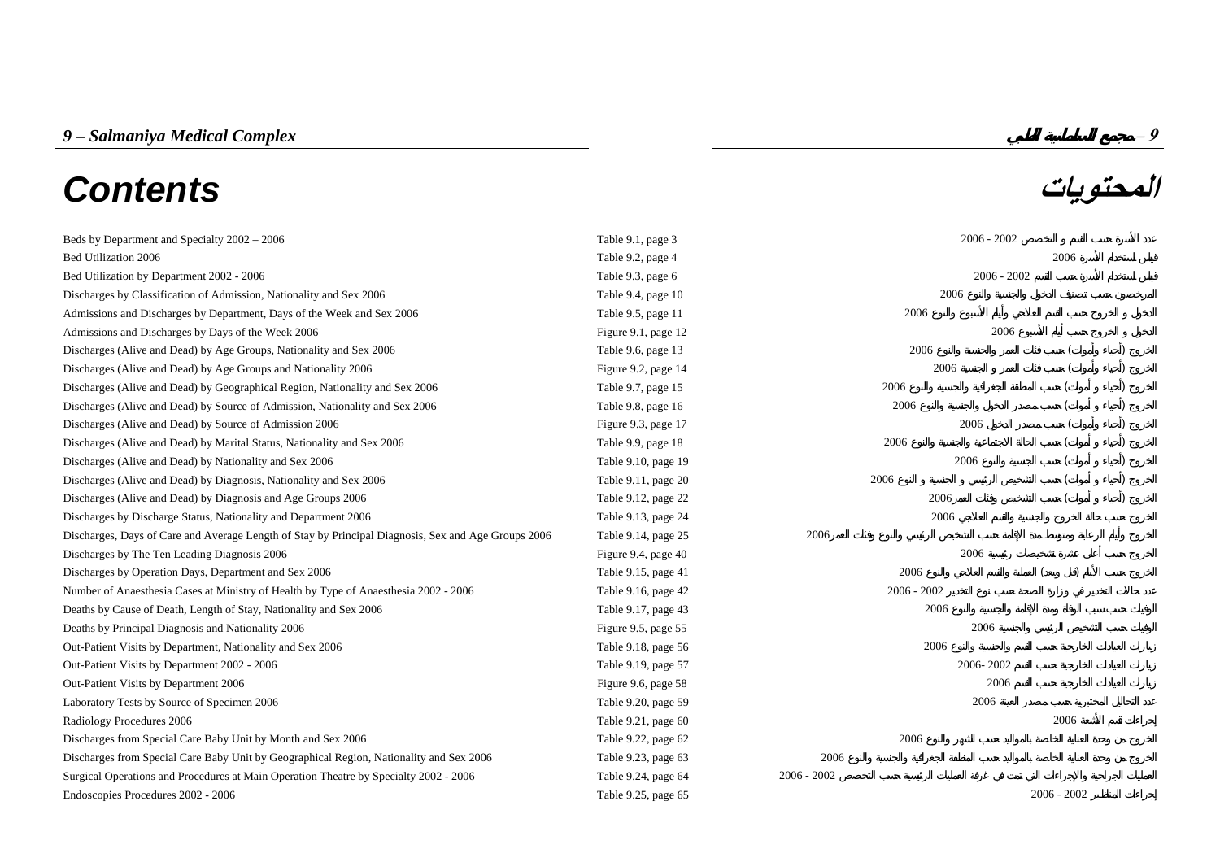# Contents

# المحتويات

| Contents | Table/Figure | المحتويات |
|---|---|---|
| Beds by Department and Specialty 2002 – 2006 | Table 9.1, page 3 | عدد الأسرة حسب القسم و التخصص 2002 - 2006 |
| Bed Utilization 2006 | Table 9.2, page 4 | قياس استخدام الأسرة 2006 |
| Bed Utilization by Department 2002 - 2006 | Table 9.3, page 6 | قياس استخدام الأسرة حسب القسم 2002 - 2006 |
| Discharges by Classification of Admission, Nationality and Sex 2006 | Table 9.4, page 10 | المرخصون حسب تصنيف الدخول والجنسية والنوع 2006 |
| Admissions and Discharges by Department, Days of the Week and Sex 2006 | Table 9.5, page 11 | الدخول و الخروج حسب القسم العلاجي وأيام الأسبوع والنوع 2006 |
| Admissions and Discharges by Days of the Week 2006 | Figure 9.1, page 12 | الدخول و الخروج حسب أيام الأسبوع 2006 |
| Discharges (Alive and Dead) by Age Groups, Nationality and Sex 2006 | Table 9.6, page 13 | الخروج (أحياء وأموات) حسب فئات العمر والجنسية والنوع 2006 |
| Discharges (Alive and Dead) by Age Groups and Nationality 2006 | Figure 9.2, page 14 | الخروج (أحياء وأموات) حسب فئات العمر و الجنسية 2006 |
| Discharges (Alive and Dead) by Geographical Region, Nationality and Sex 2006 | Table 9.7, page 15 | الخروج (أحياء و أموات) حسب المنطقة الجغرافية والجنسية والنوع 2006 |
| Discharges (Alive and Dead) by Source of Admission, Nationality and Sex 2006 | Table 9.8, page 16 | الخروج (أحياء و أموات) حسب مصدر الدخول والجنسية والنوع 2006 |
| Discharges (Alive and Dead) by Source of Admission 2006 | Figure 9.3, page 17 | الخروج (أحياء وأموات) حسب مصدر الدخول 2006 |
| Discharges (Alive and Dead) by Marital Status, Nationality and Sex 2006 | Table 9.9, page 18 | الخروج (أحياء و أموات) حسب الحالة الاجتماعية والجنسية والنوع 2006 |
| Discharges (Alive and Dead) by Nationality and Sex 2006 | Table 9.10, page 19 | الخروج (أحياء و أموات) حسب الجنسية والنوع 2006 |
| Discharges (Alive and Dead) by Diagnosis, Nationality and Sex 2006 | Table 9.11, page 20 | الخروج (أحياء و أموات) حسب التشخيص الرئيسي و الجنسية و النوع 2006 |
| Discharges (Alive and Dead) by Diagnosis and Age Groups 2006 | Table 9.12, page 22 | الخروج (أحياء و أموات) حسب التشخيص وفئات العمر2006 |
| Discharges by Discharge Status, Nationality and Department 2006 | Table 9.13, page 24 | الخروج حسب حالة الخروج والجنسية والقسم العلاجي 2006 |
| Discharges, Days of Care and Average Length of Stay by Principal Diagnosis, Sex and Age Groups 2006 | Table 9.14, page 25 | الخروج وأيام الرعاية ومتوسط مدة الإقامة حسب التشخيص الرئيسي والنوع وفئات العمر2006 |
| Discharges by The Ten Leading Diagnosis 2006 | Figure 9.4, page 40 | الخروج حسب أعلى عشرة تشخيصات رئيسية 2006 |
| Discharges by Operation Days, Department and Sex 2006 | Table 9.15, page 41 | الخروج حسب الأيام (قبل وبعد) العملية والقسم العلاجي والنوع 2006 |
| Number of Anaesthesia Cases at Ministry of Health by Type of Anaesthesia 2002 - 2006 | Table 9.16, page 42 | عدد حالات التخدير في وزارة الصحة حسب نوع التخدير 2002 - 2006 |
| Deaths by Cause of Death, Length of Stay, Nationality and Sex 2006 | Table 9.17, page 43 | الوفيات حسب سبب الوفاة ومدة الإقامة والجنسية والنوع 2006 |
| Deaths by Principal Diagnosis and Nationality 2006 | Figure 9.5, page 55 | الوفيات حسب التشخيص الرئيسي والجنسية 2006 |
| Out-Patient Visits by Department, Nationality and Sex 2006 | Table 9.18, page 56 | زيارات العيادات الخارجية حسب القسم والجنسية والنوع 2006 |
| Out-Patient Visits by Department 2002 - 2006 | Table 9.19, page 57 | زيارات العيادات الخارجية حسب القسم 2002 -2006 |
| Out-Patient Visits by Department 2006 | Figure 9.6, page 58 | زيارات العيادات الخارجية حسب القسم 2006 |
| Laboratory Tests by Source of Specimen 2006 | Table 9.20, page 59 | عدد التحاليل المختبرية حسب مصدر العينة 2006 |
| Radiology Procedures 2006 | Table 9.21, page 60 | إجراءات قسم الأشعة 2006 |
| Discharges from Special Care Baby Unit by Month and Sex 2006 | Table 9.22, page 62 | الخروج من وحدة العناية الخاصة بالمواليد حسب الشهر والنوع 2006 |
| Discharges from Special Care Baby Unit by Geographical Region, Nationality and Sex 2006 | Table 9.23, page 63 | الخروج من وحدة العناية الخاصة بالمواليد حسب المنطقة الجغرافية والجنسية والنوع 2006 |
| Surgical Operations and Procedures at Main Operation Theatre by Specialty 2002 - 2006 | Table 9.24, page 64 | العمليات الجراحية والإجراءات التي تمت في غرفة العمليات الرئيسية حسب التخصص 2002 - 2006 |
| Endoscopies Procedures 2002 - 2006 | Table 9.25, page 65 | إجراءات المناظير 2002 - 2006 |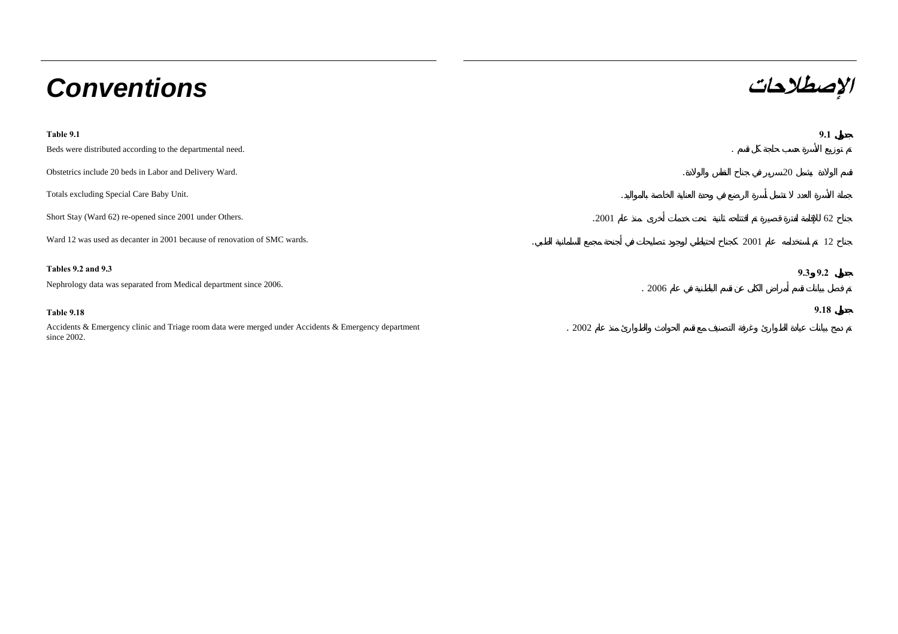# Conventions

**Table 9.1**

Beds were distributed according to the departmental need.

Obstetrics include 20 beds in Labor and Delivery Ward.

Totals excluding Special Care Baby Unit.

Short Stay (Ward 62) re-opened since 2001 under Others.

Ward 12 was used as decanter in 2001 because of renovation of SMC wards.

**Tables 9.2 and 9.3**

Nephrology data was separated from Medical department since 2006.

**Table 9.18**

Accidents & Emergency clinic and Triage room data were merged under Accidents & Emergency department since 2002.

# الإصطلاحات

**جدول 9.1**

تم توزيع الأسرة حسب حاجة كل قسم .

قسم الولادة يشمل 20 سرير في جناح المخاض والولادة.

جملة الأسرة العدد لا تشمل أسرة الرضع في وحدة العناية الخاصة بالمواليد.

جناح 62 للإقامة لفترة قصيرة تم افتتاحه ثانية تحت خدمات أخرى منذ عام 2001.

جناح 12 تم استخدامه عام 2001 كجناح احتياطي لوجود تصليحات في أجنحة مجمع السلمانية الطبي.

**جدولي 9.2 و9.3**

تم فصل بيانات قسم أمراض الكلى عن قسم الباطنية في عام 2006 .

**جدول 9.18**

تم دمج بيانات عيادة الطوارئ وغرفة التصنيف مع قسم الحوادث والطوارئ منذ عام 2002 .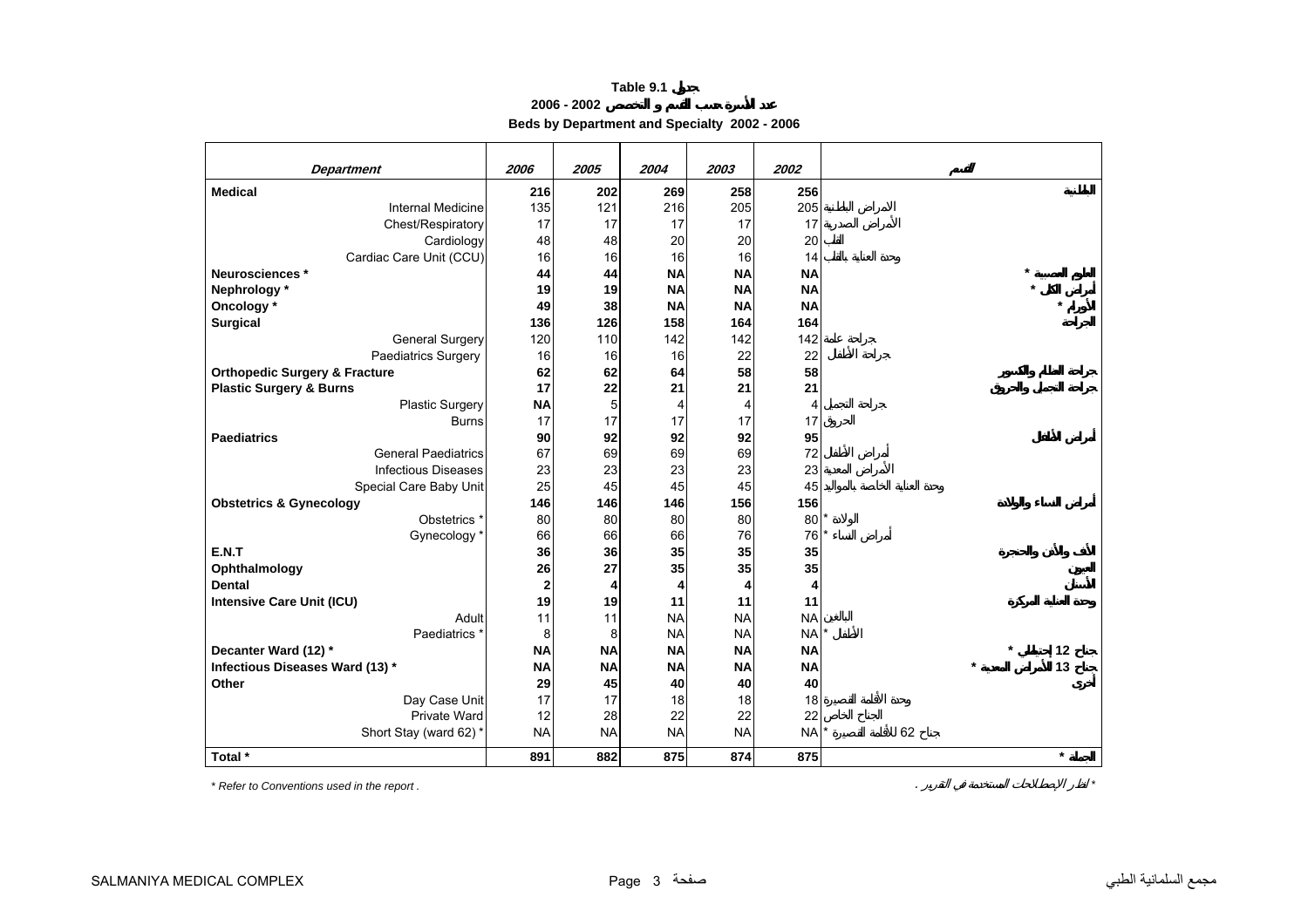# Table 9.1 جدول

## عدد الأسرة حسب القسم و التخصص 2002 - 2006

## Beds by Department and Specialty 2002 - 2006

| Department | 2006 | 2005 | 2004 | 2003 | 2002 | القسم |
|---|---|---|---|---|---|---|
| **Medical** | **216** | **202** | **269** | **258** | **256** | **الباطنية** |
| Internal Medicine | 135 | 121 | 216 | 205 | 205 | الامراض الباطنية |
| Chest/Respiratory | 17 | 17 | 17 | 17 | 17 | الأمراض الصدرية |
| Cardiology | 48 | 48 | 20 | 20 | 20 | القلب |
| Cardiac Care Unit (CCU) | 16 | 16 | 16 | 16 | 14 | وحدة العناية بالقلب |
| **Neurosciences *** | **44** | **44** | **NA** | **NA** | **NA** | **العلوم العصبية *** |
| **Nephrology *** | **19** | **19** | **NA** | **NA** | **NA** | **أمراض الكلى *** |
| **Oncology *** | **49** | **38** | **NA** | **NA** | **NA** | **الأورام *** |
| **Surgical** | **136** | **126** | **158** | **164** | **164** | **الجراحة** |
| General Surgery | 120 | 110 | 142 | 142 | 142 | جراحة عامة |
| Paediatrics Surgery | 16 | 16 | 16 | 22 | 22 | جراحة الأطفال |
| **Orthopedic Surgery & Fracture** | **62** | **62** | **64** | **58** | **58** | **جراحة العظام والكسور** |
| **Plastic Surgery & Burns** | **17** | **22** | **21** | **21** | **21** | **جراحة التجميل والحروق** |
| Plastic Surgery | NA | 5 | 4 | 4 | 4 | جراحة التجميل |
| Burns | 17 | 17 | 17 | 17 | 17 | الحروق |
| **Paediatrics** | **90** | **92** | **92** | **92** | **95** | **أمراض الأطفال** |
| General Paediatrics | 67 | 69 | 69 | 69 | 72 | أمراض الأطفال |
| Infectious Diseases | 23 | 23 | 23 | 23 | 23 | الأمراض المعدية |
| Special Care Baby Unit | 25 | 45 | 45 | 45 | 45 | وحدة العناية الخاصة بالمواليد |
| **Obstetrics & Gynecology** | **146** | **146** | **146** | **156** | **156** | **أمراض النساء والولادة** |
| Obstetrics * | 80 | 80 | 80 | 80 | 80 | الولادة * |
| Gynecology * | 66 | 66 | 66 | 76 | 76 | أمراض النساء * |
| **E.N.T** | **36** | **36** | **35** | **35** | **35** | **الأنف والأذن والحنجرة** |
| **Ophthalmology** | **26** | **27** | **35** | **35** | **35** | **العيون** |
| **Dental** | **2** | **4** | **4** | **4** | **4** | **الأسنان** |
| **Intensive Care Unit (ICU)** | **19** | **19** | **11** | **11** | **11** | **وحدة العناية المركزة** |
| Adult | 11 | 11 | NA | NA | NA | البالغين |
| Paediatrics * | 8 | 8 | NA | NA | NA | الأطفال * |
| **Decanter Ward (12) *** | **NA** | **NA** | **NA** | **NA** | **NA** | **جناح 12 إحتياطي *** |
| **Infectious Diseases Ward (13) *** | **NA** | **NA** | **NA** | **NA** | **NA** | **جناح 13 للأمراض المعدية *** |
| **Other** | **29** | **45** | **40** | **40** | **40** | **أخرى** |
| Day Case Unit | 17 | 17 | 18 | 18 | 18 | وحدة الأقامة القصيرة |
| Private Ward | 12 | 28 | 22 | 22 | 22 | الجناح الخاص |
| Short Stay (ward 62) * | NA | NA | NA | NA | NA | جناح 62 للأقامة القصيرة * |
| **Total *** | **891** | **882** | **875** | **874** | **875** | **الجملة *** |

*\* Refer to Conventions used in the report .*

*\* أنظر الإصطلاحات المستخدمة في التقرير .*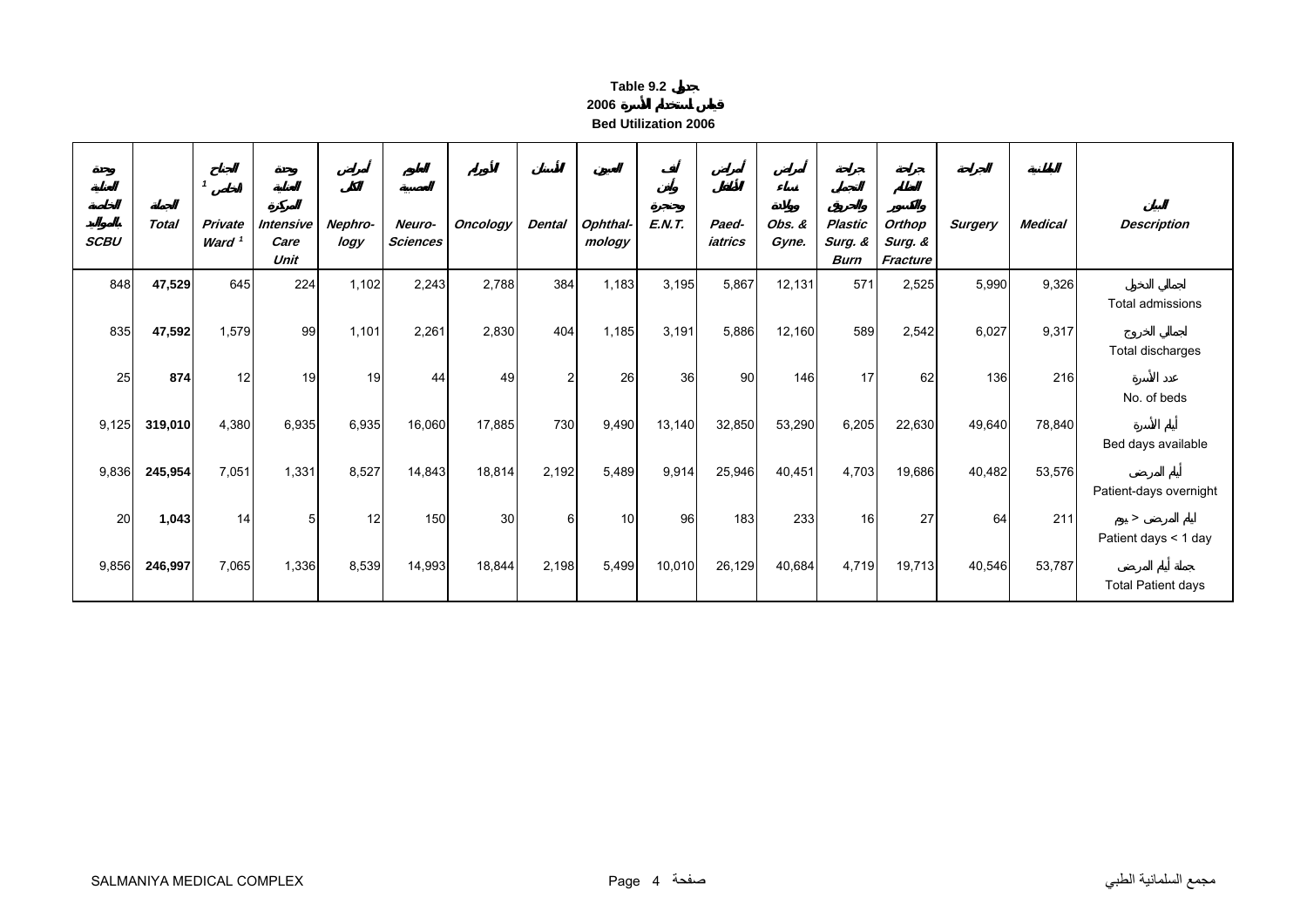**Table 9.2 جدول**

**2006 قياس استخدام الأسرة**

**Bed Utilization 2006**

| وحدة العناية الخاصة بالمواليد SCBU | الجملة Total | الجناح الخاص [1] Private Ward [1] | وحدة العناية المركزة Intensive Care Unit | أمراض الكلى Nephro-logy | العلوم العصبية Neuro-Sciences | الأورام Oncology | الأسنان Dental | العيون Ophthal-mology | أنف وأذن وحنجرة E.N.T. | أمراض الأطفال Paed-iatrics | أمراض نساء وولادة Obs. & Gyne. | جراحة التجميل والحروق Plastic Surg. & Burn | جراحة العظام والكسور Orthop Surg. & Fracture | الجراحة Surgery | الباطنية Medical | البيان Description |
|---|---|---|---|---|---|---|---|---|---|---|---|---|---|---|---|---|
| 848 | **47,529** | 645 | 224 | 1,102 | 2,243 | 2,788 | 384 | 1,183 | 3,195 | 5,867 | 12,131 | 571 | 2,525 | 5,990 | 9,326 | إجمالي الدخول Total admissions |
| 835 | **47,592** | 1,579 | 99 | 1,101 | 2,261 | 2,830 | 404 | 1,185 | 3,191 | 5,886 | 12,160 | 589 | 2,542 | 6,027 | 9,317 | إجمالي الخروج Total discharges |
| 25 | **874** | 12 | 19 | 19 | 44 | 49 | 2 | 26 | 36 | 90 | 146 | 17 | 62 | 136 | 216 | عدد الأسرة No. of beds |
| 9,125 | **319,010** | 4,380 | 6,935 | 6,935 | 16,060 | 17,885 | 730 | 9,490 | 13,140 | 32,850 | 53,290 | 6,205 | 22,630 | 49,640 | 78,840 | أيام الأسرة Bed days available |
| 9,836 | **245,954** | 7,051 | 1,331 | 8,527 | 14,843 | 18,814 | 2,192 | 5,489 | 9,914 | 25,946 | 40,451 | 4,703 | 19,686 | 40,482 | 53,576 | أيام المرضى Patient-days overnight |
| 20 | **1,043** | 14 | 5 | 12 | 150 | 30 | 6 | 10 | 96 | 183 | 233 | 16 | 27 | 64 | 211 | أيام المرضى < يوم Patient days < 1 day |
| 9,856 | **246,997** | 7,065 | 1,336 | 8,539 | 14,993 | 18,844 | 2,198 | 5,499 | 10,010 | 26,129 | 40,684 | 4,719 | 19,713 | 40,546 | 53,787 | جملة أيام المرضى Total Patient days |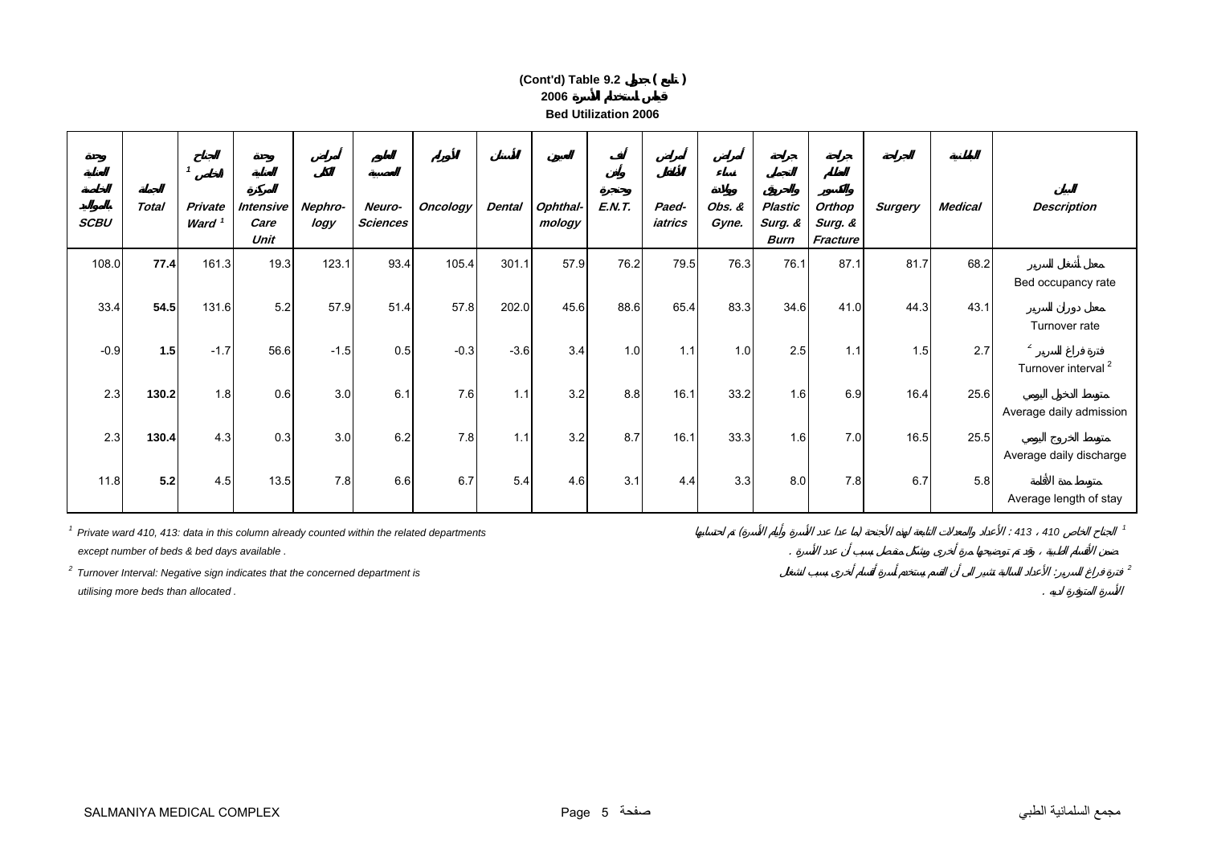**(Cont'd) Table 9.2 جدول ( تابع )**

**2006 قياس استخدام الأسرة**

**Bed Utilization 2006**

| وحدة العناية الخاصة بالمواليد SCBU | الجملة Total | الجناح الخاص [1] Private Ward [1] | وحدة العناية المركزة Intensive Care Unit | أمراض الكلى Nephro-logy | العلوم العصبية Neuro-Sciences | الأورام Oncology | الأسنان Dental | العيون Ophthal-mology | أنف وأذن وحنجرة E.N.T. | أمراض الأطفال Paed-iatrics | أمراض نساء وولادة Obs. & Gyne. | جراحة التجميل والحروق Plastic Surg. & Burn | جراحة العظام والكسور Orthop Surg. & Fracture | الجراحة Surgery | الباطنية Medical | البيان Description |
|---|---|---|---|---|---|---|---|---|---|---|---|---|---|---|---|---|
| 108.0 | **77.4** | 161.3 | 19.3 | 123.1 | 93.4 | 105.4 | 301.1 | 57.9 | 76.2 | 79.5 | 76.3 | 76.1 | 87.1 | 81.7 | 68.2 | معدل أشغال السرير Bed occupancy rate |
| 33.4 | **54.5** | 131.6 | 5.2 | 57.9 | 51.4 | 57.8 | 202.0 | 45.6 | 88.6 | 65.4 | 83.3 | 34.6 | 41.0 | 44.3 | 43.1 | معدل دوران السرير Turnover rate |
| -0.9 | **1.5** | -1.7 | 56.6 | -1.5 | 0.5 | -0.3 | -3.6 | 3.4 | 1.0 | 1.1 | 1.0 | 2.5 | 1.1 | 1.5 | 2.7 | فترة فراغ السرير [2] Turnover interval [2] |
| 2.3 | **130.2** | 1.8 | 0.6 | 3.0 | 6.1 | 7.6 | 1.1 | 3.2 | 8.8 | 16.1 | 33.2 | 1.6 | 6.9 | 16.4 | 25.6 | متوسط الدخول اليومي Average daily admission |
| 2.3 | **130.4** | 4.3 | 0.3 | 3.0 | 6.2 | 7.8 | 1.1 | 3.2 | 8.7 | 16.1 | 33.3 | 1.6 | 7.0 | 16.5 | 25.5 | متوسط الخروج اليومي Average daily discharge |
| 11.8 | **5.2** | 4.5 | 13.5 | 7.8 | 6.6 | 6.7 | 5.4 | 4.6 | 3.1 | 4.4 | 3.3 | 8.0 | 7.8 | 6.7 | 5.8 | متوسط مدة الأقامة Average length of stay |

[1] Private ward 410, 413: data in this column already counted within the related departments except number of beds & bed days available .

[1] الجناح الخاص 410 ، 413 : الأعداد والمعدلات التابعة لهذه الأجنحة (ما عدا عدد الأسرة وأيام الأسرة) تم احتسابها ضمن الأقسام الطبية ، وقد تم توضيحها مرة أخرى وبشكل منفصل بسبب أن عدد الأسرة .

[2] Turnover Interval: Negative sign indicates that the concerned department is utilising more beds than allocated .

[2] فترة فراغ السرير: الأعداد السالبة تشير الى أن القسم يستخدم أسرة أقسام أخرى بسبب اشغال الأسرة المتوفرة لديه .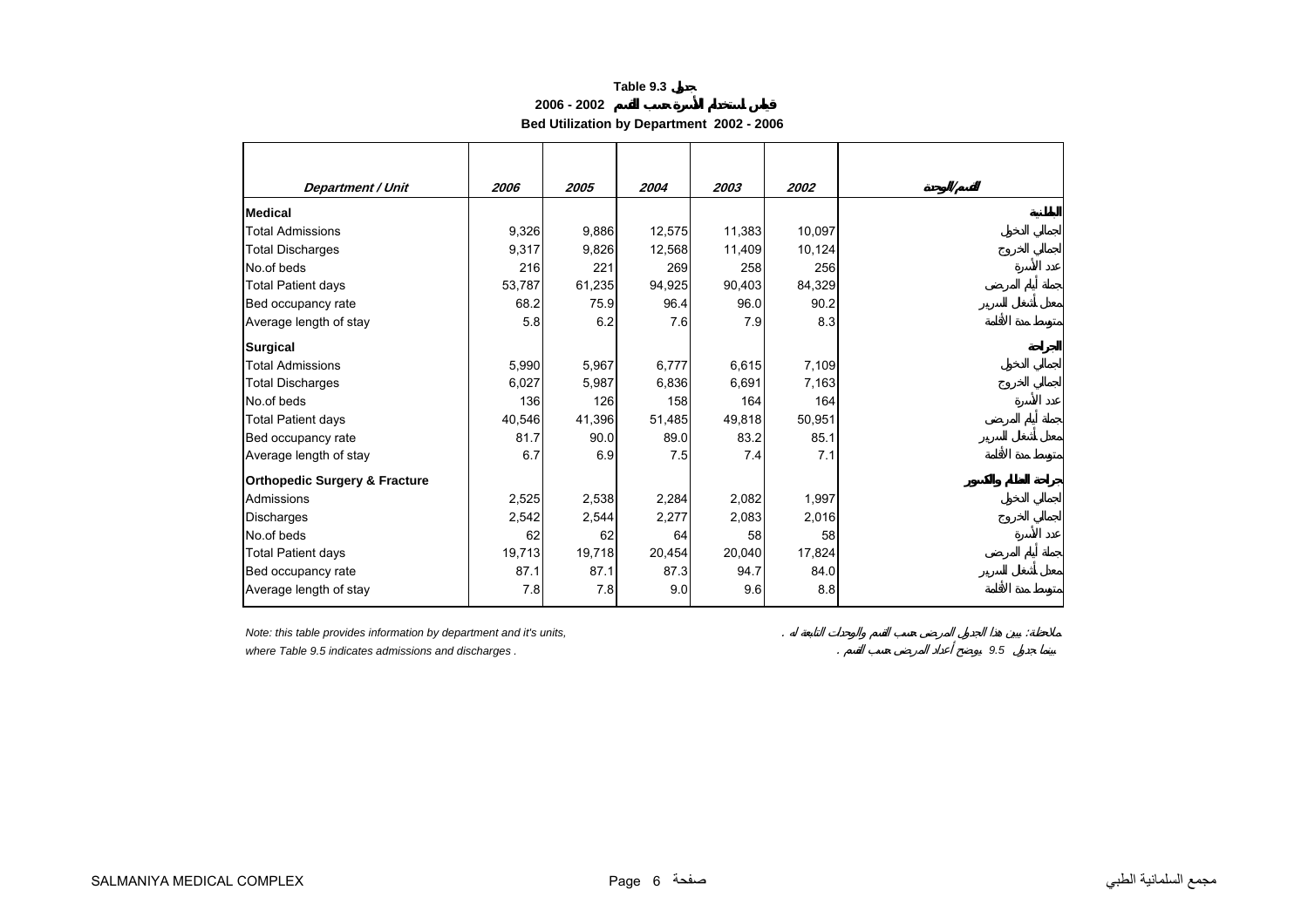**Table 9.3 جدول**

**قياس استخدام الأسرة حسب القسم 2002 - 2006**

**Bed Utilization by Department 2002 - 2006**

| *Department / Unit* | *2006* | *2005* | *2004* | *2003* | *2002* | القسم/الوحدة |
|---|---|---|---|---|---|---|
| **Medical** | | | | | | **الباطنية** |
| Total Admissions | 9,326 | 9,886 | 12,575 | 11,383 | 10,097 | إجمالي الدخول |
| Total Discharges | 9,317 | 9,826 | 12,568 | 11,409 | 10,124 | إجمالي الخروج |
| No.of beds | 216 | 221 | 269 | 258 | 256 | عدد الأسرة |
| Total Patient days | 53,787 | 61,235 | 94,925 | 90,403 | 84,329 | جملة أيام المرضى |
| Bed occupancy rate | 68.2 | 75.9 | 96.4 | 96.0 | 90.2 | معدل إشغال السرير |
| Average length of stay | 5.8 | 6.2 | 7.6 | 7.9 | 8.3 | متوسط مدة الإقامة |
| **Surgical** | | | | | | **الجراحة** |
| Total Admissions | 5,990 | 5,967 | 6,777 | 6,615 | 7,109 | إجمالي الدخول |
| Total Discharges | 6,027 | 5,987 | 6,836 | 6,691 | 7,163 | إجمالي الخروج |
| No.of beds | 136 | 126 | 158 | 164 | 164 | عدد الأسرة |
| Total Patient days | 40,546 | 41,396 | 51,485 | 49,818 | 50,951 | جملة أيام المرضى |
| Bed occupancy rate | 81.7 | 90.0 | 89.0 | 83.2 | 85.1 | معدل إشغال السرير |
| Average length of stay | 6.7 | 6.9 | 7.5 | 7.4 | 7.1 | متوسط مدة الإقامة |
| **Orthopedic Surgery & Fracture** | | | | | | **جراحة العظام والكسور** |
| Admissions | 2,525 | 2,538 | 2,284 | 2,082 | 1,997 | إجمالي الدخول |
| Discharges | 2,542 | 2,544 | 2,277 | 2,083 | 2,016 | إجمالي الخروج |
| No.of beds | 62 | 62 | 64 | 58 | 58 | عدد الأسرة |
| Total Patient days | 19,713 | 19,718 | 20,454 | 20,040 | 17,824 | جملة أيام المرضى |
| Bed occupancy rate | 87.1 | 87.1 | 87.3 | 94.7 | 84.0 | معدل إشغال السرير |
| Average length of stay | 7.8 | 7.8 | 9.0 | 9.6 | 8.8 | متوسط مدة الإقامة |

*Note: this table provides information by department and it's units,*
*where Table 9.5 indicates admissions and discharges .*

*ملاحظة: يبين هذا الجدول المرضى حسب القسم والوحدات التابعة له .*
*بينما جدول 9.5 يوضح أعداد المرضى حسب القسم .*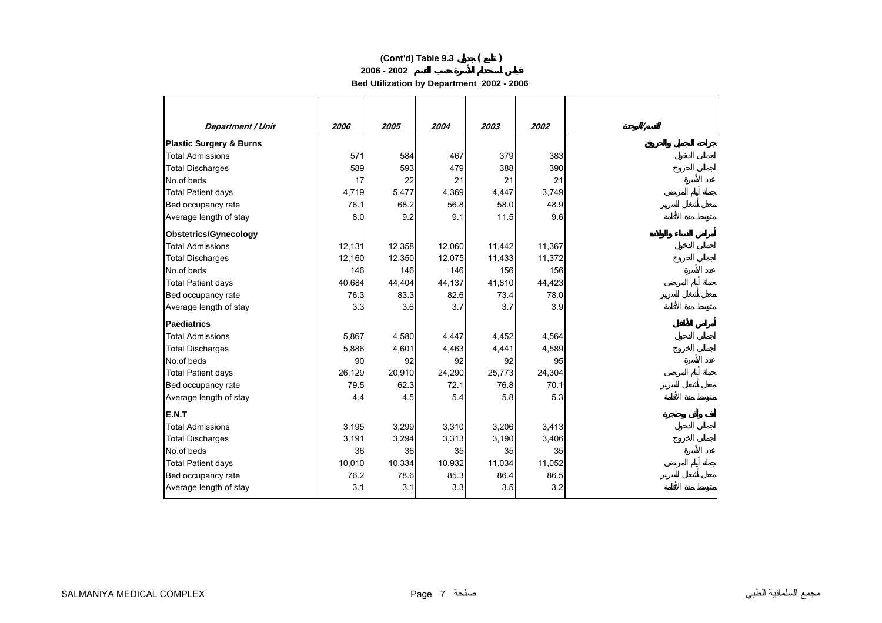# (Cont'd) Table 9.3 جدول ( تابع )

## 2006 - 2002 قياس استخدام الأسرة حسب القسم

## Bed Utilization by Department 2002 - 2006

| *Department / Unit* | *2006* | *2005* | *2004* | *2003* | *2002* | *القسم/الوحدة* |
|---|---|---|---|---|---|---|
| **Plastic Surgery & Burns** | | | | | | **جراحة التجميل والحروق** |
| Total Admissions | 571 | 584 | 467 | 379 | 383 | اجمالي الدخول |
| Total Discharges | 589 | 593 | 479 | 388 | 390 | اجمالي الخروج |
| No.of beds | 17 | 22 | 21 | 21 | 21 | عدد الأسرة |
| Total Patient days | 4,719 | 5,477 | 4,369 | 4,447 | 3,749 | جملة أيام المرضى |
| Bed occupancy rate | 76.1 | 68.2 | 56.8 | 58.0 | 48.9 | معدل اشغال السرير |
| Average length of stay | 8.0 | 9.2 | 9.1 | 11.5 | 9.6 | متوسط مدة الاقامة |
| **Obstetrics/Gynecology** | | | | | | **أمراض النساء والولادة** |
| Total Admissions | 12,131 | 12,358 | 12,060 | 11,442 | 11,367 | اجمالي الدخول |
| Total Discharges | 12,160 | 12,350 | 12,075 | 11,433 | 11,372 | اجمالي الخروج |
| No.of beds | 146 | 146 | 146 | 156 | 156 | عدد الأسرة |
| Total Patient days | 40,684 | 44,404 | 44,137 | 41,810 | 44,423 | جملة أيام المرضى |
| Bed occupancy rate | 76.3 | 83.3 | 82.6 | 73.4 | 78.0 | معدل اشغال السرير |
| Average length of stay | 3.3 | 3.6 | 3.7 | 3.7 | 3.9 | متوسط مدة الاقامة |
| **Paediatrics** | | | | | | **أمراض الأطفال** |
| Total Admissions | 5,867 | 4,580 | 4,447 | 4,452 | 4,564 | اجمالي الدخول |
| Total Discharges | 5,886 | 4,601 | 4,463 | 4,441 | 4,589 | اجمالي الخروج |
| No.of beds | 90 | 92 | 92 | 92 | 95 | عدد الأسرة |
| Total Patient days | 26,129 | 20,910 | 24,290 | 25,773 | 24,304 | جملة أيام المرضى |
| Bed occupancy rate | 79.5 | 62.3 | 72.1 | 76.8 | 70.1 | معدل اشغال السرير |
| Average length of stay | 4.4 | 4.5 | 5.4 | 5.8 | 5.3 | متوسط مدة الاقامة |
| **E.N.T** | | | | | | **أنف وأذن وحنجرة** |
| Total Admissions | 3,195 | 3,299 | 3,310 | 3,206 | 3,413 | اجمالي الدخول |
| Total Discharges | 3,191 | 3,294 | 3,313 | 3,190 | 3,406 | اجمالي الخروج |
| No.of beds | 36 | 36 | 35 | 35 | 35 | عدد الأسرة |
| Total Patient days | 10,010 | 10,334 | 10,932 | 11,034 | 11,052 | جملة أيام المرضى |
| Bed occupancy rate | 76.2 | 78.6 | 85.3 | 86.4 | 86.5 | معدل اشغال السرير |
| Average length of stay | 3.1 | 3.1 | 3.3 | 3.5 | 3.2 | متوسط مدة الاقامة |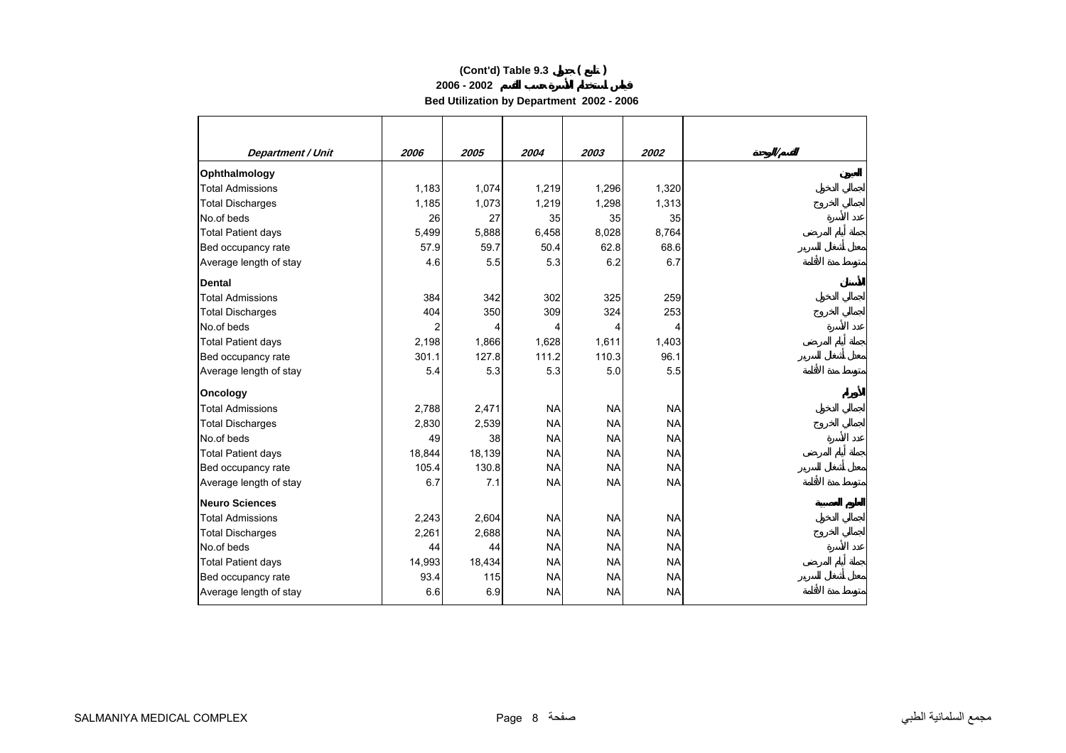# (Cont'd) Table 9.3 جدول ( تابع )

## 2006 - 2002 قياس استخدام الأسرة حسب القسم

## Bed Utilization by Department 2002 - 2006

| *Department / Unit* | *2006* | *2005* | *2004* | *2003* | *2002* | القسم/الوحدة |
|---|---|---|---|---|---|---|
| **Ophthalmology** | | | | | | **العيون** |
| Total Admissions | 1,183 | 1,074 | 1,219 | 1,296 | 1,320 | اجمالي الدخول |
| Total Discharges | 1,185 | 1,073 | 1,219 | 1,298 | 1,313 | اجمالي الخروج |
| No.of beds | 26 | 27 | 35 | 35 | 35 | عدد الأسرة |
| Total Patient days | 5,499 | 5,888 | 6,458 | 8,028 | 8,764 | جملة أيام المرضى |
| Bed occupancy rate | 57.9 | 59.7 | 50.4 | 62.8 | 68.6 | معدل أشغال السرير |
| Average length of stay | 4.6 | 5.5 | 5.3 | 6.2 | 6.7 | متوسط مدة الاقامة |
| **Dental** | | | | | | **الأسنان** |
| Total Admissions | 384 | 342 | 302 | 325 | 259 | اجمالي الدخول |
| Total Discharges | 404 | 350 | 309 | 324 | 253 | اجمالي الخروج |
| No.of beds | 2 | 4 | 4 | 4 | 4 | عدد الأسرة |
| Total Patient days | 2,198 | 1,866 | 1,628 | 1,611 | 1,403 | جملة أيام المرضى |
| Bed occupancy rate | 301.1 | 127.8 | 111.2 | 110.3 | 96.1 | معدل أشغال السرير |
| Average length of stay | 5.4 | 5.3 | 5.3 | 5.0 | 5.5 | متوسط مدة الاقامة |
| **Oncology** | | | | | | **الأورام** |
| Total Admissions | 2,788 | 2,471 | NA | NA | NA | اجمالي الدخول |
| Total Discharges | 2,830 | 2,539 | NA | NA | NA | اجمالي الخروج |
| No.of beds | 49 | 38 | NA | NA | NA | عدد الأسرة |
| Total Patient days | 18,844 | 18,139 | NA | NA | NA | جملة أيام المرضى |
| Bed occupancy rate | 105.4 | 130.8 | NA | NA | NA | معدل أشغال السرير |
| Average length of stay | 6.7 | 7.1 | NA | NA | NA | متوسط مدة الاقامة |
| **Neuro Sciences** | | | | | | **العلوم العصبية** |
| Total Admissions | 2,243 | 2,604 | NA | NA | NA | اجمالي الدخول |
| Total Discharges | 2,261 | 2,688 | NA | NA | NA | اجمالي الخروج |
| No.of beds | 44 | 44 | NA | NA | NA | عدد الأسرة |
| Total Patient days | 14,993 | 18,434 | NA | NA | NA | جملة أيام المرضى |
| Bed occupancy rate | 93.4 | 115 | NA | NA | NA | معدل أشغال السرير |
| Average length of stay | 6.6 | 6.9 | NA | NA | NA | متوسط مدة الاقامة |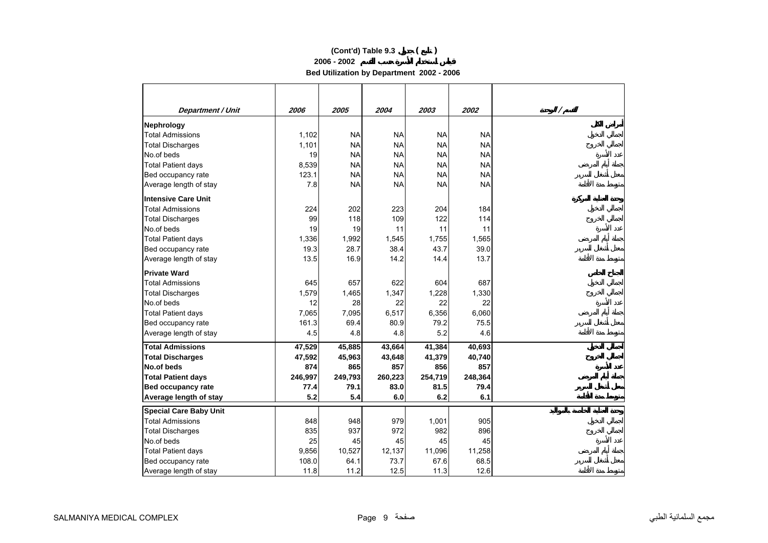**(Cont'd) Table 9.3 جدول ( تابع )**

**2006 - 2002 قياس استخدام الأسرة حسب القسم**

**Bed Utilization by Department 2002 - 2006**

| *Department / Unit* | *2006* | *2005* | *2004* | *2003* | *2002* | *القسم / الوحدة* |
|---|---|---|---|---|---|---|
| **Nephrology** | | | | | | **أمراض الكلى** |
| Total Admissions | 1,102 | NA | NA | NA | NA | إجمالي الدخول |
| Total Discharges | 1,101 | NA | NA | NA | NA | إجمالي الخروج |
| No.of beds | 19 | NA | NA | NA | NA | عدد الأسرة |
| Total Patient days | 8,539 | NA | NA | NA | NA | جملة أيام المرضى |
| Bed occupancy rate | 123.1 | NA | NA | NA | NA | معدل أشغال السرير |
| Average length of stay | 7.8 | NA | NA | NA | NA | متوسط مدة الاقامة |
| **Intensive Care Unit** | | | | | | **وحدة العناية المركزة** |
| Total Admissions | 224 | 202 | 223 | 204 | 184 | إجمالي الدخول |
| Total Discharges | 99 | 118 | 109 | 122 | 114 | إجمالي الخروج |
| No.of beds | 19 | 19 | 11 | 11 | 11 | عدد الأسرة |
| Total Patient days | 1,336 | 1,992 | 1,545 | 1,755 | 1,565 | جملة أيام المرضى |
| Bed occupancy rate | 19.3 | 28.7 | 38.4 | 43.7 | 39.0 | معدل أشغال السرير |
| Average length of stay | 13.5 | 16.9 | 14.2 | 14.4 | 13.7 | متوسط مدة الاقامة |
| **Private Ward** | | | | | | **الجناح الخاص** |
| Total Admissions | 645 | 657 | 622 | 604 | 687 | إجمالي الدخول |
| Total Discharges | 1,579 | 1,465 | 1,347 | 1,228 | 1,330 | إجمالي الخروج |
| No.of beds | 12 | 28 | 22 | 22 | 22 | عدد الأسرة |
| Total Patient days | 7,065 | 7,095 | 6,517 | 6,356 | 6,060 | جملة أيام المرضى |
| Bed occupancy rate | 161.3 | 69.4 | 80.9 | 79.2 | 75.5 | معدل أشغال السرير |
| Average length of stay | 4.5 | 4.8 | 4.8 | 5.2 | 4.6 | متوسط مدة الاقامة |
| **Total Admissions** | **47,529** | **45,885** | **43,664** | **41,384** | **40,693** | **إجمالي الدخول** |
| **Total Discharges** | **47,592** | **45,963** | **43,648** | **41,379** | **40,740** | **إجمالي الخروج** |
| **No.of beds** | **874** | **865** | **857** | **856** | **857** | **عدد الأسرة** |
| **Total Patient days** | **246,997** | **249,793** | **260,223** | **254,719** | **248,364** | **جملة أيام المرضى** |
| **Bed occupancy rate** | **77.4** | **79.1** | **83.0** | **81.5** | **79.4** | **معدل أشغال السرير** |
| **Average length of stay** | **5.2** | **5.4** | **6.0** | **6.2** | **6.1** | **متوسط مدة الاقامة** |
| **Special Care Baby Unit** | | | | | | **وحدة العناية الخاصة بالمواليد** |
| Total Admissions | 848 | 948 | 979 | 1,001 | 905 | إجمالي الدخول |
| Total Discharges | 835 | 937 | 972 | 982 | 896 | إجمالي الخروج |
| No.of beds | 25 | 45 | 45 | 45 | 45 | عدد الأسرة |
| Total Patient days | 9,856 | 10,527 | 12,137 | 11,096 | 11,258 | جملة أيام المرضى |
| Bed occupancy rate | 108.0 | 64.1 | 73.7 | 67.6 | 68.5 | معدل أشغال السرير |
| Average length of stay | 11.8 | 11.2 | 12.5 | 11.3 | 12.6 | متوسط مدة الاقامة |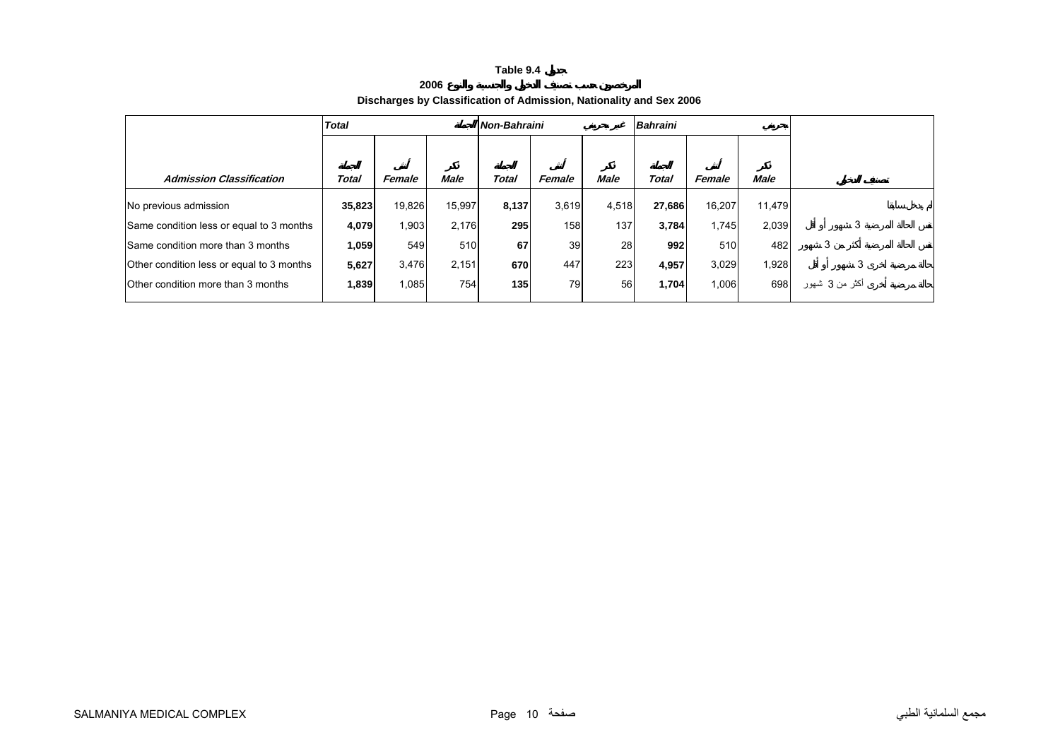**Table 9.4 جدول**

**المرضى المخرجون حسب تصنيف الدخول والجنسية والنوع 2006**

**Discharges by Classification of Admission, Nationality and Sex 2006**

| | *Total* | | الجملة | *Non-Bahraini* | | غير بحريني | *Bahraini* | | بحريني | |
|---|---|---|---|---|---|---|---|---|---|---|
| ***Admission Classification*** | الجملة ***Total*** | أنثى ***Female*** | ذكر ***Male*** | الجملة ***Total*** | أنثى ***Female*** | ذكر ***Male*** | الجملة ***Total*** | أنثى ***Female*** | ذكر ***Male*** | **تصنيف الدخول** |
| No previous admission | **35,823** | 19,826 | 15,997 | **8,137** | 3,619 | 4,518 | **27,686** | 16,207 | 11,479 | لم يدخل سابقاً |
| Same condition less or equal to 3 months | **4,079** | 1,903 | 2,176 | **295** | 158 | 137 | **3,784** | 1,745 | 2,039 | نفس الحالة المرضية 3 شهور أو أقل |
| Same condition more than 3 months | **1,059** | 549 | 510 | **67** | 39 | 28 | **992** | 510 | 482 | نفس الحالة المرضية أكثر من 3 شهور |
| Other condition less or equal to 3 months | **5,627** | 3,476 | 2,151 | **670** | 447 | 223 | **4,957** | 3,029 | 1,928 | حالة مرضية أخرى 3 شهور أو أقل |
| Other condition more than 3 months | **1,839** | 1,085 | 754 | **135** | 79 | 56 | **1,704** | 1,006 | 698 | حالة مرضية أخرى أكثر من 3 شهور |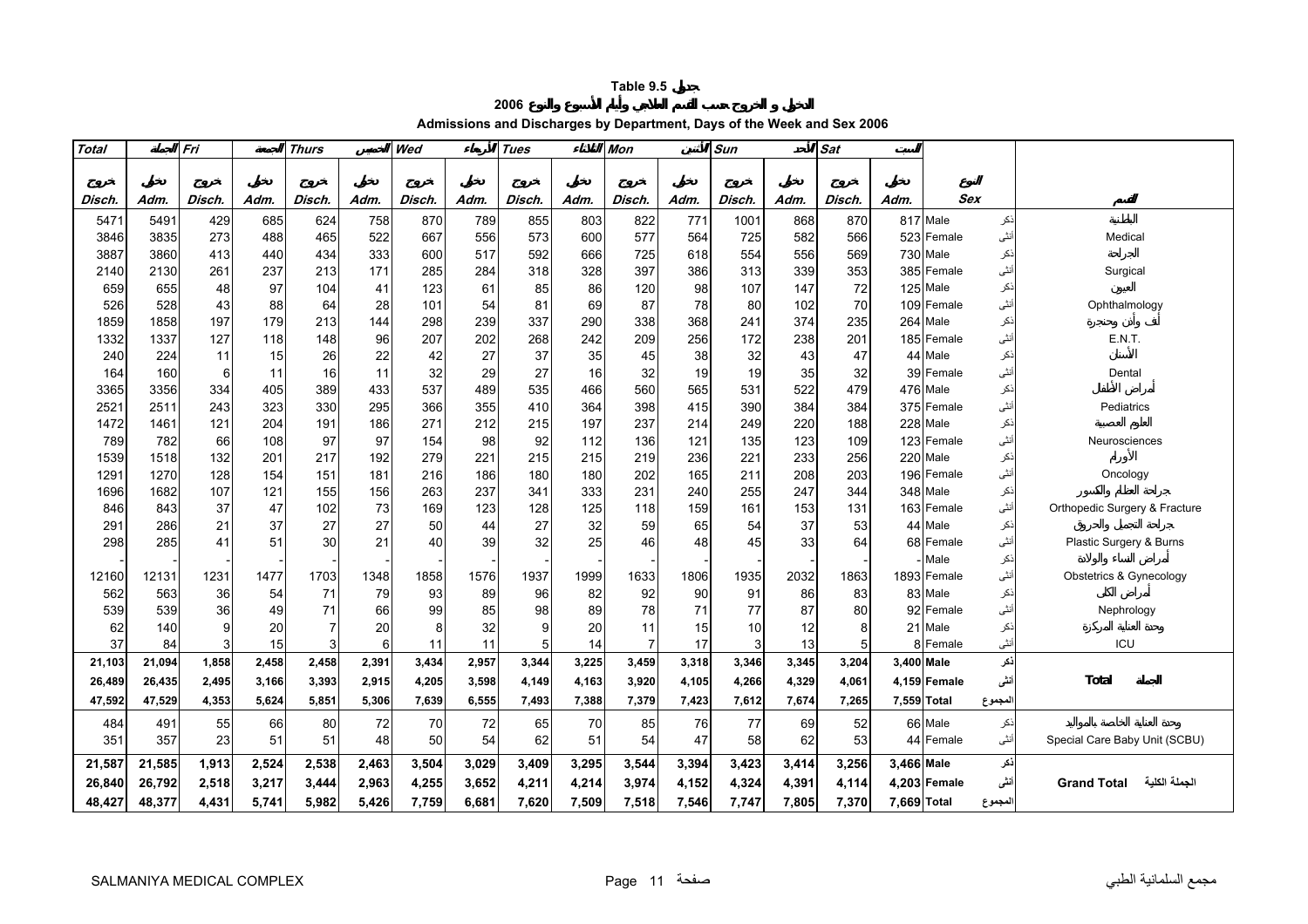**Table 9.5 جدول**

**الدخول و الخروج حسب القسم العلاجي وأيام الأسبوع والنوع 2006**

**Admissions and Discharges by Department, Days of the Week and Sex 2006**

| Total الجملة | | Fri الجمعة | | Thurs الخميس | | Wed الأربعاء | | Tues الثلاثاء | | Mon الأثنين | | Sun الأحد | | Sat السبت | | | | |
|---|---|---|---|---|---|---|---|---|---|---|---|---|---|---|---|---|---|---|
| خروج Disch. | دخول Adm. | خروج Disch. | دخول Adm. | خروج Disch. | دخول Adm. | خروج Disch. | دخول Adm. | خروج Disch. | دخول Adm. | خروج Disch. | دخول Adm. | خروج Disch. | دخول Adm. | خروج Disch. | دخول Adm. | النوع Sex | | القسم |
| 5471 | 5491 | 429 | 685 | 624 | 758 | 870 | 789 | 855 | 803 | 822 | 771 | 1001 | 868 | 870 | 817 | Male | ذكر | الباطنية |
| 3846 | 3835 | 273 | 488 | 465 | 522 | 667 | 556 | 573 | 600 | 577 | 564 | 725 | 582 | 566 | 523 | Female | أنثى | Medical |
| 3887 | 3860 | 413 | 440 | 434 | 333 | 600 | 517 | 592 | 666 | 725 | 618 | 554 | 556 | 569 | 730 | Male | ذكر | الجراحة |
| 2140 | 2130 | 261 | 237 | 213 | 171 | 285 | 284 | 318 | 328 | 397 | 386 | 313 | 339 | 353 | 385 | Female | أنثى | Surgical |
| 659 | 655 | 48 | 97 | 104 | 41 | 123 | 61 | 85 | 86 | 120 | 98 | 107 | 147 | 72 | 125 | Male | ذكر | العيون |
| 526 | 528 | 43 | 88 | 64 | 28 | 101 | 54 | 81 | 69 | 87 | 78 | 80 | 102 | 70 | 109 | Female | أنثى | Ophthalmology |
| 1859 | 1858 | 197 | 179 | 213 | 144 | 298 | 239 | 337 | 290 | 338 | 368 | 241 | 374 | 235 | 264 | Male | ذكر | أنف وأذن وحنجرة |
| 1332 | 1337 | 127 | 118 | 148 | 96 | 207 | 202 | 268 | 242 | 209 | 256 | 172 | 238 | 201 | 185 | Female | أنثى | E.N.T. |
| 240 | 224 | 11 | 15 | 26 | 22 | 42 | 27 | 37 | 35 | 45 | 38 | 32 | 43 | 47 | 44 | Male | ذكر | الأسنان |
| 164 | 160 | 6 | 11 | 16 | 11 | 32 | 29 | 27 | 16 | 32 | 19 | 19 | 35 | 32 | 39 | Female | أنثى | Dental |
| 3365 | 3356 | 334 | 405 | 389 | 433 | 537 | 489 | 535 | 466 | 560 | 565 | 531 | 522 | 479 | 476 | Male | ذكر | أمراض الأطفال |
| 2521 | 2511 | 243 | 323 | 330 | 295 | 366 | 355 | 410 | 364 | 398 | 415 | 390 | 384 | 384 | 375 | Female | أنثى | Pediatrics |
| 1472 | 1461 | 121 | 204 | 191 | 186 | 271 | 212 | 215 | 197 | 237 | 214 | 249 | 220 | 188 | 228 | Male | ذكر | العلوم العصبية |
| 789 | 782 | 66 | 108 | 97 | 97 | 154 | 98 | 92 | 112 | 136 | 121 | 135 | 123 | 109 | 123 | Female | أنثى | Neurosciences |
| 1539 | 1518 | 132 | 201 | 217 | 192 | 279 | 221 | 215 | 215 | 219 | 236 | 221 | 233 | 256 | 220 | Male | ذكر | الأورام |
| 1291 | 1270 | 128 | 154 | 151 | 181 | 216 | 186 | 180 | 180 | 202 | 165 | 211 | 208 | 203 | 196 | Female | أنثى | Oncology |
| 1696 | 1682 | 107 | 121 | 155 | 156 | 263 | 237 | 341 | 333 | 231 | 240 | 255 | 247 | 344 | 348 | Male | ذكر | جراحة العظام والكسور |
| 846 | 843 | 37 | 47 | 102 | 73 | 169 | 123 | 128 | 125 | 118 | 159 | 161 | 153 | 131 | 163 | Female | أنثى | Orthopedic Surgery & Fracture |
| 291 | 286 | 21 | 37 | 27 | 27 | 50 | 44 | 27 | 32 | 59 | 65 | 54 | 37 | 53 | 44 | Male | ذكر | جراحة التجميل والحروق |
| 298 | 285 | 41 | 51 | 30 | 21 | 40 | 39 | 32 | 25 | 46 | 48 | 45 | 33 | 64 | 68 | Female | أنثى | Plastic Surgery & Burns |
| - | - | - | - | - | - | - | - | - | - | - | - | - | - | - | - | Male | ذكر | أمراض النساء والولادة |
| 12160 | 12131 | 1231 | 1477 | 1703 | 1348 | 1858 | 1576 | 1937 | 1999 | 1633 | 1806 | 1935 | 2032 | 1863 | 1893 | Female | أنثى | Obstetrics & Gynecology |
| 562 | 563 | 36 | 54 | 71 | 79 | 93 | 89 | 96 | 82 | 92 | 90 | 91 | 86 | 83 | 83 | Male | ذكر | أمراض الكلى |
| 539 | 539 | 36 | 49 | 71 | 66 | 99 | 85 | 98 | 89 | 78 | 71 | 77 | 87 | 80 | 92 | Female | أنثى | Nephrology |
| 62 | 140 | 9 | 20 | 7 | 20 | 8 | 32 | 9 | 20 | 11 | 15 | 10 | 12 | 8 | 21 | Male | ذكر | وحدة العناية المركزة |
| 37 | 84 | 3 | 15 | 3 | 6 | 11 | 11 | 5 | 14 | 7 | 17 | 3 | 13 | 5 | 8 | Female | أنثى | ICU |
| **21,103** | **21,094** | **1,858** | **2,458** | **2,458** | **2,391** | **3,434** | **2,957** | **3,344** | **3,225** | **3,459** | **3,318** | **3,346** | **3,345** | **3,204** | **3,400** | **Male** | **ذكر** | |
| **26,489** | **26,435** | **2,495** | **3,166** | **3,393** | **2,915** | **4,205** | **3,598** | **4,149** | **4,163** | **3,920** | **4,105** | **4,266** | **4,329** | **4,061** | **4,159** | **Female** | **أنثى** | **Total الجملة** |
| **47,592** | **47,529** | **4,353** | **5,624** | **5,851** | **5,306** | **7,639** | **6,555** | **7,493** | **7,388** | **7,379** | **7,423** | **7,612** | **7,674** | **7,265** | **7,559** | **Total** | **المجموع** | |
| 484 | 491 | 55 | 66 | 80 | 72 | 70 | 72 | 65 | 70 | 85 | 76 | 77 | 69 | 52 | 66 | Male | ذكر | وحدة العناية الخاصة بالمواليد |
| 351 | 357 | 23 | 51 | 51 | 48 | 50 | 54 | 62 | 51 | 54 | 47 | 58 | 62 | 53 | 44 | Female | أنثى | Special Care Baby Unit (SCBU) |
| **21,587** | **21,585** | **1,913** | **2,524** | **2,538** | **2,463** | **3,504** | **3,029** | **3,409** | **3,295** | **3,544** | **3,394** | **3,423** | **3,414** | **3,256** | **3,466** | **Male** | **ذكر** | |
| **26,840** | **26,792** | **2,518** | **3,217** | **3,444** | **2,963** | **4,255** | **3,652** | **4,211** | **4,214** | **3,974** | **4,152** | **4,324** | **4,391** | **4,114** | **4,203** | **Female** | **أنثى** | **Grand Total الجملة الكلية** |
| **48,427** | **48,377** | **4,431** | **5,741** | **5,982** | **5,426** | **7,759** | **6,681** | **7,620** | **7,509** | **7,518** | **7,546** | **7,747** | **7,805** | **7,370** | **7,669** | **Total** | **المجموع** | |

SALMANIYA MEDICAL COMPLEX مجمع السلمانية الطبي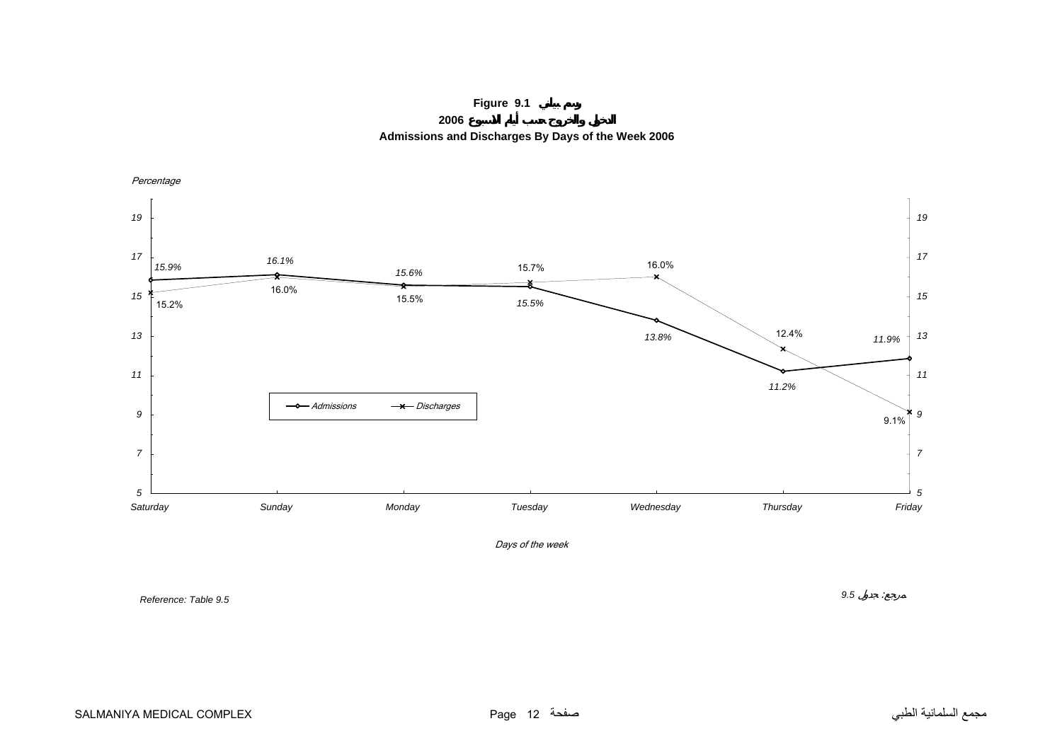**Figure 9.1 رسم بياني**

**الدخول والخروج حسب أيام الاسبوع 2006**

**Admissions and Discharges By Days of the Week 2006**

*Percentage*

| Day | Admissions | Discharges |
|---|---|---|
| Saturday | 15.9% | 15.2% |
| Sunday | 16.1% | 16.0% |
| Monday | 15.6% | 15.5% |
| Tuesday | 15.5% | 15.7% |
| Wednesday | 13.8% | 16.0% |
| Thursday | 11.2% | 12.4% |
| Friday | 11.9% | 9.1% |

*Days of the week*

*Reference: Table 9.5*

مرجع: جدول 9.5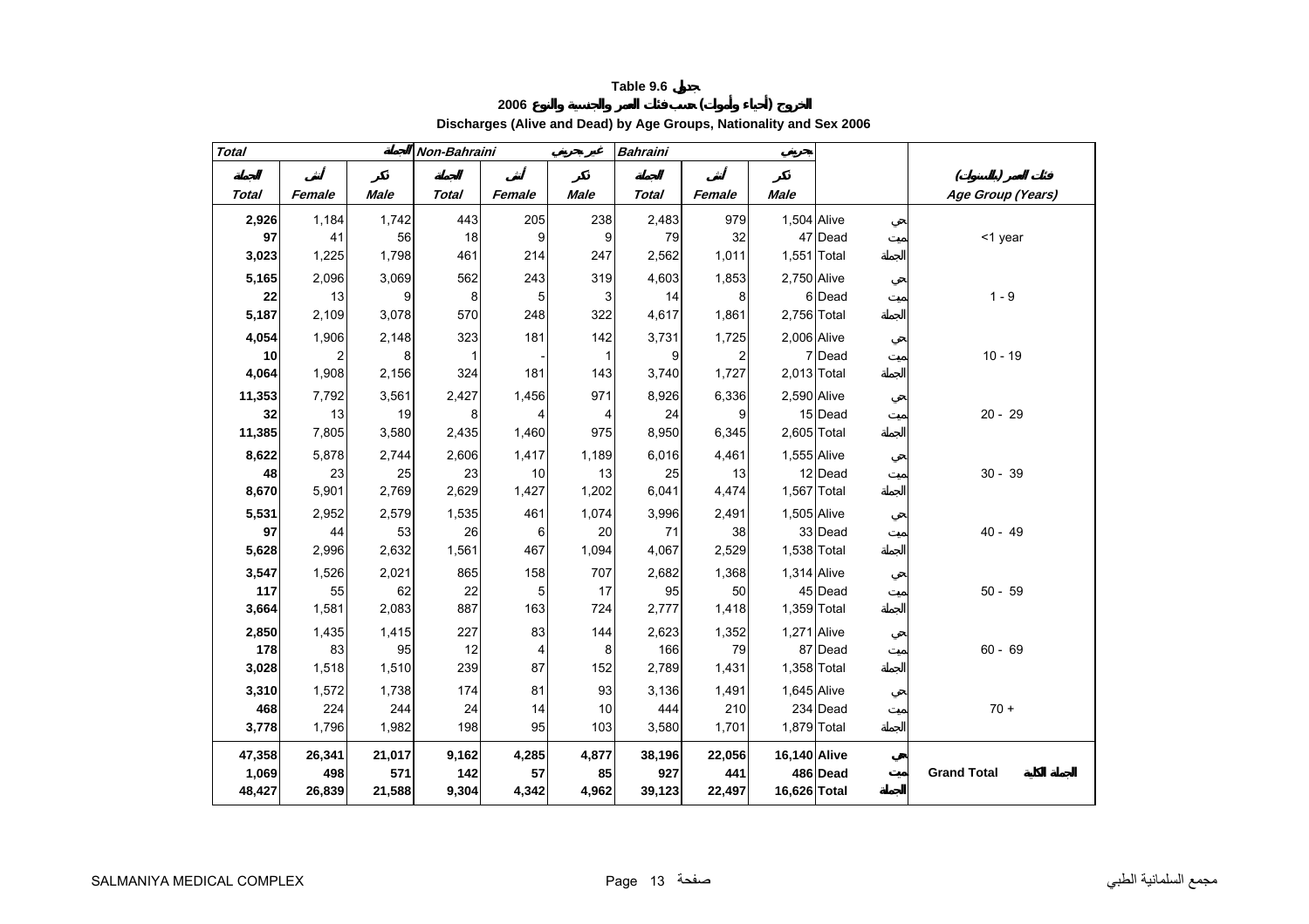**Table 9.6 جدول**

**الخروج (أحياء وأموات) حسب فئات العمر والجنسية والنوع 2006**

**Discharges (Alive and Dead) by Age Groups, Nationality and Sex 2006**

| Total الجملة | | | Non-Bahraini غير بحريني | | | Bahraini بحريني | | | | |
|---|---|---|---|---|---|---|---|---|---|---|
| الجملة Total | أنثى Female | ذكر Male | الجملة Total | أنثى Female | ذكر Male | الجملة Total | أنثى Female | ذكر Male | | فئات العمر (بالسنوات) Age Group (Years) |
| **2,926** | 1,184 | 1,742 | 443 | 205 | 238 | 2,483 | 979 | 1,504 | Alive حي | <1 year |
| **97** | 41 | 56 | 18 | 9 | 9 | 79 | 32 | 47 | Dead ميت | |
| **3,023** | 1,225 | 1,798 | 461 | 214 | 247 | 2,562 | 1,011 | 1,551 | Total الجملة | |
| **5,165** | 2,096 | 3,069 | 562 | 243 | 319 | 4,603 | 1,853 | 2,750 | Alive حي | 1 - 9 |
| **22** | 13 | 9 | 8 | 5 | 3 | 14 | 8 | 6 | Dead ميت | |
| **5,187** | 2,109 | 3,078 | 570 | 248 | 322 | 4,617 | 1,861 | 2,756 | Total الجملة | |
| **4,054** | 1,906 | 2,148 | 323 | 181 | 142 | 3,731 | 1,725 | 2,006 | Alive حي | 10 - 19 |
| **10** | 2 | 8 | 1 | - | 1 | 9 | 2 | 7 | Dead ميت | |
| **4,064** | 1,908 | 2,156 | 324 | 181 | 143 | 3,740 | 1,727 | 2,013 | Total الجملة | |
| **11,353** | 7,792 | 3,561 | 2,427 | 1,456 | 971 | 8,926 | 6,336 | 2,590 | Alive حي | 20 - 29 |
| **32** | 13 | 19 | 8 | 4 | 4 | 24 | 9 | 15 | Dead ميت | |
| **11,385** | 7,805 | 3,580 | 2,435 | 1,460 | 975 | 8,950 | 6,345 | 2,605 | Total الجملة | |
| **8,622** | 5,878 | 2,744 | 2,606 | 1,417 | 1,189 | 6,016 | 4,461 | 1,555 | Alive حي | 30 - 39 |
| **48** | 23 | 25 | 23 | 10 | 13 | 25 | 13 | 12 | Dead ميت | |
| **8,670** | 5,901 | 2,769 | 2,629 | 1,427 | 1,202 | 6,041 | 4,474 | 1,567 | Total الجملة | |
| **5,531** | 2,952 | 2,579 | 1,535 | 461 | 1,074 | 3,996 | 2,491 | 1,505 | Alive حي | 40 - 49 |
| **97** | 44 | 53 | 26 | 6 | 20 | 71 | 38 | 33 | Dead ميت | |
| **5,628** | 2,996 | 2,632 | 1,561 | 467 | 1,094 | 4,067 | 2,529 | 1,538 | Total الجملة | |
| **3,547** | 1,526 | 2,021 | 865 | 158 | 707 | 2,682 | 1,368 | 1,314 | Alive حي | 50 - 59 |
| **117** | 55 | 62 | 22 | 5 | 17 | 95 | 50 | 45 | Dead ميت | |
| **3,664** | 1,581 | 2,083 | 887 | 163 | 724 | 2,777 | 1,418 | 1,359 | Total الجملة | |
| **2,850** | 1,435 | 1,415 | 227 | 83 | 144 | 2,623 | 1,352 | 1,271 | Alive حي | 60 - 69 |
| **178** | 83 | 95 | 12 | 4 | 8 | 166 | 79 | 87 | Dead ميت | |
| **3,028** | 1,518 | 1,510 | 239 | 87 | 152 | 2,789 | 1,431 | 1,358 | Total الجملة | |
| **3,310** | 1,572 | 1,738 | 174 | 81 | 93 | 3,136 | 1,491 | 1,645 | Alive حي | 70 + |
| **468** | 224 | 244 | 24 | 14 | 10 | 444 | 210 | 234 | Dead ميت | |
| **3,778** | 1,796 | 1,982 | 198 | 95 | 103 | 3,580 | 1,701 | 1,879 | Total الجملة | |
| **47,358** | **26,341** | **21,017** | **9,162** | **4,285** | **4,877** | **38,196** | **22,056** | **16,140** | **Alive حي** | **Grand Total الجملة الكلية** |
| **1,069** | **498** | **571** | **142** | **57** | **85** | **927** | **441** | **486** | **Dead ميت** | |
| **48,427** | **26,839** | **21,588** | **9,304** | **4,342** | **4,962** | **39,123** | **22,497** | **16,626** | **Total الجملة** | |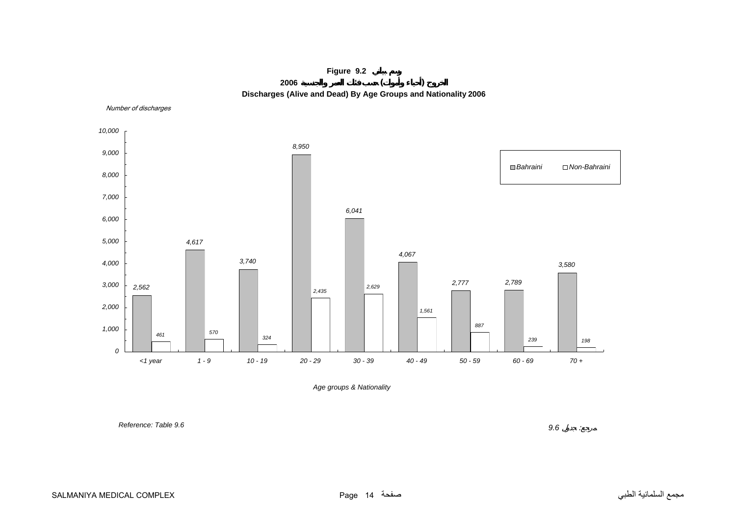**Figure 9.2 رسم بياني**

**الخروج (أحياء وأموات) حسب فئات العمر والجنسية 2006**

**Discharges (Alive and Dead) By Age Groups and Nationality 2006**

*Number of discharges*

| Age groups | Bahraini | Non-Bahraini |
|---|---|---|
| <1 year | 2,562 | 461 |
| 1 - 9 | 4,617 | 570 |
| 10 - 19 | 3,740 | 324 |
| 20 - 29 | 8,950 | 2,435 |
| 30 - 39 | 6,041 | 2,629 |
| 40 - 49 | 4,067 | 1,561 |
| 50 - 59 | 2,777 | 887 |
| 60 - 69 | 2,789 | 239 |
| 70 + | 3,580 | 198 |

*Age groups & Nationality*

*Reference: Table 9.6*

*مرجع: جدول 9.6*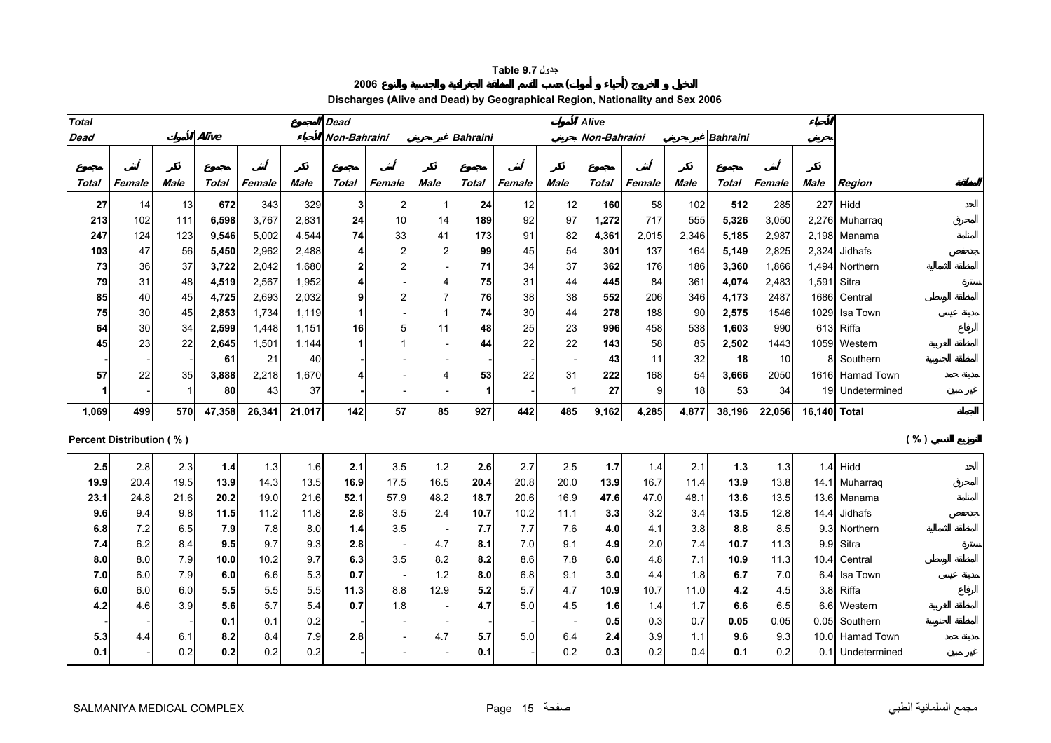# Table 9.7 جدول

**الدخول و الخروج (أحياء و أموات) حسب المنطقة الجغرافية والجنسية والنوع 2006**

**Discharges (Alive and Dead) by Geographical Region, Nationality and Sex 2006**

| Total المجموع | | | | | | Dead الأموات | | | | | | Alive الأحياء | | | | | | | |
|---|---|---|---|---|---|---|---|---|---|---|---|---|---|---|---|---|---|---|---|
| Dead الأموات | | | Alive الأحياء | | | Non-Bahraini غير بحريني | | | Bahraini بحريني | | | Non-Bahraini غير بحريني | | | Bahraini بحريني | | | | |
| المجموع Total | أنثى Female | ذكر Male | المجموع Total | أنثى Female | ذكر Male | المجموع Total | أنثى Female | ذكر Male | المجموع Total | أنثى Female | ذكر Male | المجموع Total | أنثى Female | ذكر Male | المجموع Total | أنثى Female | ذكر Male | Region | المنطقة |
| 27 | 14 | 13 | 672 | 343 | 329 | 3 | 2 | 1 | 24 | 12 | 12 | 160 | 58 | 102 | 512 | 285 | 227 | Hidd | الحد |
| 213 | 102 | 111 | 6,598 | 3,767 | 2,831 | 24 | 10 | 14 | 189 | 92 | 97 | 1,272 | 717 | 555 | 5,326 | 3,050 | 2,276 | Muharraq | المحرق |
| 247 | 124 | 123 | 9,546 | 5,002 | 4,544 | 74 | 33 | 41 | 173 | 91 | 82 | 4,361 | 2,015 | 2,346 | 5,185 | 2,987 | 2,198 | Manama | المنامة |
| 103 | 47 | 56 | 5,450 | 2,962 | 2,488 | 4 | 2 | 2 | 99 | 45 | 54 | 301 | 137 | 164 | 5,149 | 2,825 | 2,324 | Jidhafs | جدحفص |
| 73 | 36 | 37 | 3,722 | 2,042 | 1,680 | 2 | 2 | - | 71 | 34 | 37 | 362 | 176 | 186 | 3,360 | 1,866 | 1,494 | Northern | المنطقة الشمالية |
| 79 | 31 | 48 | 4,519 | 2,567 | 1,952 | 4 | - | 4 | 75 | 31 | 44 | 445 | 84 | 361 | 4,074 | 2,483 | 1,591 | Sitra | سترة |
| 85 | 40 | 45 | 4,725 | 2,693 | 2,032 | 9 | 2 | 7 | 76 | 38 | 38 | 552 | 206 | 346 | 4,173 | 2487 | 1686 | Central | المنطقة الوسطى |
| 75 | 30 | 45 | 2,853 | 1,734 | 1,119 | 1 | - | 1 | 74 | 30 | 44 | 278 | 188 | 90 | 2,575 | 1546 | 1029 | Isa Town | مدينة عيسى |
| 64 | 30 | 34 | 2,599 | 1,448 | 1,151 | 16 | 5 | 11 | 48 | 25 | 23 | 996 | 458 | 538 | 1,603 | 990 | 613 | Riffa | الرفاع |
| 45 | 23 | 22 | 2,645 | 1,501 | 1,144 | 1 | 1 | - | 44 | 22 | 22 | 143 | 58 | 85 | 2,502 | 1443 | 1059 | Western | المنطقة الغربية |
| - | - | - | 61 | 21 | 40 | - | - | - | - | - | - | 43 | 11 | 32 | 18 | 10 | 8 | Southern | المنطقة الجنوبية |
| 57 | 22 | 35 | 3,888 | 2,218 | 1,670 | 4 | - | 4 | 53 | 22 | 31 | 222 | 168 | 54 | 3,666 | 2050 | 1616 | Hamad Town | مدينة حمد |
| 1 | - | 1 | 80 | 43 | 37 | - | - | - | 1 | - | 1 | 27 | 9 | 18 | 53 | 34 | 19 | Undetermined | غير مبين |
| 1,069 | 499 | 570 | 47,358 | 26,341 | 21,017 | 142 | 57 | 85 | 927 | 442 | 485 | 9,162 | 4,285 | 4,877 | 38,196 | 22,056 | 16,140 | Total | المجموع |

**Percent Distribution ( % )** **التوزيع النسبي ( % )**

| | | | | | | | | | | | | | | | | | | | |
|---|---|---|---|---|---|---|---|---|---|---|---|---|---|---|---|---|---|---|---|
| 2.5 | 2.8 | 2.3 | 1.4 | 1.3 | 1.6 | 2.1 | 3.5 | 1.2 | 2.6 | 2.7 | 2.5 | 1.7 | 1.4 | 2.1 | 1.3 | 1.3 | 1.4 | Hidd | الحد |
| 19.9 | 20.4 | 19.5 | 13.9 | 14.3 | 13.5 | 16.9 | 17.5 | 16.5 | 20.4 | 20.8 | 20.0 | 13.9 | 16.7 | 11.4 | 13.9 | 13.8 | 14.1 | Muharraq | المحرق |
| 23.1 | 24.8 | 21.6 | 20.2 | 19.0 | 21.6 | 52.1 | 57.9 | 48.2 | 18.7 | 20.6 | 16.9 | 47.6 | 47.0 | 48.1 | 13.6 | 13.5 | 13.6 | Manama | المنامة |
| 9.6 | 9.4 | 9.8 | 11.5 | 11.2 | 11.8 | 2.8 | 3.5 | 2.4 | 10.7 | 10.2 | 11.1 | 3.3 | 3.2 | 3.4 | 13.5 | 12.8 | 14.4 | Jidhafs | جدحفص |
| 6.8 | 7.2 | 6.5 | 7.9 | 7.8 | 8.0 | 1.4 | 3.5 | - | 7.7 | 7.7 | 7.6 | 4.0 | 4.1 | 3.8 | 8.8 | 8.5 | 9.3 | Northern | المنطقة الشمالية |
| 7.4 | 6.2 | 8.4 | 9.5 | 9.7 | 9.3 | 2.8 | - | 4.7 | 8.1 | 7.0 | 9.1 | 4.9 | 2.0 | 7.4 | 10.7 | 11.3 | 9.9 | Sitra | سترة |
| 8.0 | 8.0 | 7.9 | 10.0 | 10.2 | 9.7 | 6.3 | 3.5 | 8.2 | 8.2 | 8.6 | 7.8 | 6.0 | 4.8 | 7.1 | 10.9 | 11.3 | 10.4 | Central | المنطقة الوسطى |
| 7.0 | 6.0 | 7.9 | 6.0 | 6.6 | 5.3 | 0.7 | - | 1.2 | 8.0 | 6.8 | 9.1 | 3.0 | 4.4 | 1.8 | 6.7 | 7.0 | 6.4 | Isa Town | مدينة عيسى |
| 6.0 | 6.0 | 6.0 | 5.5 | 5.5 | 5.5 | 11.3 | 8.8 | 12.9 | 5.2 | 5.7 | 4.7 | 10.9 | 10.7 | 11.0 | 4.2 | 4.5 | 3.8 | Riffa | الرفاع |
| 4.2 | 4.6 | 3.9 | 5.6 | 5.7 | 5.4 | 0.7 | 1.8 | - | 4.7 | 5.0 | 4.5 | 1.6 | 1.4 | 1.7 | 6.6 | 6.5 | 6.6 | Western | المنطقة الغربية |
| - | - | - | 0.1 | 0.1 | 0.2 | - | - | - | - | - | - | 0.5 | 0.3 | 0.7 | 0.05 | 0.05 | 0.05 | Southern | المنطقة الجنوبية |
| 5.3 | 4.4 | 6.1 | 8.2 | 8.4 | 7.9 | 2.8 | - | 4.7 | 5.7 | 5.0 | 6.4 | 2.4 | 3.9 | 1.1 | 9.6 | 9.3 | 10.0 | Hamad Town | مدينة حمد |
| 0.1 | - | 0.2 | 0.2 | 0.2 | 0.2 | - | - | - | 0.1 | - | 0.2 | 0.3 | 0.2 | 0.4 | 0.1 | 0.2 | 0.1 | Undetermined | غير مبين |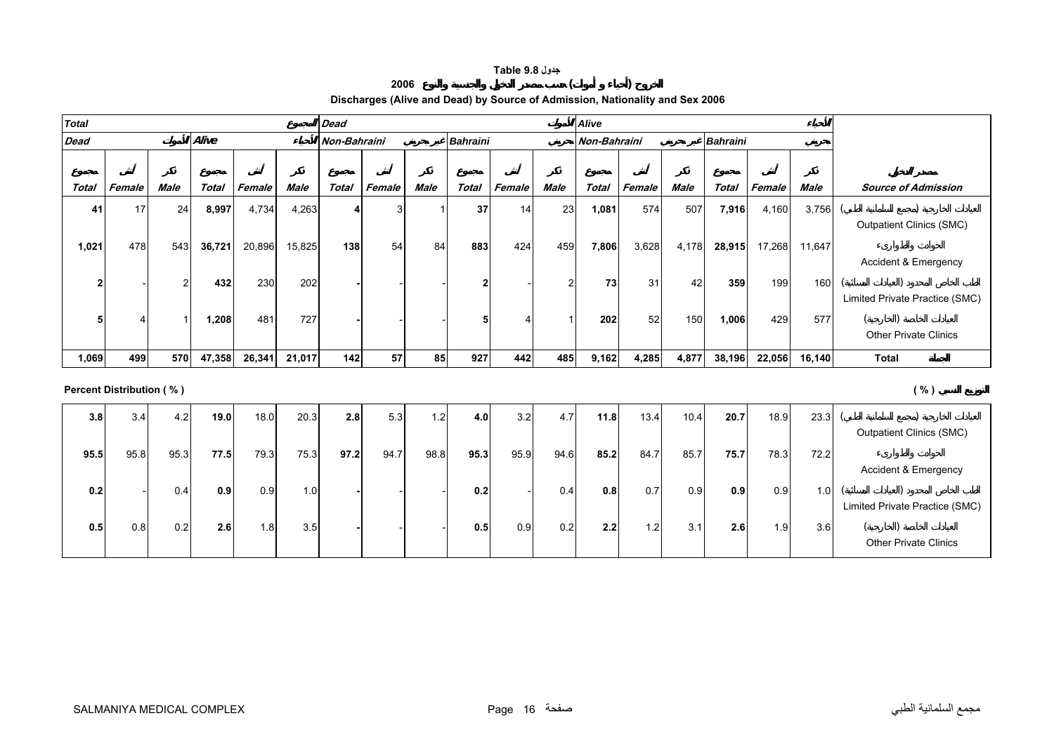**Table 9.8 جدول**

**الخروج (أحياء و أموات) حسب مصدر الدخول والجنسية والنوع 2006**

**Discharges (Alive and Dead) by Source of Admission, Nationality and Sex 2006**

| Total المجموع | | | | | | Dead الأموات | | | | | | Alive الأحياء | | | | | | |
|---|---|---|---|---|---|---|---|---|---|---|---|---|---|---|---|---|---|---|
| Dead الأموات | | | Alive الأحياء | | | Non-Bahraini غير بحريني | | | Bahraini بحريني | | | Non-Bahraini غير بحريني | | | Bahraini بحريني | | | |
| مجموع Total | أنثى Female | ذكر Male | مجموع Total | أنثى Female | ذكر Male | مجموع Total | أنثى Female | ذكر Male | مجموع Total | أنثى Female | ذكر Male | مجموع Total | أنثى Female | ذكر Male | مجموع Total | أنثى Female | ذكر Male | مصدر الدخول Source of Admission |
| **41** | 17 | 24 | **8,997** | 4,734 | 4,263 | **4** | 3 | 1 | **37** | 14 | 23 | **1,081** | 574 | 507 | **7,916** | 4,160 | 3,756 | العيادات الخارجية (مجمع السلمانية الطبي) Outpatient Clinics (SMC) |
| **1,021** | 478 | 543 | **36,721** | 20,896 | 15,825 | **138** | 54 | 84 | **883** | 424 | 459 | **7,806** | 3,628 | 4,178 | **28,915** | 17,268 | 11,647 | الحوادث والطوارىء Accident & Emergency |
| **2** | - | 2 | **432** | 230 | 202 | **-** | - | - | **2** | - | 2 | **73** | 31 | 42 | **359** | 199 | 160 | الطب الخاص المحدود (العيادات المسائية) Limited Private Practice (SMC) |
| **5** | 4 | 1 | **1,208** | 481 | 727 | **-** | - | - | **5** | 4 | 1 | **202** | 52 | 150 | **1,006** | 429 | 577 | العيادات الخاصة (الخارجية) Other Private Clinics |
| **1,069** | **499** | **570** | **47,358** | **26,341** | **21,017** | **142** | **57** | **85** | **927** | **442** | **485** | **9,162** | **4,285** | **4,877** | **38,196** | **22,056** | **16,140** | **Total المجموع** |

**Percent Distribution ( % )** **التوزيع النسبي ( % )**

| Total | Female | Male | Total | Female | Male | Total | Female | Male | Total | Female | Male | Total | Female | Male | Total | Female | Male | Source of Admission |
|---|---|---|---|---|---|---|---|---|---|---|---|---|---|---|---|---|---|---|
| **3.8** | 3.4 | 4.2 | **19.0** | 18.0 | 20.3 | **2.8** | 5.3 | 1.2 | **4.0** | 3.2 | 4.7 | **11.8** | 13.4 | 10.4 | **20.7** | 18.9 | 23.3 | العيادات الخارجية (مجمع السلمانية الطبي) Outpatient Clinics (SMC) |
| **95.5** | 95.8 | 95.3 | **77.5** | 79.3 | 75.3 | **97.2** | 94.7 | 98.8 | **95.3** | 95.9 | 94.6 | **85.2** | 84.7 | 85.7 | **75.7** | 78.3 | 72.2 | الحوادث والطوارىء Accident & Emergency |
| **0.2** | - | 0.4 | **0.9** | 0.9 | 1.0 | **-** | - | - | **0.2** | - | 0.4 | **0.8** | 0.7 | 0.9 | **0.9** | 0.9 | 1.0 | الطب الخاص المحدود (العيادات المسائية) Limited Private Practice (SMC) |
| **0.5** | 0.8 | 0.2 | **2.6** | 1.8 | 3.5 | **-** | - | - | **0.5** | 0.9 | 0.2 | **2.2** | 1.2 | 3.1 | **2.6** | 1.9 | 3.6 | العيادات الخاصة (الخارجية) Other Private Clinics |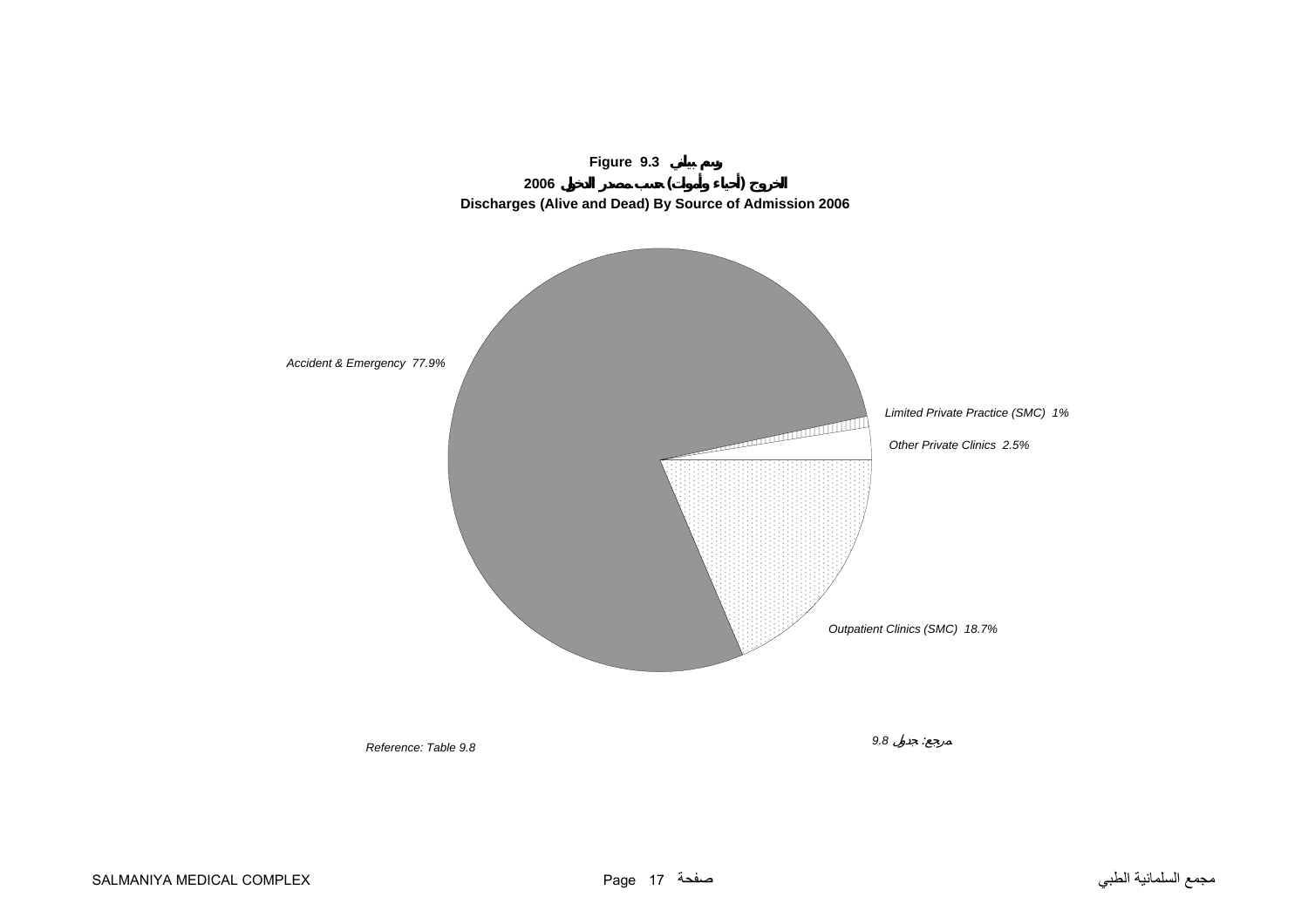**Figure 9.3 رسم بياني**

**الخروج (أحياء وأموات) حسب مصدر الدخول 2006**

**Discharges (Alive and Dead) By Source of Admission 2006**

*Accident & Emergency 77.9%*

*Limited Private Practice (SMC) 1%*

*Other Private Clinics 2.5%*

*Outpatient Clinics (SMC) 18.7%*

*Reference: Table 9.8*

*مرجع: جدول 9.8*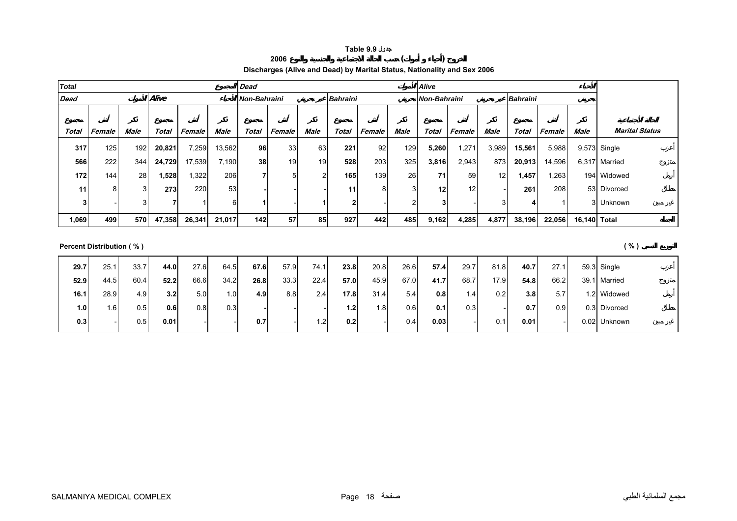**Table 9.9 جدول**

**الخروج (أحياء و أموات) حسب الحالة الاجتماعية والجنسية والنوع 2006**

**Discharges (Alive and Dead) by Marital Status, Nationality and Sex 2006**

| Total المجموع | | | | | | Dead الأموات | | | | | | Alive الأحياء | | | | | | | |
|---|---|---|---|---|---|---|---|---|---|---|---|---|---|---|---|---|---|---|---|
| Dead الأموات | | | Alive الأحياء | | | Non-Bahraini غير بحريني | | | Bahraini بحريني | | | Non-Bahraini غير بحريني | | | Bahraini بحريني | | | | |
| مجموع Total | أنثى Female | ذكر Male | مجموع Total | أنثى Female | ذكر Male | مجموع Total | أنثى Female | ذكر Male | مجموع Total | أنثى Female | ذكر Male | مجموع Total | أنثى Female | ذكر Male | مجموع Total | أنثى Female | ذكر Male | Marital Status | الحالة الاجتماعية |
| **317** | 125 | 192 | **20,821** | 7,259 | 13,562 | **96** | 33 | 63 | **221** | 92 | 129 | **5,260** | 1,271 | 3,989 | **15,561** | 5,988 | 9,573 | Single | أعزب |
| **566** | 222 | 344 | **24,729** | 17,539 | 7,190 | **38** | 19 | 19 | **528** | 203 | 325 | **3,816** | 2,943 | 873 | **20,913** | 14,596 | 6,317 | Married | متزوج |
| **172** | 144 | 28 | **1,528** | 1,322 | 206 | **7** | 5 | 2 | **165** | 139 | 26 | **71** | 59 | 12 | **1,457** | 1,263 | 194 | Widowed | أرمل |
| **11** | 8 | 3 | **273** | 220 | 53 | **-** | - | - | **11** | 8 | 3 | **12** | 12 | - | **261** | 208 | 53 | Divorced | مطلق |
| **3** | - | 3 | **7** | 1 | 6 | **1** | - | 1 | **2** | - | 2 | **3** | - | 3 | **4** | 1 | 3 | Unknown | غير مبين |
| **1,069** | **499** | **570** | **47,358** | **26,341** | **21,017** | **142** | **57** | **85** | **927** | **442** | **485** | **9,162** | **4,285** | **4,877** | **38,196** | **22,056** | **16,140** | **Total** | **المجموع** |

**Percent Distribution ( % )** **التوزيع النسبي ( % )**

| | | | | | | | | | | | | | | | | | | | |
|---|---|---|---|---|---|---|---|---|---|---|---|---|---|---|---|---|---|---|---|
| **29.7** | 25.1 | 33.7 | **44.0** | 27.6 | 64.5 | **67.6** | 57.9 | 74.1 | **23.8** | 20.8 | 26.6 | **57.4** | 29.7 | 81.8 | **40.7** | 27.1 | 59.3 | Single | أعزب |
| **52.9** | 44.5 | 60.4 | **52.2** | 66.6 | 34.2 | **26.8** | 33.3 | 22.4 | **57.0** | 45.9 | 67.0 | **41.7** | 68.7 | 17.9 | **54.8** | 66.2 | 39.1 | Married | متزوج |
| **16.1** | 28.9 | 4.9 | **3.2** | 5.0 | 1.0 | **4.9** | 8.8 | 2.4 | **17.8** | 31.4 | 5.4 | **0.8** | 1.4 | 0.2 | **3.8** | 5.7 | 1.2 | Widowed | أرمل |
| **1.0** | 1.6 | 0.5 | **0.6** | 0.8 | 0.3 | **-** | - | - | **1.2** | 1.8 | 0.6 | **0.1** | 0.3 | - | **0.7** | 0.9 | 0.3 | Divorced | مطلق |
| **0.3** | - | 0.5 | **0.01** | - | - | **0.7** | - | 1.2 | **0.2** | - | 0.4 | **0.03** | - | 0.1 | **0.01** | - | 0.02 | Unknown | غير مبين |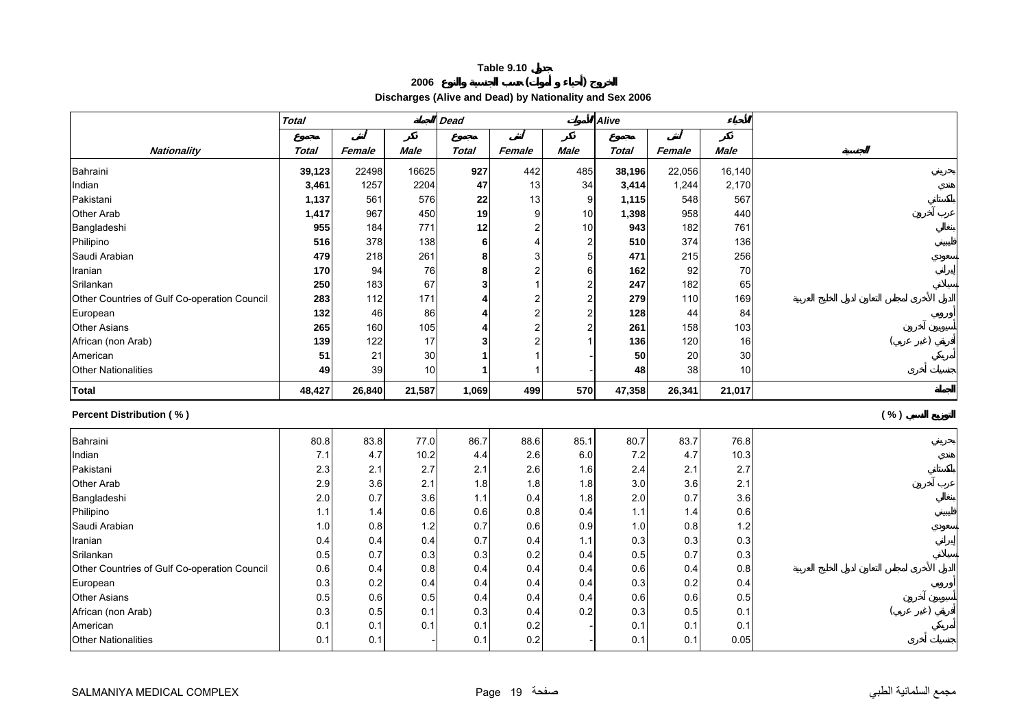**Table 9.10 جدول**

**2006 الخروج (أحياء و أموات) حسب الجنسية والنوع**

**Discharges (Alive and Dead) by Nationality and Sex 2006**

| | Total | | الجملة | Dead | | الأموات | Alive | | الأحياء | |
|---|---|---|---|---|---|---|---|---|---|---|
| | مجموع | أنثى | ذكر | مجموع | أنثى | ذكر | مجموع | أنثى | ذكر | |
| ***Nationality*** | ***Total*** | ***Female*** | ***Male*** | ***Total*** | ***Female*** | ***Male*** | ***Total*** | ***Female*** | ***Male*** | ***الجنسية*** |
| Bahraini | **39,123** | 22498 | 16625 | **927** | 442 | 485 | **38,196** | 22,056 | 16,140 | بحريني |
| Indian | **3,461** | 1257 | 2204 | **47** | 13 | 34 | **3,414** | 1,244 | 2,170 | هندي |
| Pakistani | **1,137** | 561 | 576 | **22** | 13 | 9 | **1,115** | 548 | 567 | باكستاني |
| Other Arab | **1,417** | 967 | 450 | **19** | 9 | 10 | **1,398** | 958 | 440 | عرب آخرون |
| Bangladeshi | **955** | 184 | 771 | **12** | 2 | 10 | **943** | 182 | 761 | بنغالي |
| Philipino | **516** | 378 | 138 | **6** | 4 | 2 | **510** | 374 | 136 | فلبيني |
| Saudi Arabian | **479** | 218 | 261 | **8** | 3 | 5 | **471** | 215 | 256 | سعودي |
| Iranian | **170** | 94 | 76 | **8** | 2 | 6 | **162** | 92 | 70 | إيراني |
| Srilankan | **250** | 183 | 67 | **3** | 1 | 2 | **247** | 182 | 65 | سيلاني |
| Other Countries of Gulf Co-operation Council | **283** | 112 | 171 | **4** | 2 | 2 | **279** | 110 | 169 | الدول الأخرى لمجلس التعاون لدول الخليج العربية |
| European | **132** | 46 | 86 | **4** | 2 | 2 | **128** | 44 | 84 | أوروبي |
| Other Asians | **265** | 160 | 105 | **4** | 2 | 2 | **261** | 158 | 103 | آسيويون آخرون |
| African (non Arab) | **139** | 122 | 17 | **3** | 2 | 1 | **136** | 120 | 16 | أفريقي (غير عربي) |
| American | **51** | 21 | 30 | **1** | 1 | - | **50** | 20 | 30 | أمريكي |
| Other Nationalities | **49** | 39 | 10 | **1** | 1 | - | **48** | 38 | 10 | جنسيات أخرى |
| **Total** | **48,427** | **26,840** | **21,587** | **1,069** | **499** | **570** | **47,358** | **26,341** | **21,017** | **الجملة** |

**Percent Distribution ( % )** **التوزيع النسبي ( % )**

| Nationality | Total | Female | Male | Total | Female | Male | Total | Female | Male | الجنسية |
|---|---|---|---|---|---|---|---|---|---|---|
| Bahraini | 80.8 | 83.8 | 77.0 | 86.7 | 88.6 | 85.1 | 80.7 | 83.7 | 76.8 | بحريني |
| Indian | 7.1 | 4.7 | 10.2 | 4.4 | 2.6 | 6.0 | 7.2 | 4.7 | 10.3 | هندي |
| Pakistani | 2.3 | 2.1 | 2.7 | 2.1 | 2.6 | 1.6 | 2.4 | 2.1 | 2.7 | باكستاني |
| Other Arab | 2.9 | 3.6 | 2.1 | 1.8 | 1.8 | 1.8 | 3.0 | 3.6 | 2.1 | عرب آخرون |
| Bangladeshi | 2.0 | 0.7 | 3.6 | 1.1 | 0.4 | 1.8 | 2.0 | 0.7 | 3.6 | بنغالي |
| Philipino | 1.1 | 1.4 | 0.6 | 0.6 | 0.8 | 0.4 | 1.1 | 1.4 | 0.6 | فلبيني |
| Saudi Arabian | 1.0 | 0.8 | 1.2 | 0.7 | 0.6 | 0.9 | 1.0 | 0.8 | 1.2 | سعودي |
| Iranian | 0.4 | 0.4 | 0.4 | 0.7 | 0.4 | 1.1 | 0.3 | 0.3 | 0.3 | إيراني |
| Srilankan | 0.5 | 0.7 | 0.3 | 0.3 | 0.2 | 0.4 | 0.5 | 0.7 | 0.3 | سيلاني |
| Other Countries of Gulf Co-operation Council | 0.6 | 0.4 | 0.8 | 0.4 | 0.4 | 0.4 | 0.6 | 0.4 | 0.8 | الدول الأخرى لمجلس التعاون لدول الخليج العربية |
| European | 0.3 | 0.2 | 0.4 | 0.4 | 0.4 | 0.4 | 0.3 | 0.2 | 0.4 | أوروبي |
| Other Asians | 0.5 | 0.6 | 0.5 | 0.4 | 0.4 | 0.4 | 0.6 | 0.6 | 0.5 | آسيويون آخرون |
| African (non Arab) | 0.3 | 0.5 | 0.1 | 0.3 | 0.4 | 0.2 | 0.3 | 0.5 | 0.1 | أفريقي (غير عربي) |
| American | 0.1 | 0.1 | 0.1 | 0.1 | 0.2 | - | 0.1 | 0.1 | 0.1 | أمريكي |
| Other Nationalities | 0.1 | 0.1 | - | 0.1 | 0.2 | - | 0.1 | 0.1 | 0.05 | جنسيات أخرى |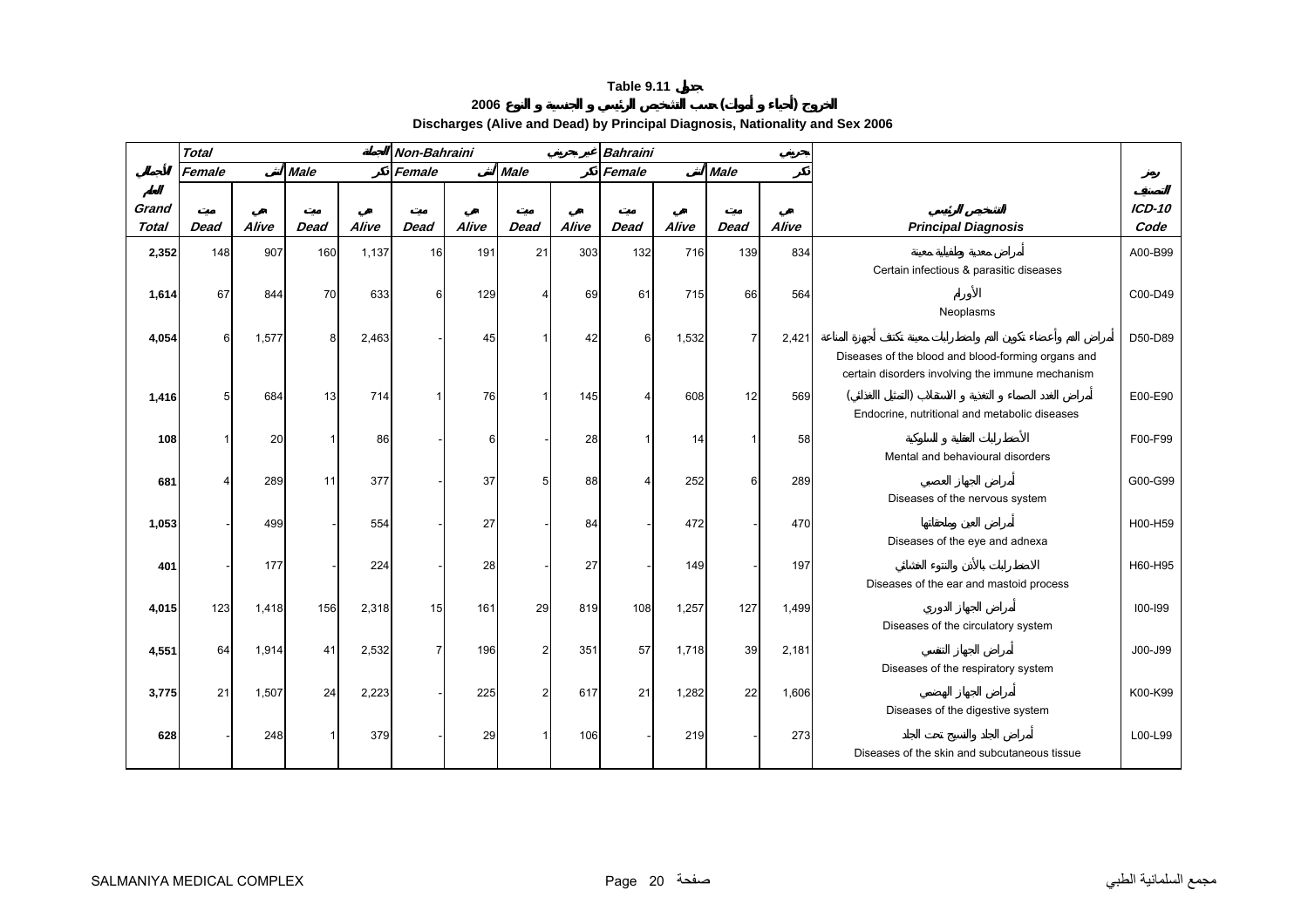# Table 9.11 جدول

## الخروج (أحياء و أموات) حسب التشخيص الرئيسي و الجنسية و النوع 2006

## Discharges (Alive and Dead) by Principal Diagnosis, Nationality and Sex 2006

| | Total | | | الجملة | Non-Bahraini | | | غير بحريني | Bahraini | | | بحريني | | |
|---|---|---|---|---|---|---|---|---|---|---|---|---|---|---|
| الإجمالي | Female | أنثى | Male | ذكر | Female | أنثى | Male | ذكر | Female | أنثى | Male | ذكر | | رمز التصنيف |
| الجملة Grand Total | ميت Dead | حي Alive | ميت Dead | حي Alive | ميت Dead | حي Alive | ميت Dead | حي Alive | ميت Dead | حي Alive | ميت Dead | حي Alive | التشخيص الرئيسي Principal Diagnosis | ICD-10 Code |
| 2,352 | 148 | 907 | 160 | 1,137 | 16 | 191 | 21 | 303 | 132 | 716 | 139 | 834 | أمراض معدية وطفيلية معينة Certain infectious & parasitic diseases | A00-B99 |
| 1,614 | 67 | 844 | 70 | 633 | 6 | 129 | 4 | 69 | 61 | 715 | 66 | 564 | الأورام Neoplasms | C00-D49 |
| 4,054 | 6 | 1,577 | 8 | 2,463 | - | 45 | 1 | 42 | 6 | 1,532 | 7 | 2,421 | أمراض الدم وأعضاء تكوين الدم واضطرابات معينة تكتنف أجهزة المناعة Diseases of the blood and blood-forming organs and certain disorders involving the immune mechanism | D50-D89 |
| 1,416 | 5 | 684 | 13 | 714 | 1 | 76 | 1 | 145 | 4 | 608 | 12 | 569 | أمراض الغدد الصماء و التغذية و الاستقلاب (التمثيل الغذائي) Endocrine, nutritional and metabolic diseases | E00-E90 |
| 108 | 1 | 20 | 1 | 86 | - | 6 | - | 28 | 1 | 14 | 1 | 58 | الأضطرابات العقلية و السلوكية Mental and behavioural disorders | F00-F99 |
| 681 | 4 | 289 | 11 | 377 | - | 37 | 5 | 88 | 4 | 252 | 6 | 289 | أمراض الجهاز العصبي Diseases of the nervous system | G00-G99 |
| 1,053 | - | 499 | - | 554 | - | 27 | - | 84 | - | 472 | - | 470 | أمراض العين وملحقاتها Diseases of the eye and adnexa | H00-H59 |
| 401 | - | 177 | - | 224 | - | 28 | - | 27 | - | 149 | - | 197 | الاضطرابات بالأذن والنتوء الغشائي Diseases of the ear and mastoid process | H60-H95 |
| 4,015 | 123 | 1,418 | 156 | 2,318 | 15 | 161 | 29 | 819 | 108 | 1,257 | 127 | 1,499 | أمراض الجهاز الدوري Diseases of the circulatory system | I00-I99 |
| 4,551 | 64 | 1,914 | 41 | 2,532 | 7 | 196 | 2 | 351 | 57 | 1,718 | 39 | 2,181 | أمراض الجهاز التنفسي Diseases of the respiratory system | J00-J99 |
| 3,775 | 21 | 1,507 | 24 | 2,223 | - | 225 | 2 | 617 | 21 | 1,282 | 22 | 1,606 | أمراض الجهاز الهضمي Diseases of the digestive system | K00-K99 |
| 628 | - | 248 | 1 | 379 | - | 29 | 1 | 106 | - | 219 | - | 273 | أمراض الجلد والنسيج تحت الجلد Diseases of the skin and subcutaneous tissue | L00-L99 |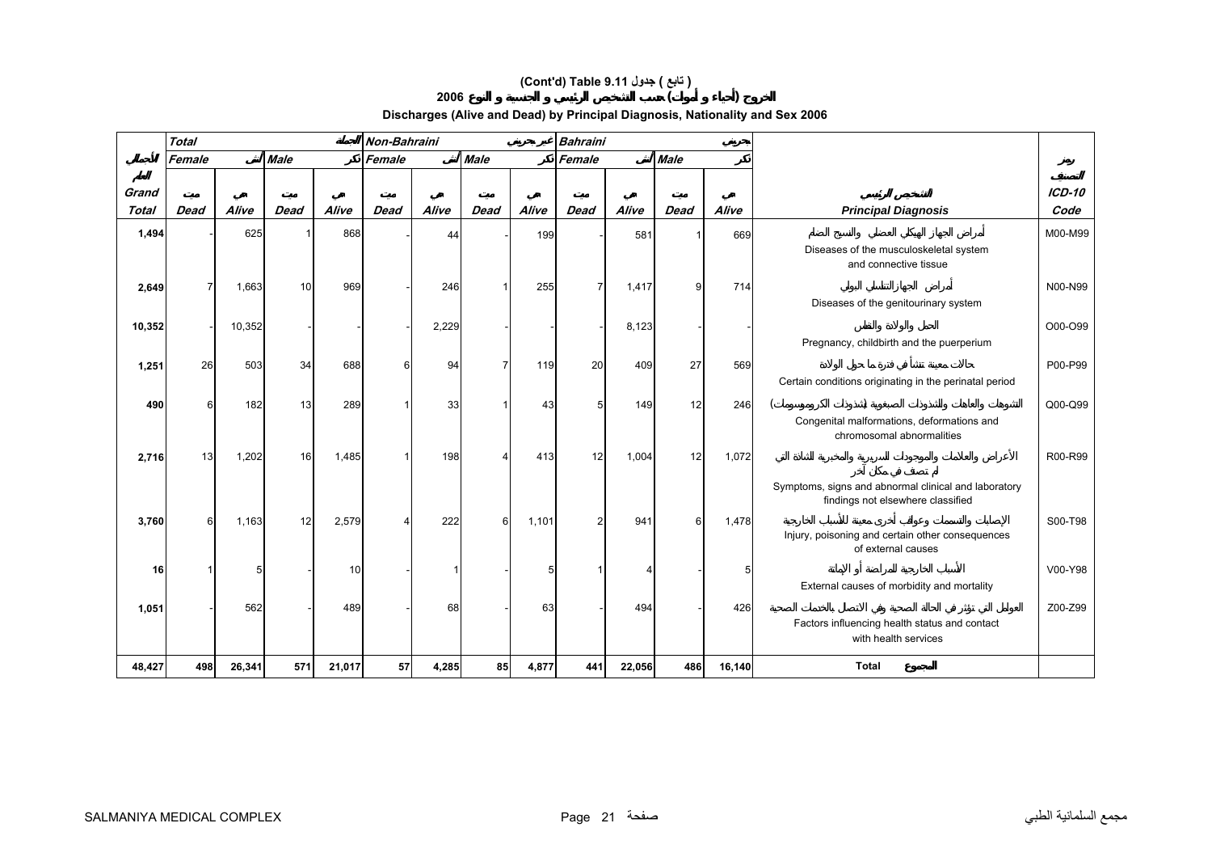# (Cont'd) Table 9.11 جدول ( تابع )

## الخروج (أحياء و أموات) حسب التشخيص الرئيسي و الجنسية و النوع 2006

## Discharges (Alive and Dead) by Principal Diagnosis, Nationality and Sex 2006

| الإجمالي العام Grand Total | Total الجملة | | | | Non-Bahraini غير بحريني | | | | Bahraini بحريني | | | | التشخيص الرئيسي Principal Diagnosis | رمز التصنيف ICD-10 Code |
|---|---|---|---|---|---|---|---|---|---|---|---|---|---|---|
| | Female أنثى | | Male ذكر | | Female أنثى | | Male ذكر | | Female أنثى | | Male ذكر | | | |
| | ميت Dead | حي Alive | ميت Dead | حي Alive | ميت Dead | حي Alive | ميت Dead | حي Alive | ميت Dead | حي Alive | ميت Dead | حي Alive | | |
| 1,494 | - | 625 | 1 | 868 | - | 44 | - | 199 | - | 581 | 1 | 669 | أمراض الجهاز الهيكلي العضلي والنسيج الضام Diseases of the musculoskeletal system and connective tissue | M00-M99 |
| 2,649 | 7 | 1,663 | 10 | 969 | - | 246 | 1 | 255 | 7 | 1,417 | 9 | 714 | أمراض الجهاز التناسلي البولي Diseases of the genitourinary system | N00-N99 |
| 10,352 | - | 10,352 | - | - | - | 2,229 | - | - | - | 8,123 | - | - | الحمل والولادة والنفاس Pregnancy, childbirth and the puerperium | O00-O99 |
| 1,251 | 26 | 503 | 34 | 688 | 6 | 94 | 7 | 119 | 20 | 409 | 27 | 569 | حالات معينة تنشأ في فترة ما حول الولادة Certain conditions originating in the perinatal period | P00-P99 |
| 490 | 6 | 182 | 13 | 289 | 1 | 33 | 1 | 43 | 5 | 149 | 12 | 246 | التشوهات والعاهات والشذوذات الصبغوية (شذوذات الكروموسومات) Congenital malformations, deformations and chromosomal abnormalities | Q00-Q99 |
| 2,716 | 13 | 1,202 | 16 | 1,485 | 1 | 198 | 4 | 413 | 12 | 1,004 | 12 | 1,072 | الأعراض والعلامات والموجودات السريرية والمخبرية الشاذة التي لم تصنف في مكان آخر Symptoms, signs and abnormal clinical and laboratory findings not elsewhere classified | R00-R99 |
| 3,760 | 6 | 1,163 | 12 | 2,579 | 4 | 222 | 6 | 1,101 | 2 | 941 | 6 | 1,478 | الإصابات والتسممات وعواقب أخرى معينة للأسباب الخارجية Injury, poisoning and certain other consequences of external causes | S00-T98 |
| 16 | 1 | 5 | - | 10 | - | 1 | - | 5 | 1 | 4 | - | 5 | الأسباب الخارجية للمراضة أو الإماتة External causes of morbidity and mortality | V00-Y98 |
| 1,051 | - | 562 | - | 489 | - | 68 | - | 63 | - | 494 | - | 426 | العوامل التي تؤثر في الحالة الصحية وفي الاتصال بالخدمات الصحية Factors influencing health status and contact with health services | Z00-Z99 |
| 48,427 | 498 | 26,341 | 571 | 21,017 | 57 | 4,285 | 85 | 4,877 | 441 | 22,056 | 486 | 16,140 | Total المجموع | |

SALMANIYA MEDICAL COMPLEX مجمع السلمانية الطبي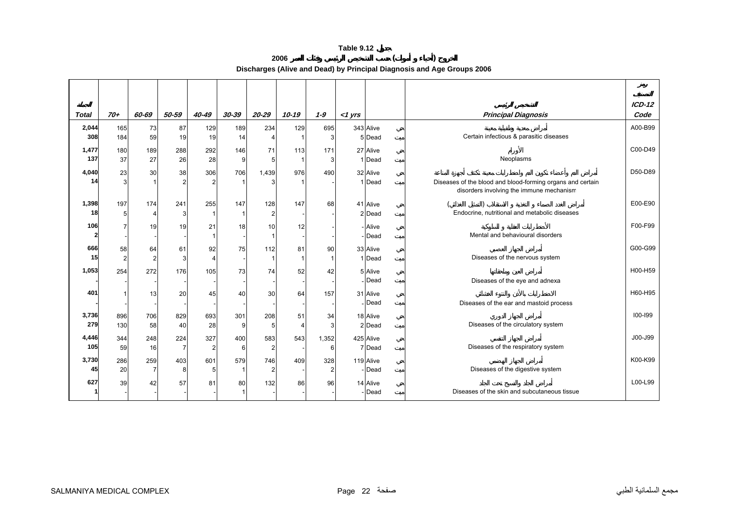**Table 9.12 جدول**

**2006 الخروج (أحياء و أموات) حسب التشخيص الرئيسي وفئات العمر**

**Discharges (Alive and Dead) by Principal Diagnosis and Age Groups 2006**

| الجملة Total | 70+ | 60-69 | 50-59 | 40-49 | 30-39 | 20-29 | 10-19 | 1-9 | <1 yrs | | | التشخيص الرئيسي Principal Diagnosis | رمز التصنيف ICD-12 Code |
|---|---|---|---|---|---|---|---|---|---|---|---|---|---|
| **2,044** | 165 | 73 | 87 | 129 | 189 | 234 | 129 | 695 | 343 | Alive | حي | أمراض معدية وطفيلية معينة Certain infectious & parasitic diseases | A00-B99 |
| **308** | 184 | 59 | 19 | 19 | 14 | 4 | 1 | 3 | 5 | Dead | ميت | | |
| **1,477** | 180 | 189 | 288 | 292 | 146 | 71 | 113 | 171 | 27 | Alive | حي | الأورام Neoplasms | C00-D49 |
| **137** | 37 | 27 | 26 | 28 | 9 | 5 | 1 | 3 | 1 | Dead | ميت | | |
| **4,040** | 23 | 30 | 38 | 306 | 706 | 1,439 | 976 | 490 | 32 | Alive | حي | أمراض الدم وأعضاء تكوين الدم واضطرابات معينة تكتنف أجهزة المناعة Diseases of the blood and blood-forming organs and certain disorders involving the immune mechanism | D50-D89 |
| **14** | 3 | 1 | 2 | 2 | 1 | 3 | 1 | - | 1 | Dead | ميت | | |
| **1,398** | 197 | 174 | 241 | 255 | 147 | 128 | 147 | 68 | 41 | Alive | حي | أمراض الغدد الصماء و التغذية و الاستقلاب (التمثيل الغذائي) Endocrine, nutritional and metabolic diseases | E00-E90 |
| **18** | 5 | 4 | 3 | 1 | 1 | 2 | - | - | 2 | Dead | ميت | | |
| **106** | 7 | 19 | 19 | 21 | 18 | 10 | 12 | - | - | Alive | حي | الأضطرابات العقلية و السلوكية Mental and behavioural disorders | F00-F99 |
| **2** | - | - | - | 1 | - | 1 | - | - | - | Dead | ميت | | |
| **666** | 58 | 64 | 61 | 92 | 75 | 112 | 81 | 90 | 33 | Alive | حي | أمراض الجهاز العصبي Diseases of the nervous system | G00-G99 |
| **15** | 2 | 2 | 3 | 4 | - | 1 | 1 | 1 | 1 | Dead | ميت | | |
| **1,053** | 254 | 272 | 176 | 105 | 73 | 74 | 52 | 42 | 5 | Alive | حي | أمراض العين وملحقاتها Diseases of the eye and adnexa | H00-H59 |
| **-** | - | - | - | - | - | - | - | - | - | Dead | ميت | | |
| **401** | 1 | 13 | 20 | 45 | 40 | 30 | 64 | 157 | 31 | Alive | حي | الاضطرابات بالأذن والنتوء الخشائي Diseases of the ear and mastoid process | H60-H95 |
| **-** | - | - | - | - | - | - | - | - | - | Dead | ميت | | |
| **3,736** | 896 | 706 | 829 | 693 | 301 | 208 | 51 | 34 | 18 | Alive | حي | أمراض الجهاز الدوري Diseases of the circulatory system | I00-I99 |
| **279** | 130 | 58 | 40 | 28 | 9 | 5 | 4 | 3 | 2 | Dead | ميت | | |
| **4,446** | 344 | 248 | 224 | 327 | 400 | 583 | 543 | 1,352 | 425 | Alive | حي | أمراض الجهاز التنفسي Diseases of the respiratory system | J00-J99 |
| **105** | 59 | 16 | 7 | 2 | 6 | 2 | - | 6 | 7 | Dead | ميت | | |
| **3,730** | 286 | 259 | 403 | 601 | 579 | 746 | 409 | 328 | 119 | Alive | حي | أمراض الجهاز الهضمي Diseases of the digestive system | K00-K99 |
| **45** | 20 | 7 | 8 | 5 | 1 | 2 | - | 2 | - | Dead | ميت | | |
| **627** | 39 | 42 | 57 | 81 | 80 | 132 | 86 | 96 | 14 | Alive | حي | أمراض الجلد والنسيج تحت الجلد Diseases of the skin and subcutaneous tissue | L00-L99 |
| **1** | - | - | - | - | 1 | - | - | - | - | Dead | ميت | | |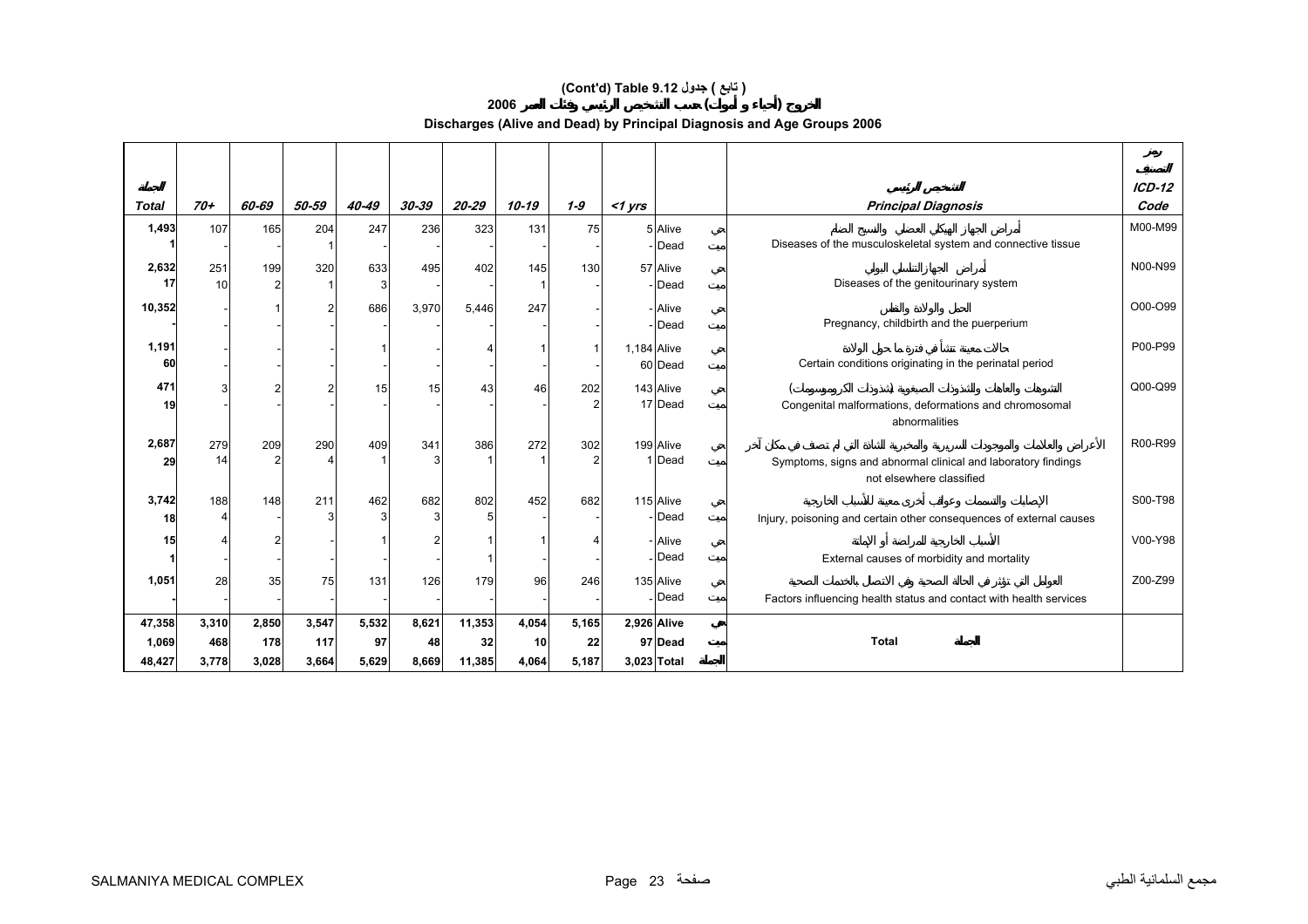# (Cont'd) Table 9.12 جدول ( تابع )

## الخروج (أحياء و أموات) حسب التشخيص الرئيسي وفئات العمر 2006

## Discharges (Alive and Dead) by Principal Diagnosis and Age Groups 2006

| الجملة Total | 70+ | 60-69 | 50-59 | 40-49 | 30-39 | 20-29 | 10-19 | 1-9 | <1 yrs | | | التشخيص الرئيسي Principal Diagnosis | رمز التصنيف ICD-12 Code |
|---|---|---|---|---|---|---|---|---|---|---|---|---|---|
| 1,493 | 107 | 165 | 204 | 247 | 236 | 323 | 131 | 75 | 5 | Alive | حي | أمراض الجهاز الهيكلي العضلي والنسيج الضام Diseases of the musculoskeletal system and connective tissue | M00-M99 |
| 1 | - | - | 1 | - | - | - | - | - | - | Dead | ميت | | |
| 2,632 | 251 | 199 | 320 | 633 | 495 | 402 | 145 | 130 | 57 | Alive | حي | أمراض الجهاز التناسلي البولي Diseases of the genitourinary system | N00-N99 |
| 17 | 10 | 2 | 1 | 3 | - | - | 1 | - | - | Dead | ميت | | |
| 10,352 | - | 1 | 2 | 686 | 3,970 | 5,446 | 247 | - | - | Alive | حي | الحمل والولادة والنفاس Pregnancy, childbirth and the puerperium | O00-O99 |
| - | - | - | - | - | - | - | - | - | - | Dead | ميت | | |
| 1,191 | - | - | - | 1 | - | 4 | 1 | 1 | 1,184 | Alive | حي | حالات معينة تنشأ في فترة ما حول الولادة Certain conditions originating in the perinatal period | P00-P99 |
| 60 | - | - | - | - | - | - | - | - | 60 | Dead | ميت | | |
| 471 | 3 | 2 | 2 | 15 | 15 | 43 | 46 | 202 | 143 | Alive | حي | التشوهات والعاهات والشذوذات الصبغوية (شذوذات الكروموسوم) Congenital malformations, deformations and chromosomal abnormalities | Q00-Q99 |
| 19 | - | - | - | - | - | - | - | 2 | 17 | Dead | ميت | | |
| 2,687 | 279 | 209 | 290 | 409 | 341 | 386 | 272 | 302 | 199 | Alive | حي | الأعراض والعلامات والموجودات السريرية والمختبرية الشاذة التي لم تصنف في مكان آخر Symptoms, signs and abnormal clinical and laboratory findings not elsewhere classified | R00-R99 |
| 29 | 14 | 2 | 4 | 1 | 3 | 1 | 1 | 2 | 1 | Dead | ميت | | |
| 3,742 | 188 | 148 | 211 | 462 | 682 | 802 | 452 | 682 | 115 | Alive | حي | الإصابات والتسممات وعواقب أخرى معينة للأسباب الخارجية Injury, poisoning and certain other consequences of external causes | S00-T98 |
| 18 | 4 | - | 3 | 3 | 3 | 5 | - | - | - | Dead | ميت | | |
| 15 | 4 | 2 | - | 1 | 2 | 1 | 1 | 4 | - | Alive | حي | الأسباب الخارجية للمراضة أو الإماتة External causes of morbidity and mortality | V00-Y98 |
| 1 | - | - | - | - | - | 1 | - | - | - | Dead | ميت | | |
| 1,051 | 28 | 35 | 75 | 131 | 126 | 179 | 96 | 246 | 135 | Alive | حي | العوامل التي تؤثر في الحالة الصحية وفي الاتصال بالخدمات الصحية Factors influencing health status and contact with health services | Z00-Z99 |
| - | - | - | - | - | - | - | - | - | - | Dead | ميت | | |
| **47,358** | **3,310** | **2,850** | **3,547** | **5,532** | **8,621** | **11,353** | **4,054** | **5,165** | **2,926** | **Alive** | **حي** | | |
| **1,069** | **468** | **178** | **117** | **97** | **48** | **32** | **10** | **22** | **97** | **Dead** | **ميت** | **Total الجملة** | |
| **48,427** | **3,778** | **3,028** | **3,664** | **5,629** | **8,669** | **11,385** | **4,064** | **5,187** | **3,023** | **Total** | **الجملة** | | |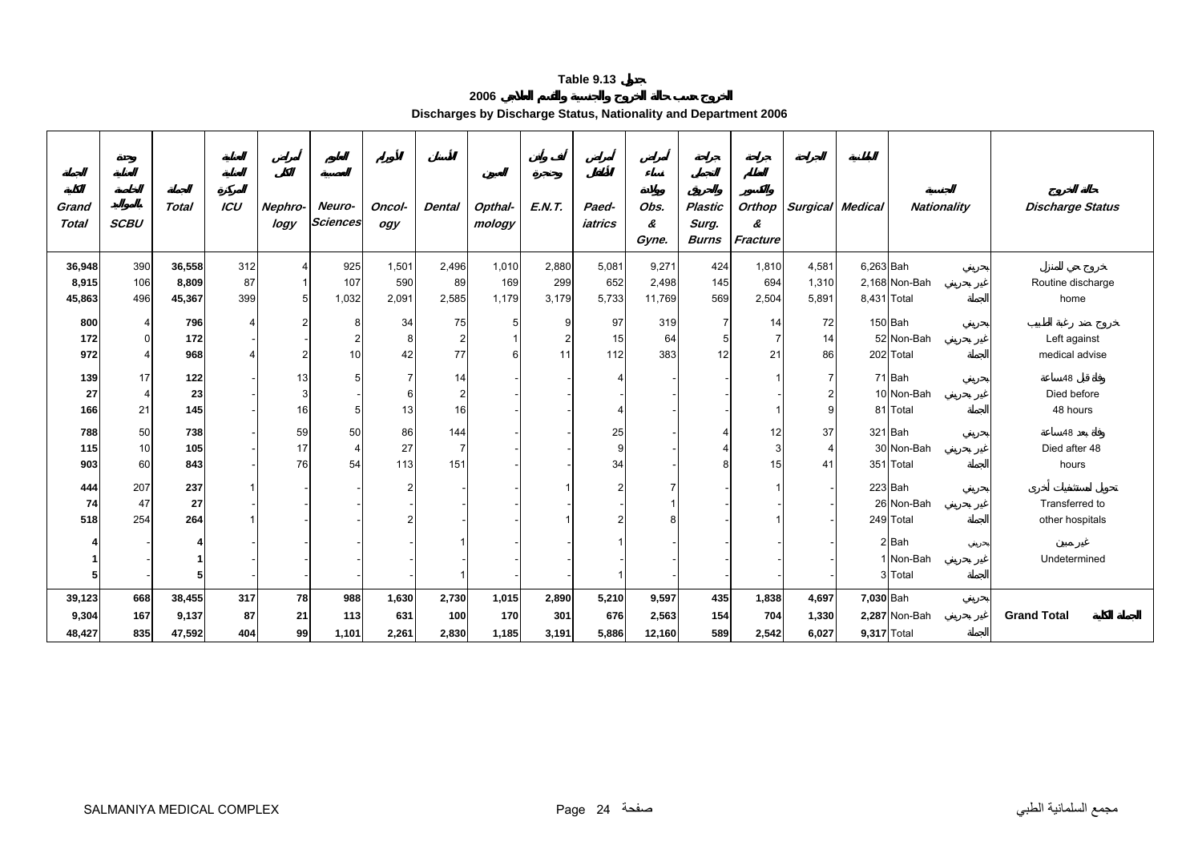# Table 9.13

## Discharges by Discharge Status, Nationality and Department 2006

| Grand Total | SCBU | Total | ICU | Nephro-logy | Neuro-Sciences | Oncol-ogy | Dental | Opthal-mology | E.N.T. | Paed-iatrics | Obs. & Gyne. | Plastic Surg. Burns | Orthop & Fracture | Surgical | Medical | Nationality | Discharge Status |
|---|---|---|---|---|---|---|---|---|---|---|---|---|---|---|---|---|---|
| **36,948** | 390 | **36,558** | 312 | 4 | 925 | 1,501 | 2,496 | 1,010 | 2,880 | 5,081 | 9,271 | 424 | 1,810 | 4,581 | 6,263 | Bah | Routine discharge home |
| **8,915** | 106 | **8,809** | 87 | 1 | 107 | 590 | 89 | 169 | 299 | 652 | 2,498 | 145 | 694 | 1,310 | 2,168 | Non-Bah | |
| **45,863** | 496 | **45,367** | 399 | 5 | 1,032 | 2,091 | 2,585 | 1,179 | 3,179 | 5,733 | 11,769 | 569 | 2,504 | 5,891 | 8,431 | Total | |
| **800** | 4 | **796** | 4 | 2 | 8 | 34 | 75 | 5 | 9 | 97 | 319 | 7 | 14 | 72 | 150 | Bah | Left against medical advise |
| **172** | 0 | **172** | - | - | 2 | 8 | 2 | 1 | 2 | 15 | 64 | 5 | 7 | 14 | 52 | Non-Bah | |
| **972** | 4 | **968** | 4 | 2 | 10 | 42 | 77 | 6 | 11 | 112 | 383 | 12 | 21 | 86 | 202 | Total | |
| **139** | 17 | **122** | - | 13 | 5 | 7 | 14 | - | - | 4 | - | - | 1 | 7 | 71 | Bah | Died before 48 hours |
| **27** | 4 | **23** | - | 3 | - | 6 | 2 | - | - | - | - | - | - | 2 | 10 | Non-Bah | |
| **166** | 21 | **145** | - | 16 | 5 | 13 | 16 | - | - | 4 | - | - | 1 | 9 | 81 | Total | |
| **788** | 50 | **738** | - | 59 | 50 | 86 | 144 | - | - | 25 | - | 4 | 12 | 37 | 321 | Bah | Died after 48 hours |
| **115** | 10 | **105** | - | 17 | 4 | 27 | 7 | - | - | 9 | - | 4 | 3 | 4 | 30 | Non-Bah | |
| **903** | 60 | **843** | - | 76 | 54 | 113 | 151 | - | - | 34 | - | 8 | 15 | 41 | 351 | Total | |
| **444** | 207 | **237** | 1 | - | - | 2 | - | - | 1 | 2 | 7 | - | 1 | - | 223 | Bah | Transferred to other hospitals |
| **74** | 47 | **27** | - | - | - | - | - | - | - | - | 1 | - | - | - | 26 | Non-Bah | |
| **518** | 254 | **264** | 1 | - | - | 2 | - | - | 1 | 2 | 8 | - | 1 | - | 249 | Total | |
| **4** | - | **4** | - | - | - | - | 1 | - | - | 1 | - | - | - | - | 2 | Bah | Undetermined |
| **1** | - | **1** | - | - | - | - | - | - | - | - | - | - | - | - | 1 | Non-Bah | |
| **5** | - | **5** | - | - | - | - | 1 | - | - | 1 | - | - | - | - | 3 | Total | |
| **39,123** | **668** | **38,455** | **317** | **78** | **988** | **1,630** | **2,730** | **1,015** | **2,890** | **5,210** | **9,597** | **435** | **1,838** | **4,697** | **7,030** | Bah | **Grand Total** |
| **9,304** | **167** | **9,137** | **87** | **21** | **113** | **631** | **100** | **170** | **301** | **676** | **2,563** | **154** | **704** | **1,330** | **2,287** | Non-Bah | |
| **48,427** | **835** | **47,592** | **404** | **99** | **1,101** | **2,261** | **2,830** | **1,185** | **3,191** | **5,886** | **12,160** | **589** | **2,542** | **6,027** | **9,317** | Total | |

SALMANIYA MEDICAL COMPLEX — مجمع السلمانية الطبي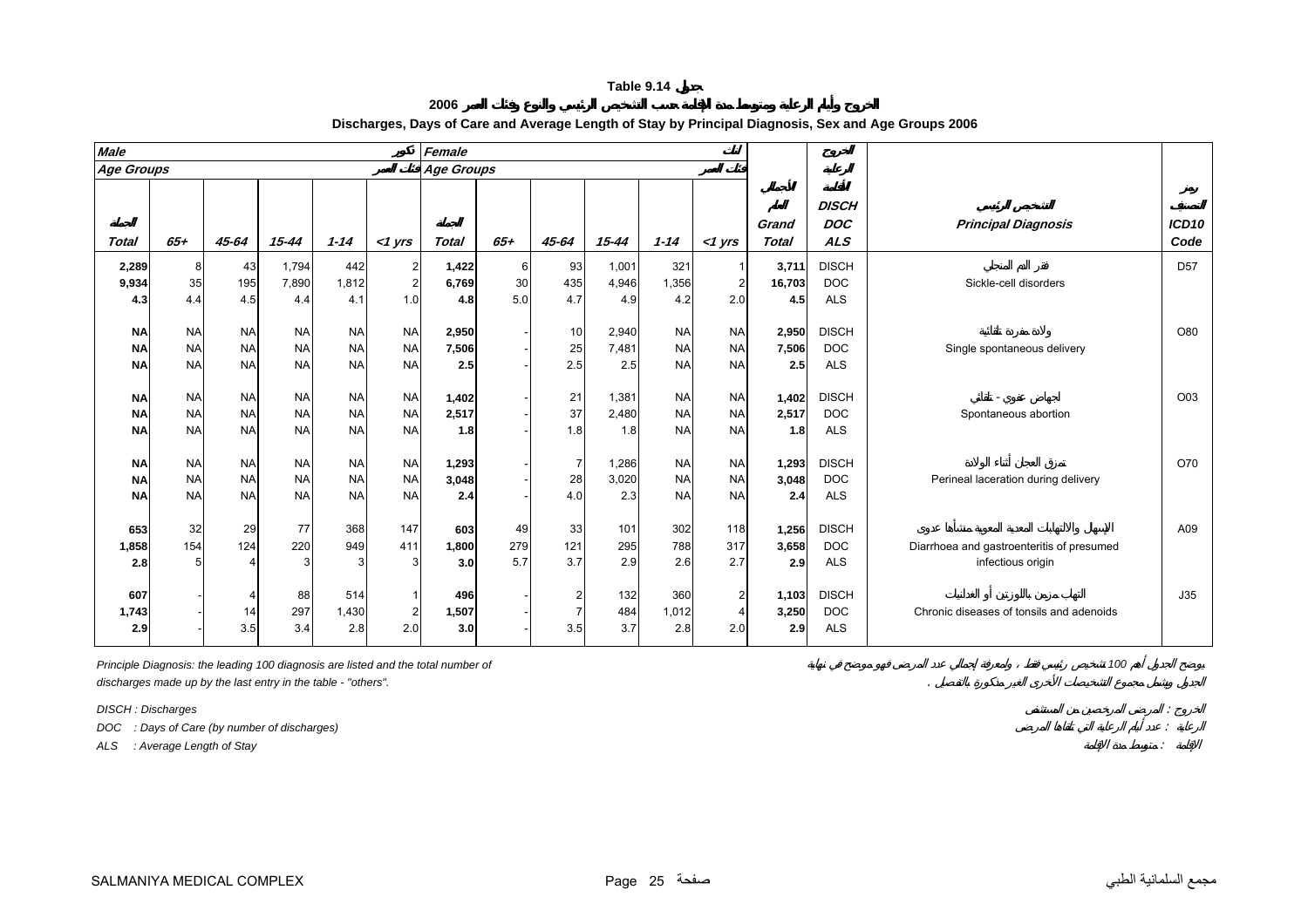**Table 9.14 جدول**

**الخروج وأيام الرعاية ومتوسط مدة الإقامة حسب التشخيص الرئيسي والنوع وفئات العمر 2006**

**Discharges, Days of Care and Average Length of Stay by Principal Diagnosis, Sex and Age Groups 2006**

| Male ذكور | | | | | | Female إناث | | | | | | | | | |
|---|---|---|---|---|---|---|---|---|---|---|---|---|---|---|---|
| Age Groups فئات العمر | | | | | | Age Groups فئات العمر | | | | | | | | | |
| الجملة Total | 65+ | 45-64 | 15-44 | 1-14 | <1 yrs | الجملة Total | 65+ | 45-64 | 15-44 | 1-14 | <1 yrs | الجملة العام Grand Total | الخروج الرعاية الإقامة DISCH DOC ALS | التشخيص الرئيسي Principal Diagnosis | رمز التصنيف ICD10 Code |
| 2,289 | 8 | 43 | 1,794 | 442 | 2 | 1,422 | 6 | 93 | 1,001 | 321 | 1 | 3,711 | DISCH | فقر الدم المنجلي | D57 |
| 9,934 | 35 | 195 | 7,890 | 1,812 | 2 | 6,769 | 30 | 435 | 4,946 | 1,356 | 2 | 16,703 | DOC | Sickle-cell disorders | |
| 4.3 | 4.4 | 4.5 | 4.4 | 4.1 | 1.0 | 4.8 | 5.0 | 4.7 | 4.9 | 4.2 | 2.0 | 4.5 | ALS | | |
| NA | NA | NA | NA | NA | NA | 2,950 | - | 10 | 2,940 | NA | NA | 2,950 | DISCH | ولادة مفردة تلقائية | O80 |
| NA | NA | NA | NA | NA | NA | 7,506 | - | 25 | 7,481 | NA | NA | 7,506 | DOC | Single spontaneous delivery | |
| NA | NA | NA | NA | NA | NA | 2.5 | - | 2.5 | 2.5 | NA | NA | 2.5 | ALS | | |
| NA | NA | NA | NA | NA | NA | 1,402 | - | 21 | 1,381 | NA | NA | 1,402 | DISCH | إجهاض عفوي - تلقائي | O03 |
| NA | NA | NA | NA | NA | NA | 2,517 | - | 37 | 2,480 | NA | NA | 2,517 | DOC | Spontaneous abortion | |
| NA | NA | NA | NA | NA | NA | 1.8 | - | 1.8 | 1.8 | NA | NA | 1.8 | ALS | | |
| NA | NA | NA | NA | NA | NA | 1,293 | - | 7 | 1,286 | NA | NA | 1,293 | DISCH | تمزق العجان أثناء الولادة | O70 |
| NA | NA | NA | NA | NA | NA | 3,048 | - | 28 | 3,020 | NA | NA | 3,048 | DOC | Perineal laceration during delivery | |
| NA | NA | NA | NA | NA | NA | 2.4 | - | 4.0 | 2.3 | NA | NA | 2.4 | ALS | | |
| 653 | 32 | 29 | 77 | 368 | 147 | 603 | 49 | 33 | 101 | 302 | 118 | 1,256 | DISCH | الإسهال والالتهابات المعدية المعوية منشأها عدوى | A09 |
| 1,858 | 154 | 124 | 220 | 949 | 411 | 1,800 | 279 | 121 | 295 | 788 | 317 | 3,658 | DOC | Diarrhoea and gastroenteritis of presumed infectious origin | |
| 2.8 | 5 | 4 | 3 | 3 | 3 | 3.0 | 5.7 | 3.7 | 2.9 | 2.6 | 2.7 | 2.9 | ALS | | |
| 607 | - | 4 | 88 | 514 | 1 | 496 | - | 2 | 132 | 360 | 2 | 1,103 | DISCH | التهاب مزمن باللوزتين أو الغدانيات | J35 |
| 1,743 | - | 14 | 297 | 1,430 | 2 | 1,507 | - | 7 | 484 | 1,012 | 4 | 3,250 | DOC | Chronic diseases of tonsils and adenoids | |
| 2.9 | - | 3.5 | 3.4 | 2.8 | 2.0 | 3.0 | - | 3.5 | 3.7 | 2.8 | 2.0 | 2.9 | ALS | | |

*Principle Diagnosis: the leading 100 diagnosis are listed and the total number of discharges made up by the last entry in the table - "others".*

يوضح الجدول أهم 100 تشخيص رئيسي فقط ، ولمعرفة إجمالي عدد المرضى فهو موضح في نهاية الجدول ويشمل مجموع التشخيصات الأخرى الغير مذكورة بالتفصيل .

*DISCH : Discharges* — الخروج : المرضى المرخصين من المستشفى

*DOC : Days of Care (by number of discharges)* — الرعاية : عدد أيام الرعاية التي تلقاها المرضى

*ALS : Average Length of Stay* — الإقامة : متوسط مدة الإقامة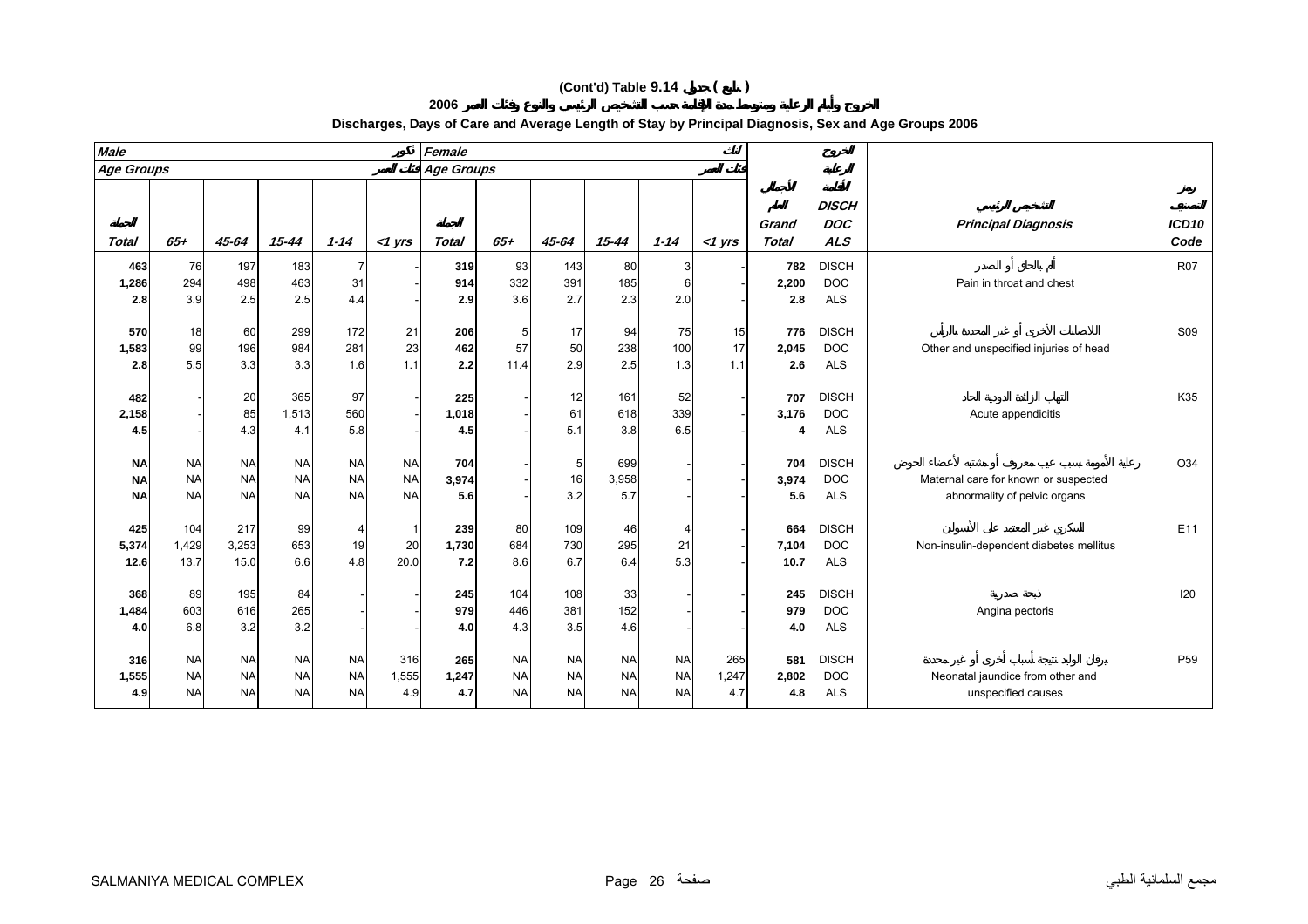# (Cont'd) Table 9.14 جدول ( تابع )

## الخروج وأيام الرعاية ومتوسط مدة الإقامة حسب التشخيص الرئيسي والنوع وفئات العمر 2006

## Discharges, Days of Care and Average Length of Stay by Principal Diagnosis, Sex and Age Groups 2006

| Male ذكور | | | | | | Female إناث | | | | | | | | | |
|---|---|---|---|---|---|---|---|---|---|---|---|---|---|---|---|
| Age Groups فئات العمر | | | | | | Age Groups فئات العمر | | | | | | | | | |
| المجموع Total | 65+ | 45-64 | 15-44 | 1-14 | <1 yrs | المجموع Total | 65+ | 45-64 | 15-44 | 1-14 | <1 yrs | الإجمالي العام Grand Total | الخروج الرعاية الإقامة DISCH DOC ALS | التشخيص الرئيسي Principal Diagnosis | رمز التصنيف ICD10 Code |
| **463** | 76 | 197 | 183 | 7 | - | **319** | 93 | 143 | 80 | 3 | - | **782** | DISCH | ألم بالحلق أو الصدر | R07 |
| **1,286** | 294 | 498 | 463 | 31 | - | **914** | 332 | 391 | 185 | 6 | - | **2,200** | DOC | Pain in throat and chest | |
| **2.8** | 3.9 | 2.5 | 2.5 | 4.4 | - | **2.9** | 3.6 | 2.7 | 2.3 | 2.0 | - | **2.8** | ALS | | |
| **570** | 18 | 60 | 299 | 172 | 21 | **206** | 5 | 17 | 94 | 75 | 15 | **776** | DISCH | الاصابات الأخرى أو غير المحددة بالرأس | S09 |
| **1,583** | 99 | 196 | 984 | 281 | 23 | **462** | 57 | 50 | 238 | 100 | 17 | **2,045** | DOC | Other and unspecified injuries of head | |
| **2.8** | 5.5 | 3.3 | 3.3 | 1.6 | 1.1 | **2.2** | 11.4 | 2.9 | 2.5 | 1.3 | 1.1 | **2.6** | ALS | | |
| **482** | - | 20 | 365 | 97 | - | **225** | - | 12 | 161 | 52 | - | **707** | DISCH | التهاب الزائدة الدودية الحاد | K35 |
| **2,158** | - | 85 | 1,513 | 560 | - | **1,018** | - | 61 | 618 | 339 | - | **3,176** | DOC | Acute appendicitis | |
| **4.5** | - | 4.3 | 4.1 | 5.8 | - | **4.5** | - | 5.1 | 3.8 | 6.5 | - | **4** | ALS | | |
| **NA** | NA | NA | NA | NA | NA | **704** | - | 5 | 699 | - | - | **704** | DISCH | رعاية الأمومة بسبب عيب معروف أو مشتبه لأعضاء الحوض | O34 |
| **NA** | NA | NA | NA | NA | NA | **3,974** | - | 16 | 3,958 | - | - | **3,974** | DOC | Maternal care for known or suspected | |
| **NA** | NA | NA | NA | NA | NA | **5.6** | - | 3.2 | 5.7 | - | - | **5.6** | ALS | abnormality of pelvic organs | |
| **425** | 104 | 217 | 99 | 4 | 1 | **239** | 80 | 109 | 46 | 4 | - | **664** | DISCH | السكري غير المعتمد على الأنسولين | E11 |
| **5,374** | 1,429 | 3,253 | 653 | 19 | 20 | **1,730** | 684 | 730 | 295 | 21 | - | **7,104** | DOC | Non-insulin-dependent diabetes mellitus | |
| **12.6** | 13.7 | 15.0 | 6.6 | 4.8 | 20.0 | **7.2** | 8.6 | 6.7 | 6.4 | 5.3 | - | **10.7** | ALS | | |
| **368** | 89 | 195 | 84 | - | - | **245** | 104 | 108 | 33 | - | - | **245** | DISCH | ذبحة صدرية | I20 |
| **1,484** | 603 | 616 | 265 | - | - | **979** | 446 | 381 | 152 | - | - | **979** | DOC | Angina pectoris | |
| **4.0** | 6.8 | 3.2 | 3.2 | - | - | **4.0** | 4.3 | 3.5 | 4.6 | - | - | **4.0** | ALS | | |
| **316** | NA | NA | NA | NA | 316 | **265** | NA | NA | NA | NA | 265 | **581** | DISCH | يرقان الوليد نتيجة لأسباب أخرى أو غير محددة | P59 |
| **1,555** | NA | NA | NA | NA | 1,555 | **1,247** | NA | NA | NA | NA | 1,247 | **2,802** | DOC | Neonatal jaundice from other and | |
| **4.9** | NA | NA | NA | NA | 4.9 | **4.7** | NA | NA | NA | NA | 4.7 | **4.8** | ALS | unspecified causes | |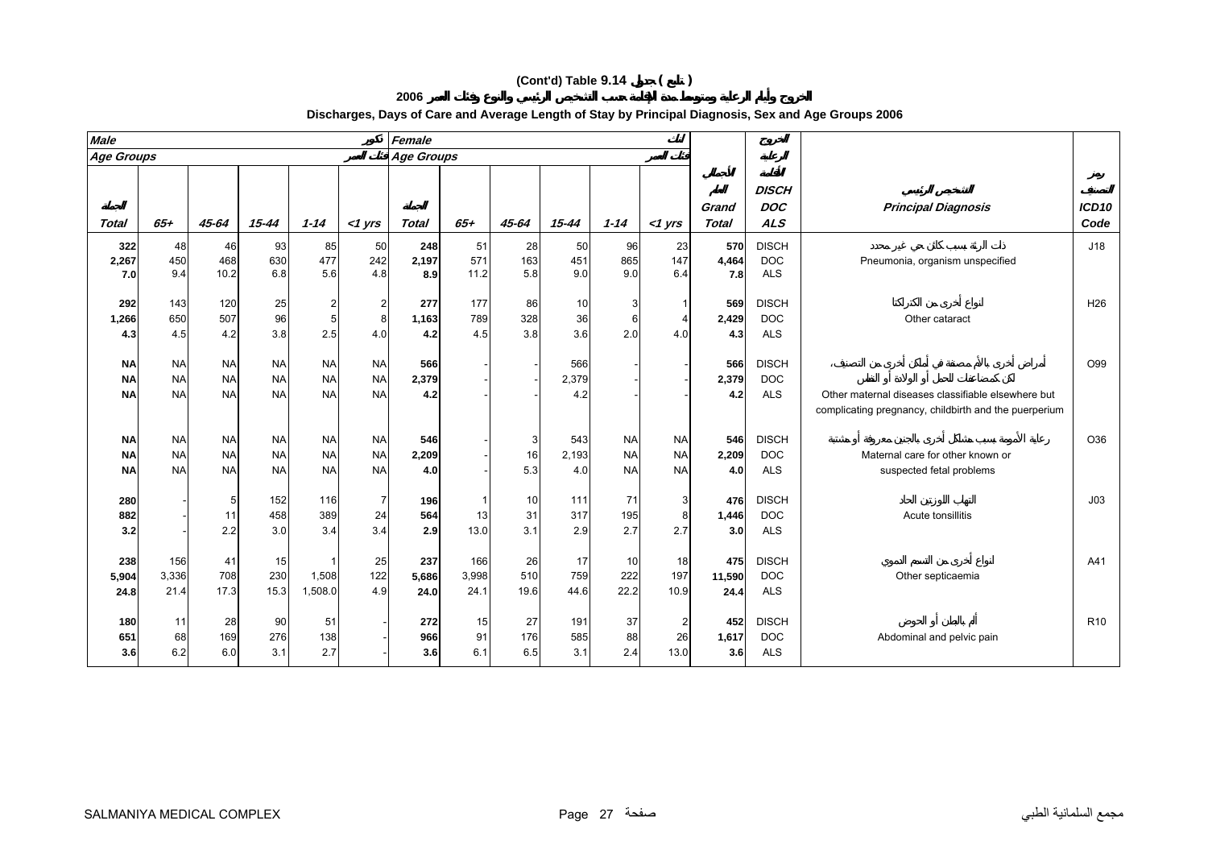# (Cont'd) Table 9.14 جدول ( تابع )

## الخروج وأيام الرعاية ومتوسط مدة الإقامة حسب التشخيص الرئيسي والنوع وفئات العمر 2006

## Discharges, Days of Care and Average Length of Stay by Principal Diagnosis, Sex and Age Groups 2006

| Male ذكور | | | | | | Female إناث | | | | | | | | | |
|---|---|---|---|---|---|---|---|---|---|---|---|---|---|---|---|
| Age Groups فئات العمر | | | | | | Age Groups فئات العمر | | | | | | | | | |
| الجملة Total | 65+ | 45-64 | 15-44 | 1-14 | <1 yrs | الجملة Total | 65+ | 45-64 | 15-44 | 1-14 | <1 yrs | الإجمالي العام Grand Total | الخروج الرعاية الإقامة DISCH DOC ALS | التشخيص الرئيسي Principal Diagnosis | رمز التصنيف ICD10 Code |
| 322 | 48 | 46 | 93 | 85 | 50 | 248 | 51 | 28 | 50 | 96 | 23 | 570 | DISCH | ذات الرئة بسبب كائن حي غير محدد | J18 |
| 2,267 | 450 | 468 | 630 | 477 | 242 | 2,197 | 571 | 163 | 451 | 865 | 147 | 4,464 | DOC | Pneumonia, organism unspecified | |
| 7.0 | 9.4 | 10.2 | 6.8 | 5.6 | 4.8 | 8.9 | 11.2 | 5.8 | 9.0 | 9.0 | 6.4 | 7.8 | ALS | | |
| 292 | 143 | 120 | 25 | 2 | 2 | 277 | 177 | 86 | 10 | 3 | 1 | 569 | DISCH | أنواع أخرى من الكتاركتا | H26 |
| 1,266 | 650 | 507 | 96 | 5 | 8 | 1,163 | 789 | 328 | 36 | 6 | 4 | 2,429 | DOC | Other cataract | |
| 4.3 | 4.5 | 4.2 | 3.8 | 2.5 | 4.0 | 4.2 | 4.5 | 3.8 | 3.6 | 2.0 | 4.0 | 4.3 | ALS | | |
| NA | NA | NA | NA | NA | NA | 566 | - | - | 566 | - | - | 566 | DISCH | أمراض أخرى بالأم مصنفة في أماكن أخرى من التصنيف، لكن كمضاعفات للحمل أو الولادة أو النفاس | O99 |
| NA | NA | NA | NA | NA | NA | 2,379 | - | - | 2,379 | - | - | 2,379 | DOC | Other maternal diseases classifiable elsewhere but | |
| NA | NA | NA | NA | NA | NA | 4.2 | - | - | 4.2 | - | - | 4.2 | ALS | complicating pregnancy, childbirth and the puerperium | |
| NA | NA | NA | NA | NA | NA | 546 | - | 3 | 543 | NA | NA | 546 | DISCH | رعاية الأمومة بسبب مشاكل أخرى بالجنين معروفة أو مشتبة | O36 |
| NA | NA | NA | NA | NA | NA | 2,209 | - | 16 | 2,193 | NA | NA | 2,209 | DOC | Maternal care for other known or | |
| NA | NA | NA | NA | NA | NA | 4.0 | - | 5.3 | 4.0 | NA | NA | 4.0 | ALS | suspected fetal problems | |
| 280 | - | 5 | 152 | 116 | 7 | 196 | 1 | 10 | 111 | 71 | 3 | 476 | DISCH | التهاب اللوزتين الحاد | J03 |
| 882 | - | 11 | 458 | 389 | 24 | 564 | 13 | 31 | 317 | 195 | 8 | 1,446 | DOC | Acute tonsillitis | |
| 3.2 | - | 2.2 | 3.0 | 3.4 | 3.4 | 2.9 | 13.0 | 3.1 | 2.9 | 2.7 | 2.7 | 3.0 | ALS | | |
| 238 | 156 | 41 | 15 | 1 | 25 | 237 | 166 | 26 | 17 | 10 | 18 | 475 | DISCH | أنواع أخرى من التسمم الدموي | A41 |
| 5,904 | 3,336 | 708 | 230 | 1,508 | 122 | 5,686 | 3,998 | 510 | 759 | 222 | 197 | 11,590 | DOC | Other septicaemia | |
| 24.8 | 21.4 | 17.3 | 15.3 | 1,508.0 | 4.9 | 24.0 | 24.1 | 19.6 | 44.6 | 22.2 | 10.9 | 24.4 | ALS | | |
| 180 | 11 | 28 | 90 | 51 | - | 272 | 15 | 27 | 191 | 37 | 2 | 452 | DISCH | ألم بالبطن أو الحوض | R10 |
| 651 | 68 | 169 | 276 | 138 | - | 966 | 91 | 176 | 585 | 88 | 26 | 1,617 | DOC | Abdominal and pelvic pain | |
| 3.6 | 6.2 | 6.0 | 3.1 | 2.7 | - | 3.6 | 6.1 | 6.5 | 3.1 | 2.4 | 13.0 | 3.6 | ALS | | |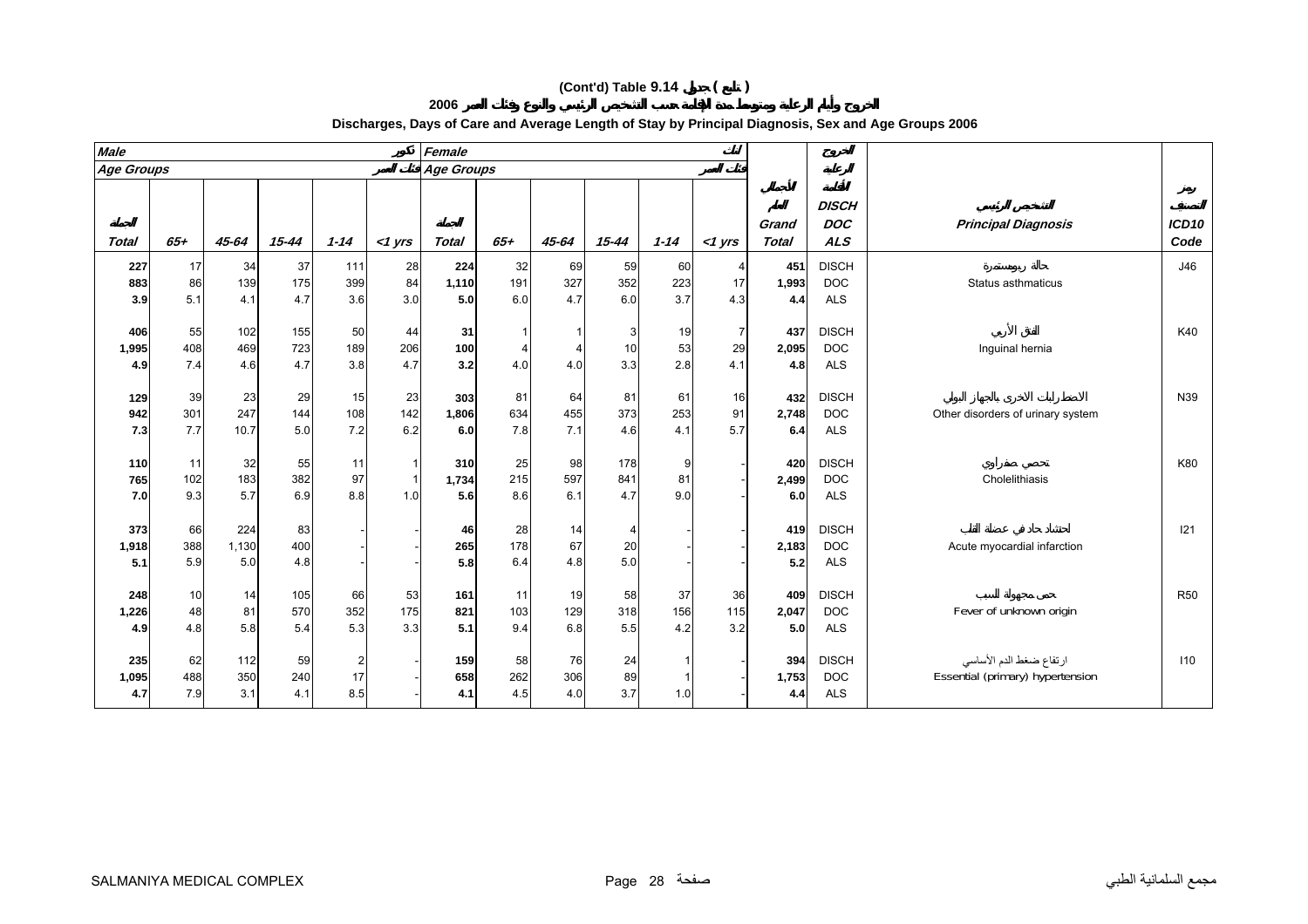**(Cont'd) Table 9.14 جدول ( تابع )**

**2006 الخروج وأيام الرعاية ومتوسط مدة الإقامة حسب التشخيص الرئيسي والنوع وفئات العمر 2006**

**Discharges, Days of Care and Average Length of Stay by Principal Diagnosis, Sex and Age Groups 2006**

| *Male* ذكور | | | | | | *Female* إناث | | | | | | | | | |
|---|---|---|---|---|---|---|---|---|---|---|---|---|---|---|---|
| *Age Groups* فئات العمر | | | | | | *Age Groups* فئات العمر | | | | | | | الخروج الرعاية الإقامة | | رمز التصنيف |
| *Total* الجملة | *65+* | *45-64* | *15-44* | *1-14* | *<1 yrs* | *Total* الجملة | *65+* | *45-64* | *15-44* | *1-14* | *<1 yrs* | *Grand Total* الجملة العام | *DISCH DOC ALS* | التشخيص الرئيسي *Principal Diagnosis* | *ICD10 Code* |
| **227** | 17 | 34 | 37 | 111 | 28 | **224** | 32 | 69 | 59 | 60 | 4 | **451** | DISCH | حالة ربوية مستمرة | J46 |
| **883** | 86 | 139 | 175 | 399 | 84 | **1,110** | 191 | 327 | 352 | 223 | 17 | **1,993** | DOC | Status asthmaticus | |
| **3.9** | 5.1 | 4.1 | 4.7 | 3.6 | 3.0 | **5.0** | 6.0 | 4.7 | 6.0 | 3.7 | 4.3 | **4.4** | ALS | | |
| **406** | 55 | 102 | 155 | 50 | 44 | **31** | 1 | 1 | 3 | 19 | 7 | **437** | DISCH | الفتق الأربي | K40 |
| **1,995** | 408 | 469 | 723 | 189 | 206 | **100** | 4 | 4 | 10 | 53 | 29 | **2,095** | DOC | Inguinal hernia | |
| **4.9** | 7.4 | 4.6 | 4.7 | 3.8 | 4.7 | **3.2** | 4.0 | 4.0 | 3.3 | 2.8 | 4.1 | **4.8** | ALS | | |
| **129** | 39 | 23 | 29 | 15 | 23 | **303** | 81 | 64 | 81 | 61 | 16 | **432** | DISCH | الاضطرابات الاخرى بالجهاز البولي | N39 |
| **942** | 301 | 247 | 144 | 108 | 142 | **1,806** | 634 | 455 | 373 | 253 | 91 | **2,748** | DOC | Other disorders of urinary system | |
| **7.3** | 7.7 | 10.7 | 5.0 | 7.2 | 6.2 | **6.0** | 7.8 | 7.1 | 4.6 | 4.1 | 5.7 | **6.4** | ALS | | |
| **110** | 11 | 32 | 55 | 11 | 1 | **310** | 25 | 98 | 178 | 9 | - | **420** | DISCH | تحصي صفراوي | K80 |
| **765** | 102 | 183 | 382 | 97 | 1 | **1,734** | 215 | 597 | 841 | 81 | - | **2,499** | DOC | Cholelithiasis | |
| **7.0** | 9.3 | 5.7 | 6.9 | 8.8 | 1.0 | **5.6** | 8.6 | 6.1 | 4.7 | 9.0 | - | **6.0** | ALS | | |
| **373** | 66 | 224 | 83 | - | - | **46** | 28 | 14 | 4 | - | - | **419** | DISCH | احتشاد حاد في عضلة القلب | I21 |
| **1,918** | 388 | 1,130 | 400 | - | - | **265** | 178 | 67 | 20 | - | - | **2,183** | DOC | Acute myocardial infarction | |
| **5.1** | 5.9 | 5.0 | 4.8 | - | - | **5.8** | 6.4 | 4.8 | 5.0 | - | - | **5.2** | ALS | | |
| **248** | 10 | 14 | 105 | 66 | 53 | **161** | 11 | 19 | 58 | 37 | 36 | **409** | DISCH | حمى مجهولة السبب | R50 |
| **1,226** | 48 | 81 | 570 | 352 | 175 | **821** | 103 | 129 | 318 | 156 | 115 | **2,047** | DOC | Fever of unknown origin | |
| **4.9** | 4.8 | 5.8 | 5.4 | 5.3 | 3.3 | **5.1** | 9.4 | 6.8 | 5.5 | 4.2 | 3.2 | **5.0** | ALS | | |
| **235** | 62 | 112 | 59 | 2 | - | **159** | 58 | 76 | 24 | 1 | - | **394** | DISCH | ارتفاع ضغط الدم الأساسي | I10 |
| **1,095** | 488 | 350 | 240 | 17 | - | **658** | 262 | 306 | 89 | 1 | - | **1,753** | DOC | Essential (primary) hypertension | |
| **4.7** | 7.9 | 3.1 | 4.1 | 8.5 | - | **4.1** | 4.5 | 4.0 | 3.7 | 1.0 | - | **4.4** | ALS | | |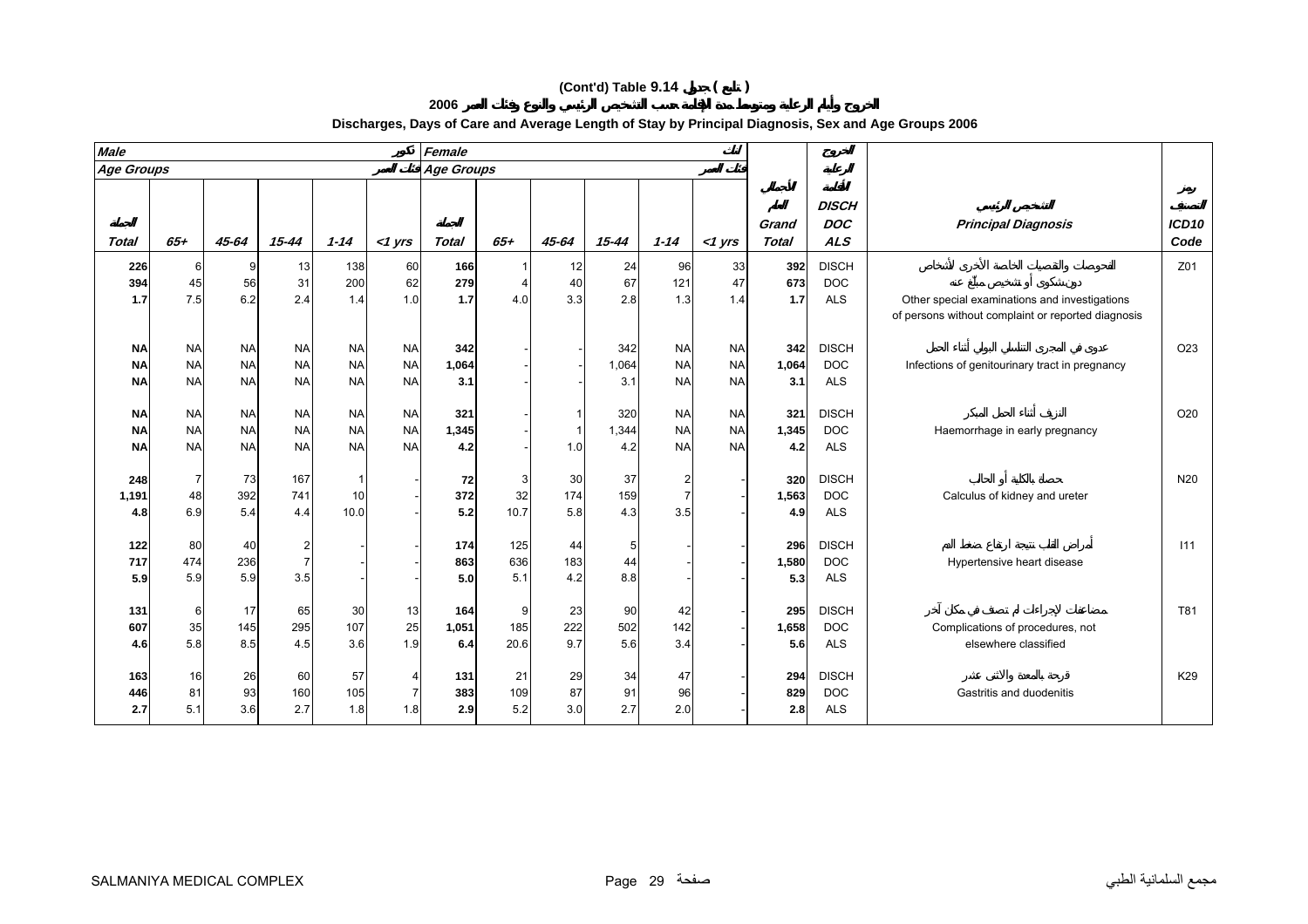# (Cont'd) Table 9.14 جدول ( تابع )

## الخروج وأيام الرعاية ومتوسط مدة الإقامة حسب التشخيص الرئيسي والنوع وفئات العمر 2006

### Discharges, Days of Care and Average Length of Stay by Principal Diagnosis, Sex and Age Groups 2006

| Male ذكور | | | | | | Female إناث | | | | | | | | | |
|---|---|---|---|---|---|---|---|---|---|---|---|---|---|---|---|
| Age Groups فئات العمر | | | | | | Age Groups فئات العمر | | | | | | | | | |
| Total الجملة | 65+ | 45-64 | 15-44 | 1-14 | <1 yrs | Total الجملة | 65+ | 45-64 | 15-44 | 1-14 | <1 yrs | Grand Total الجملة العامة | الخروج الرعاية الإقامة DISCH DOC ALS | التشخيص الرئيسي Principal Diagnosis | رمز التصنيف ICD10 Code |
| 226 | 6 | 9 | 13 | 138 | 60 | 166 | 1 | 12 | 24 | 96 | 33 | 392 | DISCH | الفحوصات والتقصيات الخاصة الأخرى لأشخاص دون شكوى أو تشخيص مبلّغ عنه | Z01 |
| 394 | 45 | 56 | 31 | 200 | 62 | 279 | 4 | 40 | 67 | 121 | 47 | 673 | DOC | Other special examinations and investigations | |
| 1.7 | 7.5 | 6.2 | 2.4 | 1.4 | 1.0 | 1.7 | 4.0 | 3.3 | 2.8 | 1.3 | 1.4 | 1.7 | ALS | of persons without complaint or reported diagnosis | |
| NA | NA | NA | NA | NA | NA | 342 | - | - | 342 | NA | NA | 342 | DISCH | عدوى في المجرى التناسلي البولي أثناء الحمل | O23 |
| NA | NA | NA | NA | NA | NA | 1,064 | - | - | 1,064 | NA | NA | 1,064 | DOC | Infections of genitourinary tract in pregnancy | |
| NA | NA | NA | NA | NA | NA | 3.1 | - | - | 3.1 | NA | NA | 3.1 | ALS | | |
| NA | NA | NA | NA | NA | NA | 321 | - | 1 | 320 | NA | NA | 321 | DISCH | النزيف أثناء الحمل المبكر | O20 |
| NA | NA | NA | NA | NA | NA | 1,345 | - | 1 | 1,344 | NA | NA | 1,345 | DOC | Haemorrhage in early pregnancy | |
| NA | NA | NA | NA | NA | NA | 4.2 | - | 1.0 | 4.2 | NA | NA | 4.2 | ALS | | |
| 248 | 7 | 73 | 167 | 1 | - | 72 | 3 | 30 | 37 | 2 | - | 320 | DISCH | حصاة بالكلية أو الحالب | N20 |
| 1,191 | 48 | 392 | 741 | 10 | - | 372 | 32 | 174 | 159 | 7 | - | 1,563 | DOC | Calculus of kidney and ureter | |
| 4.8 | 6.9 | 5.4 | 4.4 | 10.0 | - | 5.2 | 10.7 | 5.8 | 4.3 | 3.5 | - | 4.9 | ALS | | |
| 122 | 80 | 40 | 2 | - | - | 174 | 125 | 44 | 5 | - | - | 296 | DISCH | أمراض القلب نتيجة ارتفاع ضغط الدم | I11 |
| 717 | 474 | 236 | 7 | - | - | 863 | 636 | 183 | 44 | - | - | 1,580 | DOC | Hypertensive heart disease | |
| 5.9 | 5.9 | 5.9 | 3.5 | - | - | 5.0 | 5.1 | 4.2 | 8.8 | - | - | 5.3 | ALS | | |
| 131 | 6 | 17 | 65 | 30 | 13 | 164 | 9 | 23 | 90 | 42 | - | 295 | DISCH | مضاعفات لإجراءات لم تصنف في مكان آخر | T81 |
| 607 | 35 | 145 | 295 | 107 | 25 | 1,051 | 185 | 222 | 502 | 142 | - | 1,658 | DOC | Complications of procedures, not | |
| 4.6 | 5.8 | 8.5 | 4.5 | 3.6 | 1.9 | 6.4 | 20.6 | 9.7 | 5.6 | 3.4 | - | 5.6 | ALS | elsewhere classified | |
| 163 | 16 | 26 | 60 | 57 | 4 | 131 | 21 | 29 | 34 | 47 | - | 294 | DISCH | قرحة بالمعدة والاثنى عشر | K29 |
| 446 | 81 | 93 | 160 | 105 | 7 | 383 | 109 | 87 | 91 | 96 | - | 829 | DOC | Gastritis and duodenitis | |
| 2.7 | 5.1 | 3.6 | 2.7 | 1.8 | 1.8 | 2.9 | 5.2 | 3.0 | 2.7 | 2.0 | - | 2.8 | ALS | | |

SALMANIYA MEDICAL COMPLEX مجمع السلمانية الطبي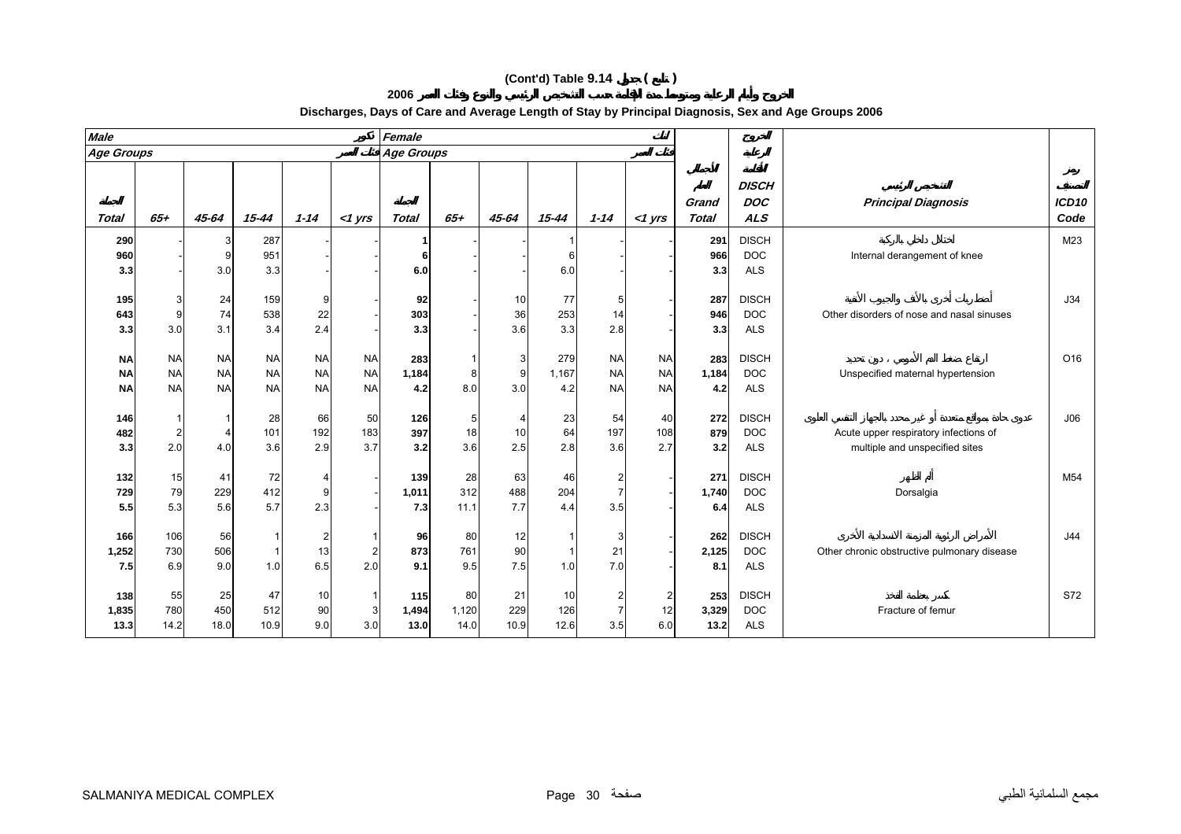# (Cont'd) Table 9.14 جدول ( تابع )

## الخروج وأيام الرعاية ومتوسط مدة الإقامة حسب التشخيص الرئيسي والنوع وفئات العمر 2006

## Discharges, Days of Care and Average Length of Stay by Principal Diagnosis, Sex and Age Groups 2006

| Male ذكور | | | | | | Female إناث | | | | | | | | | |
|---|---|---|---|---|---|---|---|---|---|---|---|---|---|---|---|
| Age Groups فئات العمر | | | | | | Age Groups فئات العمر | | | | | | | | | |
| الجملة Total | 65+ | 45-64 | 15-44 | 1-14 | <1 yrs | الجملة Total | 65+ | 45-64 | 15-44 | 1-14 | <1 yrs | الجملة العام Grand Total | الخروج الرعاية الإقامة DISCH DOC ALS | التشخيص الرئيسي Principal Diagnosis | رمز التصنيف ICD10 Code |
| 290 | - | 3 | 287 | - | - | 1 | - | - | 1 | - | - | 291 | DISCH | اختلال داخلي بالركبة | M23 |
| 960 | - | 9 | 951 | - | - | 6 | - | - | 6 | - | - | 966 | DOC | Internal derangement of knee | |
| 3.3 | - | 3.0 | 3.3 | - | - | 6.0 | - | - | 6.0 | - | - | 3.3 | ALS | | |
| 195 | 3 | 24 | 159 | 9 | - | 92 | - | 10 | 77 | 5 | - | 287 | DISCH | أضطرابات أخرى بالأنف والجيوب الأنفية | J34 |
| 643 | 9 | 74 | 538 | 22 | - | 303 | - | 36 | 253 | 14 | - | 946 | DOC | Other disorders of nose and nasal sinuses | |
| 3.3 | 3.0 | 3.1 | 3.4 | 2.4 | - | 3.3 | - | 3.6 | 3.3 | 2.8 | - | 3.3 | ALS | | |
| NA | NA | NA | NA | NA | NA | 283 | 1 | 3 | 279 | NA | NA | 283 | DISCH | ارتفاع ضغط الدم الأمومي ، دون تحديد | O16 |
| NA | NA | NA | NA | NA | NA | 1,184 | 8 | 9 | 1,167 | NA | NA | 1,184 | DOC | Unspecified maternal hypertension | |
| NA | NA | NA | NA | NA | NA | 4.2 | 8.0 | 3.0 | 4.2 | NA | NA | 4.2 | ALS | | |
| 146 | 1 | 1 | 28 | 66 | 50 | 126 | 5 | 4 | 23 | 54 | 40 | 272 | DISCH | عدوى حادة بمواقع متعددة أو غير محدد بالجهاز التنفسي العلوي | J06 |
| 482 | 2 | 4 | 101 | 192 | 183 | 397 | 18 | 10 | 64 | 197 | 108 | 879 | DOC | Acute upper respiratory infections of multiple and unspecified sites | |
| 3.3 | 2.0 | 4.0 | 3.6 | 2.9 | 3.7 | 3.2 | 3.6 | 2.5 | 2.8 | 3.6 | 2.7 | 3.2 | ALS | | |
| 132 | 15 | 41 | 72 | 4 | - | 139 | 28 | 63 | 46 | 2 | - | 271 | DISCH | ألم الظهر | M54 |
| 729 | 79 | 229 | 412 | 9 | - | 1,011 | 312 | 488 | 204 | 7 | - | 1,740 | DOC | Dorsalgia | |
| 5.5 | 5.3 | 5.6 | 5.7 | 2.3 | - | 7.3 | 11.1 | 7.7 | 4.4 | 3.5 | - | 6.4 | ALS | | |
| 166 | 106 | 56 | 1 | 2 | 1 | 96 | 80 | 12 | 1 | 3 | - | 262 | DISCH | الأمراض الرئوية المزمنة الانسدادية الأخرى | J44 |
| 1,252 | 730 | 506 | 1 | 13 | 2 | 873 | 761 | 90 | 1 | 21 | - | 2,125 | DOC | Other chronic obstructive pulmonary disease | |
| 7.5 | 6.9 | 9.0 | 1.0 | 6.5 | 2.0 | 9.1 | 9.5 | 7.5 | 1.0 | 7.0 | - | 8.1 | ALS | | |
| 138 | 55 | 25 | 47 | 10 | 1 | 115 | 80 | 21 | 10 | 2 | 2 | 253 | DISCH | كسر بعظمة الفخذ | S72 |
| 1,835 | 780 | 450 | 512 | 90 | 3 | 1,494 | 1,120 | 229 | 126 | 7 | 12 | 3,329 | DOC | Fracture of femur | |
| 13.3 | 14.2 | 18.0 | 10.9 | 9.0 | 3.0 | 13.0 | 14.0 | 10.9 | 12.6 | 3.5 | 6.0 | 13.2 | ALS | | |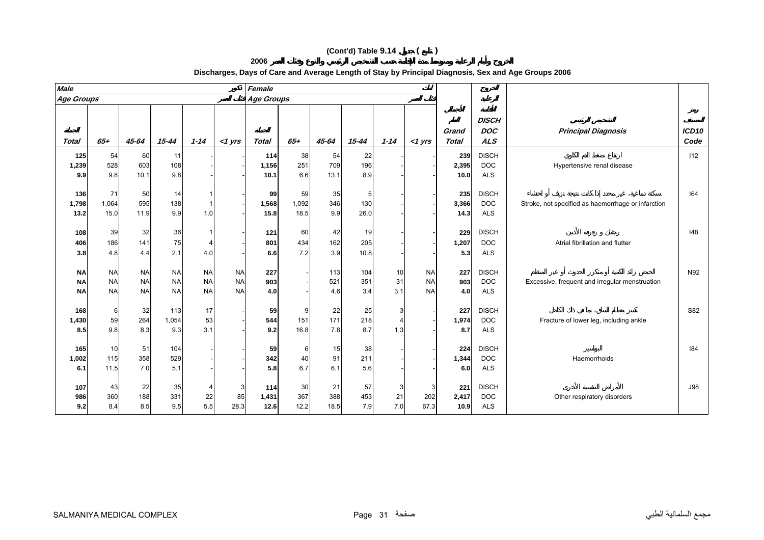# (Cont'd) Table 9.14 جدول ( تابع )

## الخروج وأيام الرعاية ومتوسط مدة الإقامة حسب التشخيص الرئيسي والنوع وفئات العمر 2006

## Discharges, Days of Care and Average Length of Stay by Principal Diagnosis, Sex and Age Groups 2006

| Male ذكور | | | | | | Female إناث | | | | | | | | | |
|---|---|---|---|---|---|---|---|---|---|---|---|---|---|---|---|
| Age Groups فئات العمر | | | | | | Age Groups فئات العمر | | | | | | | | | |
| Total الجملة | 65+ | 45-64 | 15-44 | 1-14 | <1 yrs | Total الجملة | 65+ | 45-64 | 15-44 | 1-14 | <1 yrs | Grand Total الجملة العام | DISCH DOC ALS الخروج الرعاية الإقامة | Principal Diagnosis التشخيص الرئيسي | ICD10 Code رمز التصنيف |
| **125** | 54 | 60 | 11 | - | - | **114** | 38 | 54 | 22 | - | - | **239** | DISCH | ارتفاع ضغط الدم الكلوي | I12 |
| **1,239** | 528 | 603 | 108 | - | - | **1,156** | 251 | 709 | 196 | - | - | **2,395** | DOC | Hypertensive renal disease | |
| **9.9** | 9.8 | 10.1 | 9.8 | - | - | **10.1** | 6.6 | 13.1 | 8.9 | - | - | **10.0** | ALS | | |
| **136** | 71 | 50 | 14 | 1 | - | **99** | 59 | 35 | 5 | - | - | **235** | DISCH | سكتة دماغية، غير محدد إذا كانت نتيجة نزيف أو احتشاء | I64 |
| **1,798** | 1,064 | 595 | 138 | 1 | - | **1,568** | 1,092 | 346 | 130 | - | - | **3,366** | DOC | Stroke, not specified as haemorrhage or infarction | |
| **13.2** | 15.0 | 11.9 | 9.9 | 1.0 | - | **15.8** | 18.5 | 9.9 | 26.0 | - | - | **14.3** | ALS | | |
| **108** | 39 | 32 | 36 | 1 | - | **121** | 60 | 42 | 19 | - | - | **229** | DISCH | رجفان و رفرفة الأذنين | I48 |
| **406** | 186 | 141 | 75 | 4 | - | **801** | 434 | 162 | 205 | - | - | **1,207** | DOC | Atrial fibrillation and flutter | |
| **3.8** | 4.8 | 4.4 | 2.1 | 4.0 | - | **6.6** | 7.2 | 3.9 | 10.8 | - | - | **5.3** | ALS | | |
| **NA** | NA | NA | NA | NA | NA | **227** | - | 113 | 104 | 10 | NA | **227** | DISCH | الحيض زائد الكمية أو متكرر الحدوث أو غير المنتظم | N92 |
| **NA** | NA | NA | NA | NA | NA | **903** | - | 521 | 351 | 31 | NA | **903** | DOC | Excessive, frequent and irregular menstruation | |
| **NA** | NA | NA | NA | NA | NA | **4.0** | - | 4.6 | 3.4 | 3.1 | NA | **4.0** | ALS | | |
| **168** | 6 | 32 | 113 | 17 | - | **59** | 9 | 22 | 25 | 3 | - | **227** | DISCH | كسر بعظام الساق، بما في ذلك الكاحل | S82 |
| **1,430** | 59 | 264 | 1,054 | 53 | - | **544** | 151 | 171 | 218 | 4 | - | **1,974** | DOC | Fracture of lower leg, including ankle | |
| **8.5** | 9.8 | 8.3 | 9.3 | 3.1 | - | **9.2** | 16.8 | 7.8 | 8.7 | 1.3 | - | **8.7** | ALS | | |
| **165** | 10 | 51 | 104 | - | - | **59** | 6 | 15 | 38 | - | - | **224** | DISCH | البواسير | I84 |
| **1,002** | 115 | 358 | 529 | - | - | **342** | 40 | 91 | 211 | - | - | **1,344** | DOC | Haemorrhoids | |
| **6.1** | 11.5 | 7.0 | 5.1 | - | - | **5.8** | 6.7 | 6.1 | 5.6 | - | - | **6.0** | ALS | | |
| **107** | 43 | 22 | 35 | 4 | 3 | **114** | 30 | 21 | 57 | 3 | 3 | **221** | DISCH | الأمراض التنفسية الأخرى | J98 |
| **986** | 360 | 188 | 331 | 22 | 85 | **1,431** | 367 | 388 | 453 | 21 | 202 | **2,417** | DOC | Other respiratory disorders | |
| **9.2** | 8.4 | 8.5 | 9.5 | 5.5 | 28.3 | **12.6** | 12.2 | 18.5 | 7.9 | 7.0 | 67.3 | **10.9** | ALS | | |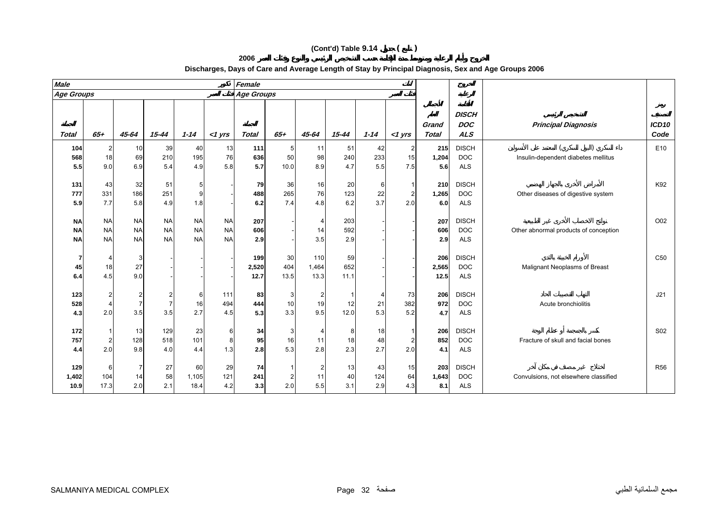# (Cont'd) Table 9.14 جدول ( تابع )

## الخروج وأيام الرعاية ومتوسط مدة الإقامة حسب التشخيص الرئيسي والنوع وفئات العمر 2006

## Discharges, Days of Care and Average Length of Stay by Principal Diagnosis, Sex and Age Groups 2006

| Male ذكور | | | | | | Female إناث | | | | | | | | | |
|---|---|---|---|---|---|---|---|---|---|---|---|---|---|---|---|
| Age Groups فئات العمر | | | | | | Age Groups فئات العمر | | | | | | | | | |
| المجموع Total | 65+ | 45-64 | 15-44 | 1-14 | <1 yrs | المجموع Total | 65+ | 45-64 | 15-44 | 1-14 | <1 yrs | الإجمالي العام Grand Total | الخروج الرعاية الإقامة DISCH DOC ALS | التشخيص الرئيسي Principal Diagnosis | رمز التصنيف ICD10 Code |
| 104 | 2 | 10 | 39 | 40 | 13 | 111 | 5 | 11 | 51 | 42 | 2 | 215 | DISCH | داء السكري (البول السكري) المعتمد على الأنسولين Insulin-dependent diabetes mellitus | E10 |
| 568 | 18 | 69 | 210 | 195 | 76 | 636 | 50 | 98 | 240 | 233 | 15 | 1,204 | DOC | | |
| 5.5 | 9.0 | 6.9 | 5.4 | 4.9 | 5.8 | 5.7 | 10.0 | 8.9 | 4.7 | 5.5 | 7.5 | 5.6 | ALS | | |
| 131 | 43 | 32 | 51 | 5 | - | 79 | 36 | 16 | 20 | 6 | 1 | 210 | DISCH | الأمراض الأخرى بالجهاز الهضمي Other diseases of digestive system | K92 |
| 777 | 331 | 186 | 251 | 9 | - | 488 | 265 | 76 | 123 | 22 | 2 | 1,265 | DOC | | |
| 5.9 | 7.7 | 5.8 | 4.9 | 1.8 | - | 6.2 | 7.4 | 4.8 | 6.2 | 3.7 | 2.0 | 6.0 | ALS | | |
| NA | NA | NA | NA | NA | NA | 207 | - | 4 | 203 | - | - | 207 | DISCH | نواتج الإخصاب الأخرى غير الطبيعية Other abnormal products of conception | O02 |
| NA | NA | NA | NA | NA | NA | 606 | - | 14 | 592 | - | - | 606 | DOC | | |
| NA | NA | NA | NA | NA | NA | 2.9 | - | 3.5 | 2.9 | - | - | 2.9 | ALS | | |
| 7 | 4 | 3 | - | - | - | 199 | 30 | 110 | 59 | - | - | 206 | DISCH | الأورام الخبيثة بالثدي Malignant Neoplasms of Breast | C50 |
| 45 | 18 | 27 | - | - | - | 2,520 | 404 | 1,464 | 652 | - | - | 2,565 | DOC | | |
| 6.4 | 4.5 | 9.0 | - | - | - | 12.7 | 13.5 | 13.3 | 11.1 | - | - | 12.5 | ALS | | |
| 123 | 2 | 2 | 2 | 6 | 111 | 83 | 3 | 2 | 1 | 4 | 73 | 206 | DISCH | التهاب القصيبات الحاد Acute bronchiolitis | J21 |
| 528 | 4 | 7 | 7 | 16 | 494 | 444 | 10 | 19 | 12 | 21 | 382 | 972 | DOC | | |
| 4.3 | 2.0 | 3.5 | 3.5 | 2.7 | 4.5 | 5.3 | 3.3 | 9.5 | 12.0 | 5.3 | 5.2 | 4.7 | ALS | | |
| 172 | 1 | 13 | 129 | 23 | 6 | 34 | 3 | 4 | 8 | 18 | 1 | 206 | DISCH | كسر بالجمجمة أو عظام الوجه Fracture of skull and facial bones | S02 |
| 757 | 2 | 128 | 518 | 101 | 8 | 95 | 16 | 11 | 18 | 48 | 2 | 852 | DOC | | |
| 4.4 | 2.0 | 9.8 | 4.0 | 4.4 | 1.3 | 2.8 | 5.3 | 2.8 | 2.3 | 2.7 | 2.0 | 4.1 | ALS | | |
| 129 | 6 | 7 | 27 | 60 | 29 | 74 | 1 | 2 | 13 | 43 | 15 | 203 | DISCH | اختلاج غير مصنف في مكان آخر Convulsions, not elsewhere classified | R56 |
| 1,402 | 104 | 14 | 58 | 1,105 | 121 | 241 | 2 | 11 | 40 | 124 | 64 | 1,643 | DOC | | |
| 10.9 | 17.3 | 2.0 | 2.1 | 18.4 | 4.2 | 3.3 | 2.0 | 5.5 | 3.1 | 2.9 | 4.3 | 8.1 | ALS | | |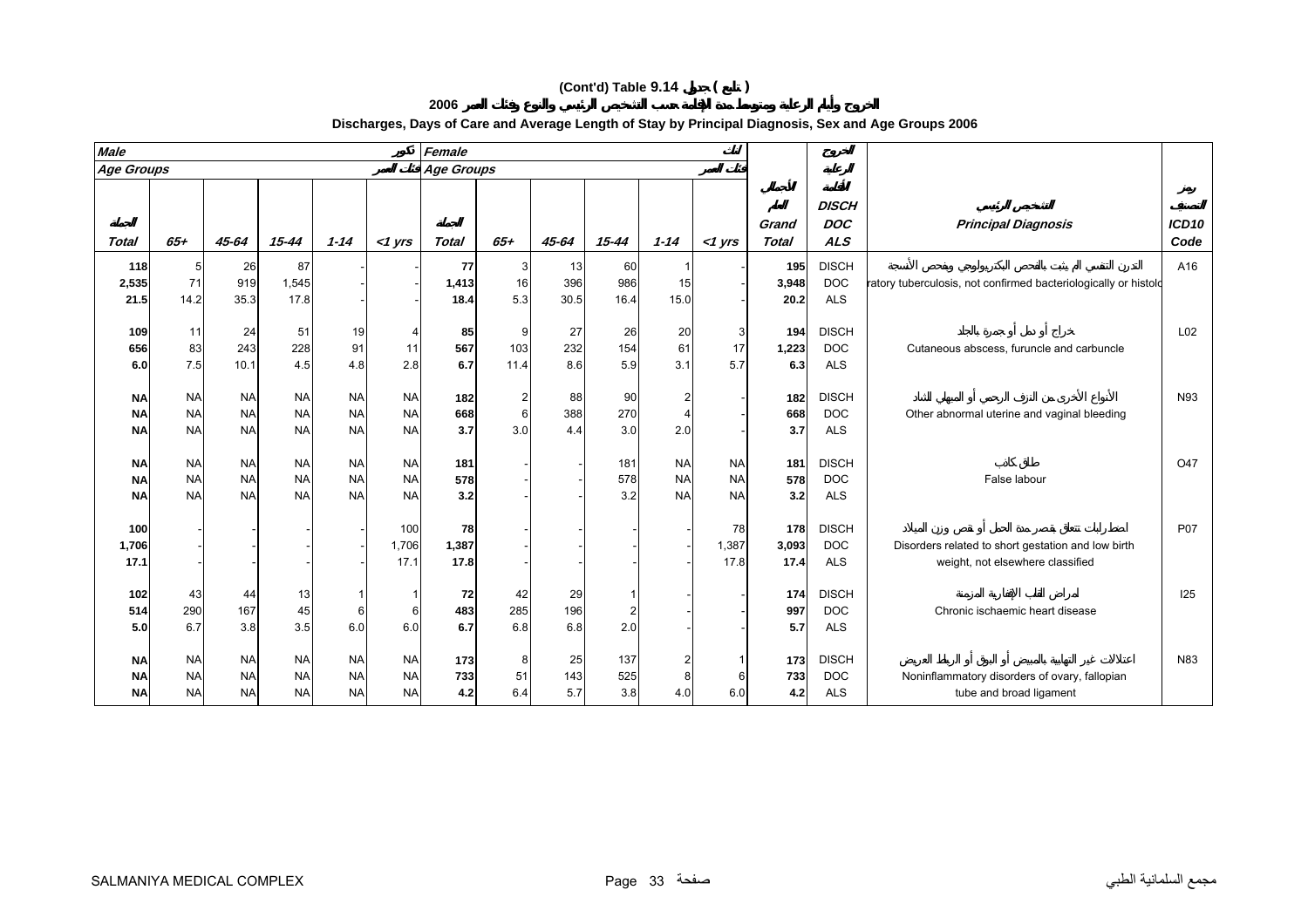# (Cont'd) Table 9.14 جدول ( تابع )

## الخروج وأيام الرعاية ومتوسط مدة الإقامة حسب التشخيص الرئيسي والنوع وفئات العمر 2006

## Discharges, Days of Care and Average Length of Stay by Principal Diagnosis, Sex and Age Groups 2006

| Male ذكور | | | | | | Female إناث | | | | | | | الخروج الرعاية والإقامة | | |
|---|---|---|---|---|---|---|---|---|---|---|---|---|---|---|---|
| Age Groups فئات العمر | | | | | | Age Groups فئات العمر | | | | | | | | | |
| Total الجملة | 65+ | 45-64 | 15-44 | 1-14 | <1 yrs | Total الجملة | 65+ | 45-64 | 15-44 | 1-14 | <1 yrs | Grand Total الجملة العام | DISCH DOC ALS | Principal Diagnosis التشخيص الرئيسي | ICD10 Code رمز التصنيف |
| 118 | 5 | 26 | 87 | - | - | 77 | 3 | 13 | 60 | 1 | - | 195 | DISCH | التدرن التنفسي لم يثبت بالفحص البكتريولوجي وفحص الأنسجة | A16 |
| 2,535 | 71 | 919 | 1,545 | - | - | 1,413 | 16 | 396 | 986 | 15 | - | 3,948 | DOC | ratory tuberculosis, not confirmed bacteriologically or histolo | |
| 21.5 | 14.2 | 35.3 | 17.8 | - | - | 18.4 | 5.3 | 30.5 | 16.4 | 15.0 | - | 20.2 | ALS | | |
| 109 | 11 | 24 | 51 | 19 | 4 | 85 | 9 | 27 | 26 | 20 | 3 | 194 | DISCH | خراج أو دمل أو جمرة بالجلد | L02 |
| 656 | 83 | 243 | 228 | 91 | 11 | 567 | 103 | 232 | 154 | 61 | 17 | 1,223 | DOC | Cutaneous abscess, furuncle and carbuncle | |
| 6.0 | 7.5 | 10.1 | 4.5 | 4.8 | 2.8 | 6.7 | 11.4 | 8.6 | 5.9 | 3.1 | 5.7 | 6.3 | ALS | | |
| NA | NA | NA | NA | NA | NA | 182 | 2 | 88 | 90 | 2 | - | 182 | DISCH | الأنواع الأخرى من النزف الرحمي أو المهبلي الشاذ | N93 |
| NA | NA | NA | NA | NA | NA | 668 | 6 | 388 | 270 | 4 | - | 668 | DOC | Other abnormal uterine and vaginal bleeding | |
| NA | NA | NA | NA | NA | NA | 3.7 | 3.0 | 4.4 | 3.0 | 2.0 | - | 3.7 | ALS | | |
| NA | NA | NA | NA | NA | NA | 181 | - | - | 181 | NA | NA | 181 | DISCH | طلق كاذب | O47 |
| NA | NA | NA | NA | NA | NA | 578 | - | - | 578 | NA | NA | 578 | DOC | False labour | |
| NA | NA | NA | NA | NA | NA | 3.2 | - | - | 3.2 | NA | NA | 3.2 | ALS | | |
| 100 | - | - | - | - | 100 | 78 | - | - | - | - | 78 | 178 | DISCH | اضطرابات تتعلق بقصر مدة الحمل أو نقص وزن الميلاد | P07 |
| 1,706 | - | - | - | - | 1,706 | 1,387 | - | - | - | - | 1,387 | 3,093 | DOC | Disorders related to short gestation and low birth | |
| 17.1 | - | - | - | - | 17.1 | 17.8 | - | - | - | - | 17.8 | 17.4 | ALS | weight, not elsewhere classified | |
| 102 | 43 | 44 | 13 | 1 | 1 | 72 | 42 | 29 | 1 | - | - | 174 | DISCH | أمراض القلب الإقفارية المزمنة | I25 |
| 514 | 290 | 167 | 45 | 6 | 6 | 483 | 285 | 196 | 2 | - | - | 997 | DOC | Chronic ischaemic heart disease | |
| 5.0 | 6.7 | 3.8 | 3.5 | 6.0 | 6.0 | 6.7 | 6.8 | 6.8 | 2.0 | - | - | 5.7 | ALS | | |
| NA | NA | NA | NA | NA | NA | 173 | 8 | 25 | 137 | 2 | 1 | 173 | DISCH | اعتلالات غير التهابية بالمبيض أو البوق أو الرباط العريض | N83 |
| NA | NA | NA | NA | NA | NA | 733 | 51 | 143 | 525 | 8 | 6 | 733 | DOC | Noninflammatory disorders of ovary, fallopian | |
| NA | NA | NA | NA | NA | NA | 4.2 | 6.4 | 5.7 | 3.8 | 4.0 | 6.0 | 4.2 | ALS | tube and broad ligament | |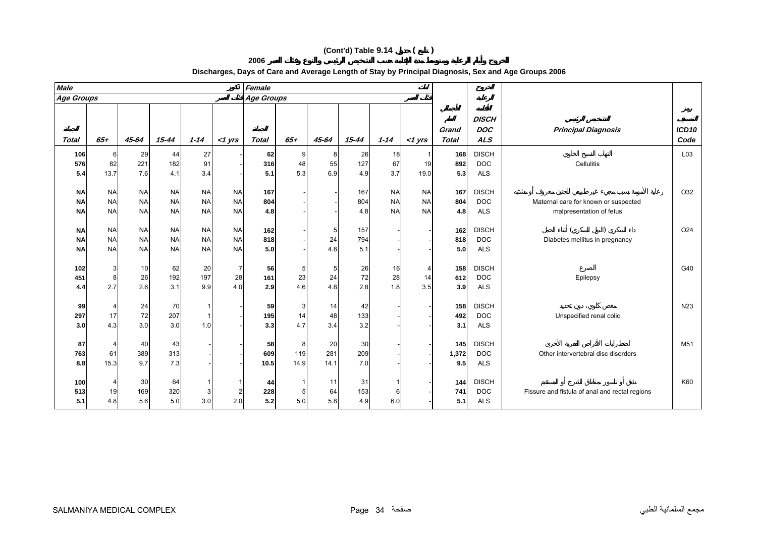# (Cont'd) Table 9.14 جدول ( تابع )

## الخروج وأيام الرعاية ومتوسط مدة الإقامة حسب التشخيص الرئيسي والنوع وفئات العمر 2006

## Discharges, Days of Care and Average Length of Stay by Principal Diagnosis, Sex and Age Groups 2006

| Male ذكور | | | | | | Female اناث | | | | | | | | | |
|---|---|---|---|---|---|---|---|---|---|---|---|---|---|---|---|
| Age Groups فئات العمر | | | | | | Age Groups فئات العمر | | | | | | | | | |
| المجموع Total | 65+ | 45-64 | 15-44 | 1-14 | <1 yrs | المجموع Total | 65+ | 45-64 | 15-44 | 1-14 | <1 yrs | المجموع العام Grand Total | الخروج الرعاية الاقامة DISCH DOC ALS | التشخيص الرئيسي Principal Diagnosis | رمز التصنيف ICD10 Code |
| 106 | 6 | 29 | 44 | 27 | - | 62 | 9 | 8 | 26 | 18 | 1 | 168 | DISCH | التهاب النسيج الخلوي Cellulitis | L03 |
| 576 | 82 | 221 | 182 | 91 | - | 316 | 48 | 55 | 127 | 67 | 19 | 892 | DOC | | |
| 5.4 | 13.7 | 7.6 | 4.1 | 3.4 | - | 5.1 | 5.3 | 6.9 | 4.9 | 3.7 | 19.0 | 5.3 | ALS | | |
| NA | NA | NA | NA | NA | NA | 167 | - | - | 167 | NA | NA | 167 | DISCH | رعاية الأمومة بسبب مجيء غير طبيعي للجنين معروف أو مشتبه Maternal care for known or suspected malpresentation of fetus | O32 |
| NA | NA | NA | NA | NA | NA | 804 | - | - | 804 | NA | NA | 804 | DOC | | |
| NA | NA | NA | NA | NA | NA | 4.8 | - | - | 4.8 | NA | NA | 4.8 | ALS | | |
| NA | NA | NA | NA | NA | NA | 162 | - | 5 | 157 | - | - | 162 | DISCH | داء السكري (البول السكري) أثناء الحمل Diabetes mellitus in pregnancy | O24 |
| NA | NA | NA | NA | NA | NA | 818 | - | 24 | 794 | - | - | 818 | DOC | | |
| NA | NA | NA | NA | NA | NA | 5.0 | - | 4.8 | 5.1 | - | - | 5.0 | ALS | | |
| 102 | 3 | 10 | 62 | 20 | 7 | 56 | 5 | 5 | 26 | 16 | 4 | 158 | DISCH | الصرع Epilepsy | G40 |
| 451 | 8 | 26 | 192 | 197 | 28 | 161 | 23 | 24 | 72 | 28 | 14 | 612 | DOC | | |
| 4.4 | 2.7 | 2.6 | 3.1 | 9.9 | 4.0 | 2.9 | 4.6 | 4.8 | 2.8 | 1.8 | 3.5 | 3.9 | ALS | | |
| 99 | 4 | 24 | 70 | 1 | - | 59 | 3 | 14 | 42 | - | - | 158 | DISCH | مغص كلوي، دون تحديد Unspecified renal colic | N23 |
| 297 | 17 | 72 | 207 | 1 | - | 195 | 14 | 48 | 133 | - | - | 492 | DOC | | |
| 3.0 | 4.3 | 3.0 | 3.0 | 1.0 | - | 3.3 | 4.7 | 3.4 | 3.2 | - | - | 3.1 | ALS | | |
| 87 | 4 | 40 | 43 | - | - | 58 | 8 | 20 | 30 | - | - | 145 | DISCH | اضطرابات الأقراص الفقرية الأخرى Other intervertebral disc disorders | M51 |
| 763 | 61 | 389 | 313 | - | - | 609 | 119 | 281 | 209 | - | - | 1,372 | DOC | | |
| 8.8 | 15.3 | 9.7 | 7.3 | - | - | 10.5 | 14.9 | 14.1 | 7.0 | - | - | 9.5 | ALS | | |
| 100 | 4 | 30 | 64 | 1 | 1 | 44 | 1 | 11 | 31 | 1 | - | 144 | DISCH | شق أو ناسور بمناطق الشرج أو المستقيم Fissure and fistula of anal and rectal regions | K60 |
| 513 | 19 | 169 | 320 | 3 | 2 | 228 | 5 | 64 | 153 | 6 | - | 741 | DOC | | |
| 5.1 | 4.8 | 5.6 | 5.0 | 3.0 | 2.0 | 5.2 | 5.0 | 5.8 | 4.9 | 6.0 | - | 5.1 | ALS | | |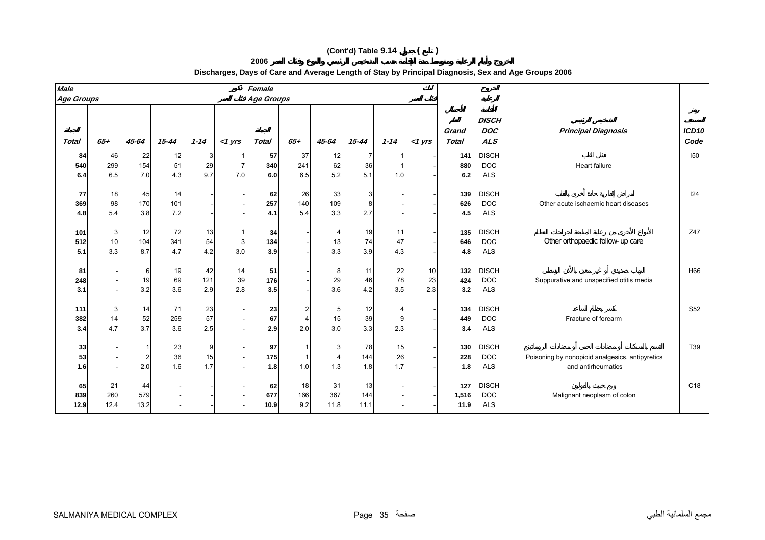# (Cont'd) Table 9.14 جدول ( تابع )

## الخروج وأيام الرعاية ومتوسط مدة الإقامة حسب التشخيص الرئيسي والنوع وفئات العمر 2006

## Discharges, Days of Care and Average Length of Stay by Principal Diagnosis, Sex and Age Groups 2006

| Male ذكور | | | | | | Female إناث | | | | | | | | | |
|---|---|---|---|---|---|---|---|---|---|---|---|---|---|---|---|
| Age Groups فئات العمر | | | | | | Age Groups فئات العمر | | | | | | | | | |
| Total الجملة | 65+ | 45-64 | 15-44 | 1-14 | <1 yrs | Total الجملة | 65+ | 45-64 | 15-44 | 1-14 | <1 yrs | Grand Total الجملة العام | الخروج الرعاية المتوسط DISCH DOC ALS | التشخيص الرئيسي Principal Diagnosis | رمز التصنيف ICD10 Code |
| 84 | 46 | 22 | 12 | 3 | 1 | 57 | 37 | 12 | 7 | 1 | - | 141 | DISCH | فشل القلب | I50 |
| 540 | 299 | 154 | 51 | 29 | 7 | 340 | 241 | 62 | 36 | 1 | - | 880 | DOC | Heart failure | |
| 6.4 | 6.5 | 7.0 | 4.3 | 9.7 | 7.0 | 6.0 | 6.5 | 5.2 | 5.1 | 1.0 | - | 6.2 | ALS | | |
| 77 | 18 | 45 | 14 | - | - | 62 | 26 | 33 | 3 | - | - | 139 | DISCH | أمراض إقفارية حادة أخرى بالقلب | I24 |
| 369 | 98 | 170 | 101 | - | - | 257 | 140 | 109 | 8 | - | - | 626 | DOC | Other acute ischaemic heart diseases | |
| 4.8 | 5.4 | 3.8 | 7.2 | - | - | 4.1 | 5.4 | 3.3 | 2.7 | - | - | 4.5 | ALS | | |
| 101 | 3 | 12 | 72 | 13 | 1 | 34 | - | 4 | 19 | 11 | - | 135 | DISCH | الأنواع الأخرى من رعاية المتابعة لجراحات العظام | Z47 |
| 512 | 10 | 104 | 341 | 54 | 3 | 134 | - | 13 | 74 | 47 | - | 646 | DOC | Other orthopaedic follow-up care | |
| 5.1 | 3.3 | 8.7 | 4.7 | 4.2 | 3.0 | 3.9 | - | 3.3 | 3.9 | 4.3 | - | 4.8 | ALS | | |
| 81 | - | 6 | 19 | 42 | 14 | 51 | - | 8 | 11 | 22 | 10 | 132 | DISCH | التهاب صديدي أو غير معين بالأذن الوسطى | H66 |
| 248 | - | 19 | 69 | 121 | 39 | 176 | - | 29 | 46 | 78 | 23 | 424 | DOC | Suppurative and unspecified otitis media | |
| 3.1 | - | 3.2 | 3.6 | 2.9 | 2.8 | 3.5 | - | 3.6 | 4.2 | 3.5 | 2.3 | 3.2 | ALS | | |
| 111 | 3 | 14 | 71 | 23 | - | 23 | 2 | 5 | 12 | 4 | - | 134 | DISCH | كسر بعظام الساعد | S52 |
| 382 | 14 | 52 | 259 | 57 | - | 67 | 4 | 15 | 39 | 9 | - | 449 | DOC | Fracture of forearm | |
| 3.4 | 4.7 | 3.7 | 3.6 | 2.5 | - | 2.9 | 2.0 | 3.0 | 3.3 | 2.3 | - | 3.4 | ALS | | |
| 33 | - | 1 | 23 | 9 | - | 97 | 1 | 3 | 78 | 15 | - | 130 | DISCH | التسمم بالمسكنات أو مضادات الحمى أو مضادات الروماتيزم | T39 |
| 53 | - | 2 | 36 | 15 | - | 175 | 1 | 4 | 144 | 26 | - | 228 | DOC | Poisoning by nonopioid analgesics, antipyretics and antirheumatics | |
| 1.6 | - | 2.0 | 1.6 | 1.7 | - | 1.8 | 1.0 | 1.3 | 1.8 | 1.7 | - | 1.8 | ALS | | |
| 65 | 21 | 44 | - | - | - | 62 | 18 | 31 | 13 | - | - | 127 | DISCH | ورم خبيث بالقولون | C18 |
| 839 | 260 | 579 | - | - | - | 677 | 166 | 367 | 144 | - | - | 1,516 | DOC | Malignant neoplasm of colon | |
| 12.9 | 12.4 | 13.2 | - | - | - | 10.9 | 9.2 | 11.8 | 11.1 | - | - | 11.9 | ALS | | |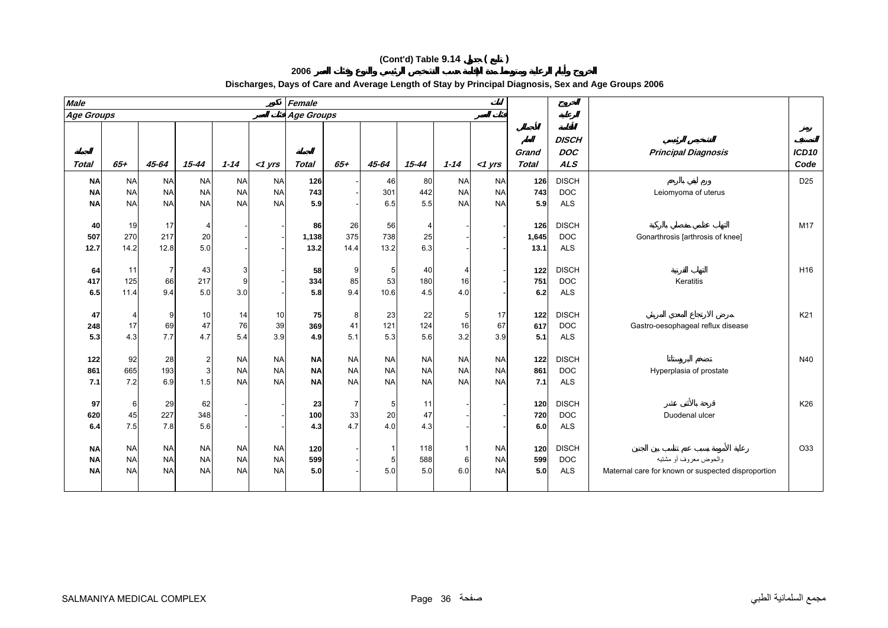# (Cont'd) Table 9.14 جدول ( تابع )

## الخروج وأيام الرعاية ومتوسط مدة الإقامة حسب التشخيص الرئيسي والنوع وفئات العمر 2006

### Discharges, Days of Care and Average Length of Stay by Principal Diagnosis, Sex and Age Groups 2006

| Male ذكور | | | | | | Female إناث | | | | | | | الخروج الرعاية الإقامة | | |
|---|---|---|---|---|---|---|---|---|---|---|---|---|---|---|---|
| Age Groups فئات العمر | | | | | | Age Groups فئات العمر | | | | | | | | | |
| Total الجملة | 65+ | 45-64 | 15-44 | 1-14 | <1 yrs | Total الجملة | 65+ | 45-64 | 15-44 | 1-14 | <1 yrs | الإجمالي العام Grand Total | DISCH DOC ALS | التشخيص الرئيسي Principal Diagnosis | رمز التصنيف ICD10 Code |
| NA | NA | NA | NA | NA | NA | 126 | - | 46 | 80 | NA | NA | 126 | DISCH | ورم ليفي بالرحم | D25 |
| NA | NA | NA | NA | NA | NA | 743 | - | 301 | 442 | NA | NA | 743 | DOC | Leiomyoma of uterus | |
| NA | NA | NA | NA | NA | NA | 5.9 | - | 6.5 | 5.5 | NA | NA | 5.9 | ALS | | |
| 40 | 19 | 17 | 4 | - | - | 86 | 26 | 56 | 4 | - | - | 126 | DISCH | التهاب عظمي مفصلي بالركبة | M17 |
| 507 | 270 | 217 | 20 | - | - | 1,138 | 375 | 738 | 25 | - | - | 1,645 | DOC | Gonarthrosis [arthrosis of knee] | |
| 12.7 | 14.2 | 12.8 | 5.0 | - | - | 13.2 | 14.4 | 13.2 | 6.3 | - | - | 13.1 | ALS | | |
| 64 | 11 | 7 | 43 | 3 | - | 58 | 9 | 5 | 40 | 4 | - | 122 | DISCH | التهاب القرنية | H16 |
| 417 | 125 | 66 | 217 | 9 | - | 334 | 85 | 53 | 180 | 16 | - | 751 | DOC | Keratitis | |
| 6.5 | 11.4 | 9.4 | 5.0 | 3.0 | - | 5.8 | 9.4 | 10.6 | 4.5 | 4.0 | - | 6.2 | ALS | | |
| 47 | 4 | 9 | 10 | 14 | 10 | 75 | 8 | 23 | 22 | 5 | 17 | 122 | DISCH | مرض الارتجاع المعدي المريئي | K21 |
| 248 | 17 | 69 | 47 | 76 | 39 | 369 | 41 | 121 | 124 | 16 | 67 | 617 | DOC | Gastro-oesophageal reflux disease | |
| 5.3 | 4.3 | 7.7 | 4.7 | 5.4 | 3.9 | 4.9 | 5.1 | 5.3 | 5.6 | 3.2 | 3.9 | 5.1 | ALS | | |
| 122 | 92 | 28 | 2 | NA | NA | NA | NA | NA | NA | NA | NA | 122 | DISCH | تضخم البروستاتا | N40 |
| 861 | 665 | 193 | 3 | NA | NA | NA | NA | NA | NA | NA | NA | 861 | DOC | Hyperplasia of prostate | |
| 7.1 | 7.2 | 6.9 | 1.5 | NA | NA | NA | NA | NA | NA | NA | NA | 7.1 | ALS | | |
| 97 | 6 | 29 | 62 | - | - | 23 | 7 | 5 | 11 | - | - | 120 | DISCH | قرحة بالأثنى عشر | K26 |
| 620 | 45 | 227 | 348 | - | - | 100 | 33 | 20 | 47 | - | - | 720 | DOC | Duodenal ulcer | |
| 6.4 | 7.5 | 7.8 | 5.6 | - | - | 4.3 | 4.7 | 4.0 | 4.3 | - | - | 6.0 | ALS | | |
| NA | NA | NA | NA | NA | NA | 120 | - | 1 | 118 | 1 | NA | 120 | DISCH | رعاية الأمومة بسبب عدم تناسب بين الجنين والحوض معروف أو مشتبه | O33 |
| NA | NA | NA | NA | NA | NA | 599 | - | 5 | 588 | 6 | NA | 599 | DOC | Maternal care for known or suspected disproportion | |
| NA | NA | NA | NA | NA | NA | 5.0 | - | 5.0 | 5.0 | 6.0 | NA | 5.0 | ALS | | |

SALMANIYA MEDICAL COMPLEX — مجمع السلمانية الطبي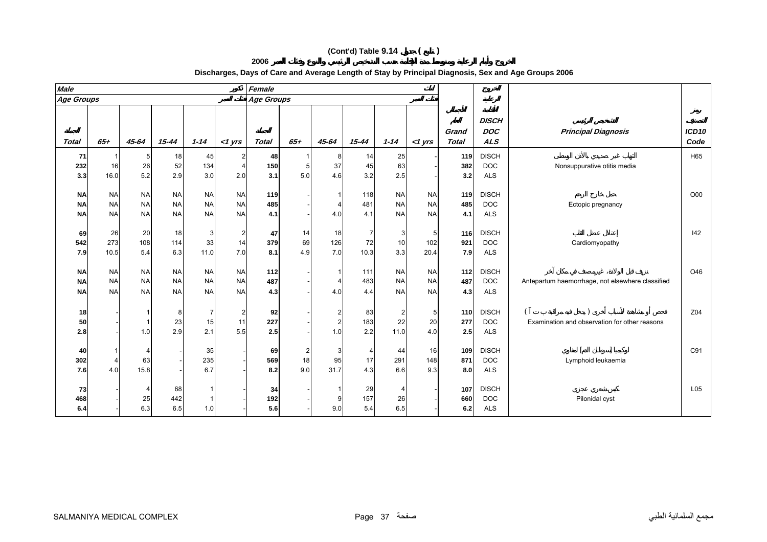# (Cont'd) Table 9.14 جدول ( تابع )

## 2006 الخروج وأيام الرعاية ومتوسط مدة الإقامة حسب التشخيص الرئيسي والنوع وفئات العمر 2006

### Discharges, Days of Care and Average Length of Stay by Principal Diagnosis, Sex and Age Groups 2006

| Male ذكور | | | | | | Female إناث | | | | | | | | | |
|---|---|---|---|---|---|---|---|---|---|---|---|---|---|---|---|
| Age Groups فئات العمر | | | | | | Age Groups فئات العمر | | | | | | | | | |
| Total الجملة | 65+ | 45-64 | 15-44 | 1-14 | <1 yrs | Total الجملة | 65+ | 45-64 | 15-44 | 1-14 | <1 yrs | Grand Total الجملة العامة | الخروج الرعاية الإقامة DISCH DOC ALS | التشخيص الرئيسي Principal Diagnosis | رمز التصنيف ICD10 Code |
| 71 | 1 | 5 | 18 | 45 | 2 | 48 | 1 | 8 | 14 | 25 | - | 119 | DISCH | التهاب غير صديدي بالأذن الوسطى | H65 |
| 232 | 16 | 26 | 52 | 134 | 4 | 150 | 5 | 37 | 45 | 63 | - | 382 | DOC | Nonsuppurative otitis media | |
| 3.3 | 16.0 | 5.2 | 2.9 | 3.0 | 2.0 | 3.1 | 5.0 | 4.6 | 3.2 | 2.5 | - | 3.2 | ALS | | |
| NA | NA | NA | NA | NA | NA | 119 | - | 1 | 118 | NA | NA | 119 | DISCH | حمل خارج الرحم | O00 |
| NA | NA | NA | NA | NA | NA | 485 | - | 4 | 481 | NA | NA | 485 | DOC | Ectopic pregnancy | |
| NA | NA | NA | NA | NA | NA | 4.1 | - | 4.0 | 4.1 | NA | NA | 4.1 | ALS | | |
| 69 | 26 | 20 | 18 | 3 | 2 | 47 | 14 | 18 | 7 | 3 | 5 | 116 | DISCH | إعتلال عضل القلب | I42 |
| 542 | 273 | 108 | 114 | 33 | 14 | 379 | 69 | 126 | 72 | 10 | 102 | 921 | DOC | Cardiomyopathy | |
| 7.9 | 10.5 | 5.4 | 6.3 | 11.0 | 7.0 | 8.1 | 4.9 | 7.0 | 10.3 | 3.3 | 20.4 | 7.9 | ALS | | |
| NA | NA | NA | NA | NA | NA | 112 | - | 1 | 111 | NA | NA | 112 | DISCH | نزيف قبل الولادة، غير مصنف في مكان آخر | O46 |
| NA | NA | NA | NA | NA | NA | 487 | - | 4 | 483 | NA | NA | 487 | DOC | Antepartum haemorrhage, not elsewhere classified | |
| NA | NA | NA | NA | NA | NA | 4.3 | - | 4.0 | 4.4 | NA | NA | 4.3 | ALS | | |
| 18 | - | 1 | 8 | 7 | 2 | 92 | - | 2 | 83 | 2 | 5 | 110 | DISCH | فحص أو مشاهدة لأسباب أخرى ( يدخل فيه مراقبة ب ت آ ) | Z04 |
| 50 | - | 1 | 23 | 15 | 11 | 227 | - | 2 | 183 | 22 | 20 | 277 | DOC | Examination and observation for other reasons | |
| 2.8 | - | 1.0 | 2.9 | 2.1 | 5.5 | 2.5 | - | 1.0 | 2.2 | 11.0 | 4.0 | 2.5 | ALS | | |
| 40 | 1 | 4 | - | 35 | - | 69 | 2 | 3 | 4 | 44 | 16 | 109 | DISCH | لوكيميا [سرطان الدم] لمفاوي | C91 |
| 302 | 4 | 63 | - | 235 | - | 569 | 18 | 95 | 17 | 291 | 148 | 871 | DOC | Lymphoid leukaemia | |
| 7.6 | 4.0 | 15.8 | - | 6.7 | - | 8.2 | 9.0 | 31.7 | 4.3 | 6.6 | 9.3 | 8.0 | ALS | | |
| 73 | - | 4 | 68 | 1 | - | 34 | - | 1 | 29 | 4 | - | 107 | DISCH | كيس شعري عجزي | L05 |
| 468 | - | 25 | 442 | 1 | - | 192 | - | 9 | 157 | 26 | - | 660 | DOC | Pilonidal cyst | |
| 6.4 | - | 6.3 | 6.5 | 1.0 | - | 5.6 | - | 9.0 | 5.4 | 6.5 | - | 6.2 | ALS | | |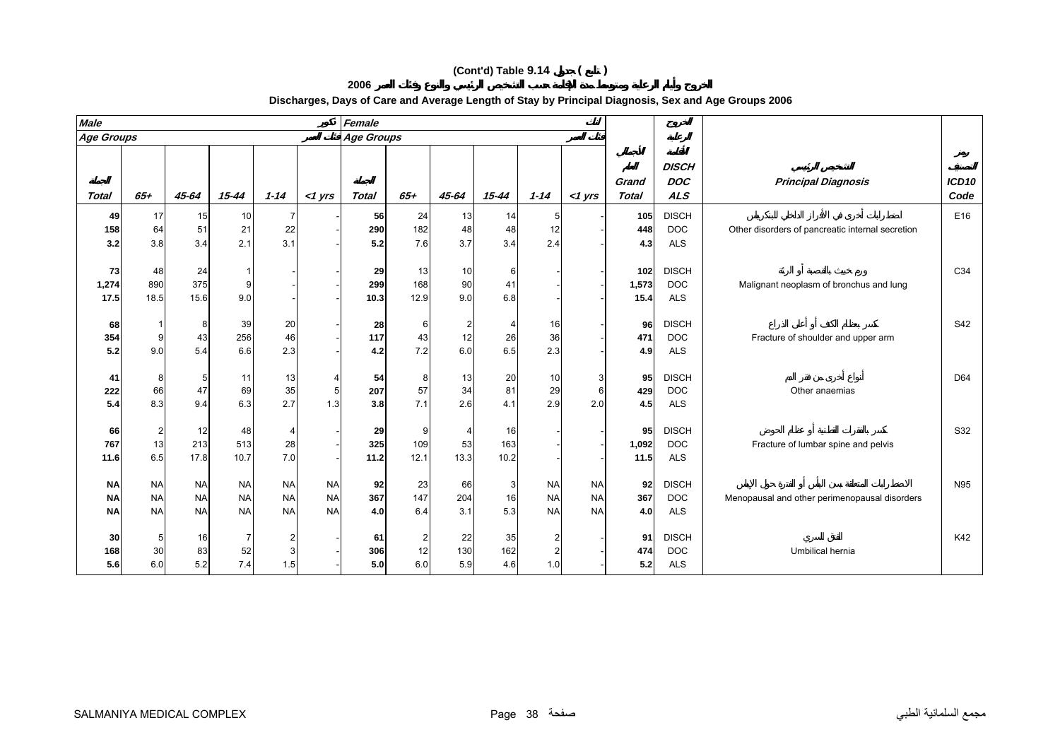# (Cont'd) Table 9.14 جدول ( تابع )

## الخروج وأيام الرعاية ومتوسط مدة الإقامة حسب التشخيص الرئيسي والنوع وفئات العمر 2006

## Discharges, Days of Care and Average Length of Stay by Principal Diagnosis, Sex and Age Groups 2006

| Male ذكور | | | | | | Female إناث | | | | | | | الخروج أيام الرعاية الإقامة | | |
|---|---|---|---|---|---|---|---|---|---|---|---|---|---|---|---|
| Age Groups فئات العمر | | | | | | Age Groups فئات العمر | | | | | | | | | |
| الجملة Total | 65+ | 45-64 | 15-44 | 1-14 | <1 yrs | الجملة Total | 65+ | 45-64 | 15-44 | 1-14 | <1 yrs | الإجمالي العام Grand Total | DISCH DOC ALS | التشخيص الرئيسي Principal Diagnosis | رمز التصنيف ICD10 Code |
| 49 | 17 | 15 | 10 | 7 | - | 56 | 24 | 13 | 14 | 5 | - | 105 | DISCH | اضطرابات أخرى في الأفراز الداخلي للبنكرياس | E16 |
| 158 | 64 | 51 | 21 | 22 | - | 290 | 182 | 48 | 48 | 12 | - | 448 | DOC | Other disorders of pancreatic internal secretion | |
| 3.2 | 3.8 | 3.4 | 2.1 | 3.1 | - | 5.2 | 7.6 | 3.7 | 3.4 | 2.4 | - | 4.3 | ALS | | |
| 73 | 48 | 24 | 1 | - | - | 29 | 13 | 10 | 6 | - | - | 102 | DISCH | ورم خبيث بالقصبة أو الرئة | C34 |
| 1,274 | 890 | 375 | 9 | - | - | 299 | 168 | 90 | 41 | - | - | 1,573 | DOC | Malignant neoplasm of bronchus and lung | |
| 17.5 | 18.5 | 15.6 | 9.0 | - | - | 10.3 | 12.9 | 9.0 | 6.8 | - | - | 15.4 | ALS | | |
| 68 | 1 | 8 | 39 | 20 | - | 28 | 6 | 2 | 4 | 16 | - | 96 | DISCH | كسر بعظام الكتف أو أعلى الذراع | S42 |
| 354 | 9 | 43 | 256 | 46 | - | 117 | 43 | 12 | 26 | 36 | - | 471 | DOC | Fracture of shoulder and upper arm | |
| 5.2 | 9.0 | 5.4 | 6.6 | 2.3 | - | 4.2 | 7.2 | 6.0 | 6.5 | 2.3 | - | 4.9 | ALS | | |
| 41 | 8 | 5 | 11 | 13 | 4 | 54 | 8 | 13 | 20 | 10 | 3 | 95 | DISCH | أنواع أخرى من فقر الدم | D64 |
| 222 | 66 | 47 | 69 | 35 | 5 | 207 | 57 | 34 | 81 | 29 | 6 | 429 | DOC | Other anaemias | |
| 5.4 | 8.3 | 9.4 | 6.3 | 2.7 | 1.3 | 3.8 | 7.1 | 2.6 | 4.1 | 2.9 | 2.0 | 4.5 | ALS | | |
| 66 | 2 | 12 | 48 | 4 | - | 29 | 9 | 4 | 16 | - | - | 95 | DISCH | كسر بالفقرات القطنية أو عظام الحوض | S32 |
| 767 | 13 | 213 | 513 | 28 | - | 325 | 109 | 53 | 163 | - | - | 1,092 | DOC | Fracture of lumbar spine and pelvis | |
| 11.6 | 6.5 | 17.8 | 10.7 | 7.0 | - | 11.2 | 12.1 | 13.3 | 10.2 | - | - | 11.5 | ALS | | |
| NA | NA | NA | NA | NA | NA | 92 | 23 | 66 | 3 | NA | NA | 92 | DISCH | الاضطرابات المتعلقة بسن اليأس أو الفترة حول الإياس | N95 |
| NA | NA | NA | NA | NA | NA | 367 | 147 | 204 | 16 | NA | NA | 367 | DOC | Menopausal and other perimenopausal disorders | |
| NA | NA | NA | NA | NA | NA | 4.0 | 6.4 | 3.1 | 5.3 | NA | NA | 4.0 | ALS | | |
| 30 | 5 | 16 | 7 | 2 | - | 61 | 2 | 22 | 35 | 2 | - | 91 | DISCH | الفتق السري | K42 |
| 168 | 30 | 83 | 52 | 3 | - | 306 | 12 | 130 | 162 | 2 | - | 474 | DOC | Umbilical hernia | |
| 5.6 | 6.0 | 5.2 | 7.4 | 1.5 | - | 5.0 | 6.0 | 5.9 | 4.6 | 1.0 | - | 5.2 | ALS | | |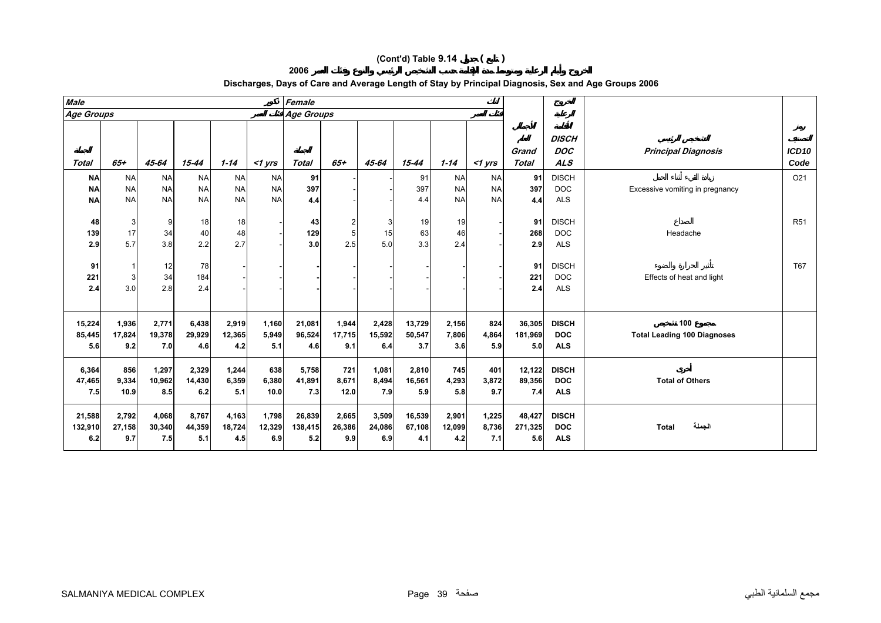**(Cont'd) Table 9.14 جدول ( تابع )**

**الخروج وأيام الرعاية ومتوسط مدة الإقامة حسب التشخيص الرئيسي والنوع وفئات العمر 2006**

**Discharges, Days of Care and Average Length of Stay by Principal Diagnosis, Sex and Age Groups 2006**

| *Male* ذكور | | | | | | *Female* إناث | | | | | | | | | |
|---|---|---|---|---|---|---|---|---|---|---|---|---|---|---|---|
| *Age Groups* فئات العمر | | | | | | *Age Groups* فئات العمر | | | | | | | | | |
| *Total* الجملة | *65+* | *45-64* | *15-44* | *1-14* | *<1 yrs* | *Total* الجملة | *65+* | *45-64* | *15-44* | *1-14* | *<1 yrs* | *Grand Total* الجملة العامة | الخروج الرعاية الإقامة *DISCH DOC ALS* | التشخيص الرئيسي *Principal Diagnosis* | رمز التصنيف *ICD10 Code* |
| **NA** | NA | NA | NA | NA | NA | **91** | - | - | 91 | NA | NA | **91** | DISCH | زيادة القيء أثناء الحمل | O21 |
| **NA** | NA | NA | NA | NA | NA | **397** | - | - | 397 | NA | NA | **397** | DOC | Excessive vomiting in pregnancy | |
| **NA** | NA | NA | NA | NA | NA | **4.4** | - | - | 4.4 | NA | NA | **4.4** | ALS | | |
| **48** | 3 | 9 | 18 | 18 | - | **43** | 2 | 3 | 19 | 19 | - | **91** | DISCH | الصداع | R51 |
| **139** | 17 | 34 | 40 | 48 | - | **129** | 5 | 15 | 63 | 46 | - | **268** | DOC | Headache | |
| **2.9** | 5.7 | 3.8 | 2.2 | 2.7 | - | **3.0** | 2.5 | 5.0 | 3.3 | 2.4 | - | **2.9** | ALS | | |
| **91** | 1 | 12 | 78 | - | - | **-** | - | - | - | - | - | **91** | DISCH | تأثير الحرارة والضوء | T67 |
| **221** | 3 | 34 | 184 | - | - | **-** | - | - | - | - | - | **221** | DOC | Effects of heat and light | |
| **2.4** | 3.0 | 2.8 | 2.4 | - | - | **-** | - | - | - | - | - | **2.4** | ALS | | |
| **15,224** | **1,936** | **2,771** | **6,438** | **2,919** | **1,160** | **21,081** | **1,944** | **2,428** | **13,729** | **2,156** | **824** | **36,305** | **DISCH** | **مجموع 100 تشخيص** | |
| **85,445** | **17,824** | **19,378** | **29,929** | **12,365** | **5,949** | **96,524** | **17,715** | **15,592** | **50,547** | **7,806** | **4,864** | **181,969** | **DOC** | **Total Leading 100 Diagnoses** | |
| **5.6** | **9.2** | **7.0** | **4.6** | **4.2** | **5.1** | **4.6** | **9.1** | **6.4** | **3.7** | **3.6** | **5.9** | **5.0** | **ALS** | | |
| **6,364** | **856** | **1,297** | **2,329** | **1,244** | **638** | **5,758** | **721** | **1,081** | **2,810** | **745** | **401** | **12,122** | **DISCH** | **أخرى** | |
| **47,465** | **9,334** | **10,962** | **14,430** | **6,359** | **6,380** | **41,891** | **8,671** | **8,494** | **16,561** | **4,293** | **3,872** | **89,356** | **DOC** | **Total of Others** | |
| **7.5** | **10.9** | **8.5** | **6.2** | **5.1** | **10.0** | **7.3** | **12.0** | **7.9** | **5.9** | **5.8** | **9.7** | **7.4** | **ALS** | | |
| **21,588** | **2,792** | **4,068** | **8,767** | **4,163** | **1,798** | **26,839** | **2,665** | **3,509** | **16,539** | **2,901** | **1,225** | **48,427** | **DISCH** | | |
| **132,910** | **27,158** | **30,340** | **44,359** | **18,724** | **12,329** | **138,415** | **26,386** | **24,086** | **67,108** | **12,099** | **8,736** | **271,325** | **DOC** | **Total** الجملة | |
| **6.2** | **9.7** | **7.5** | **5.1** | **4.5** | **6.9** | **5.2** | **9.9** | **6.9** | **4.1** | **4.2** | **7.1** | **5.6** | **ALS** | | |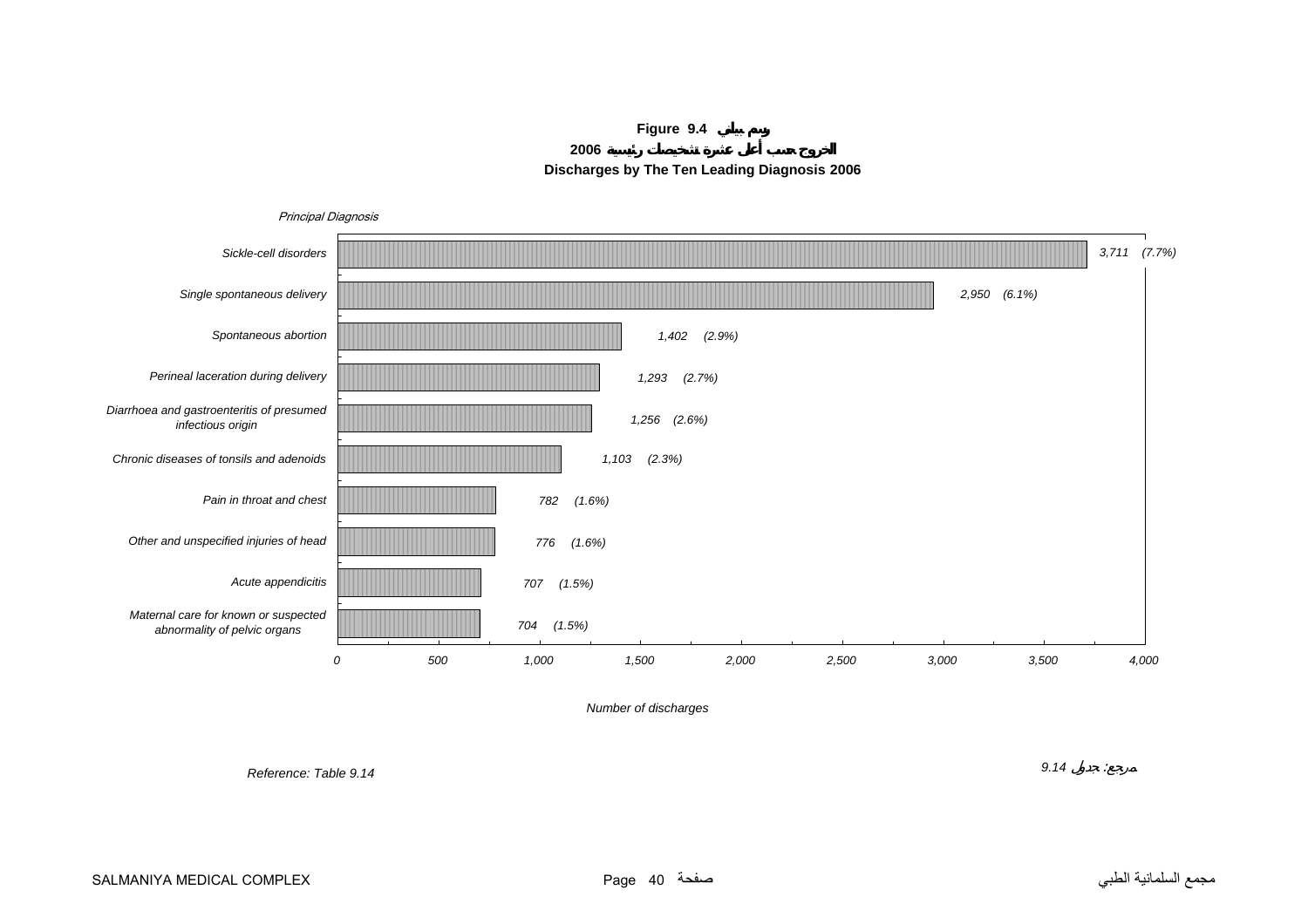**Figure 9.4 رسم بياني**

**الخروج حسب أعلى عشرة تشخيصات رئيسية 2006**

**Discharges by The Ten Leading Diagnosis 2006**

| Principal Diagnosis | Number of discharges | % |
|---|---|---|
| Sickle-cell disorders | 3,711 | (7.7%) |
| Single spontaneous delivery | 2,950 | (6.1%) |
| Spontaneous abortion | 1,402 | (2.9%) |
| Perineal laceration during delivery | 1,293 | (2.7%) |
| Diarrhoea and gastroenteritis of presumed infectious origin | 1,256 | (2.6%) |
| Chronic diseases of tonsils and adenoids | 1,103 | (2.3%) |
| Pain in throat and chest | 782 | (1.6%) |
| Other and unspecified injuries of head | 776 | (1.6%) |
| Acute appendicitis | 707 | (1.5%) |
| Maternal care for known or suspected abnormality of pelvic organs | 704 | (1.5%) |

*Reference: Table 9.14*

*مرجع: جدول 9.14*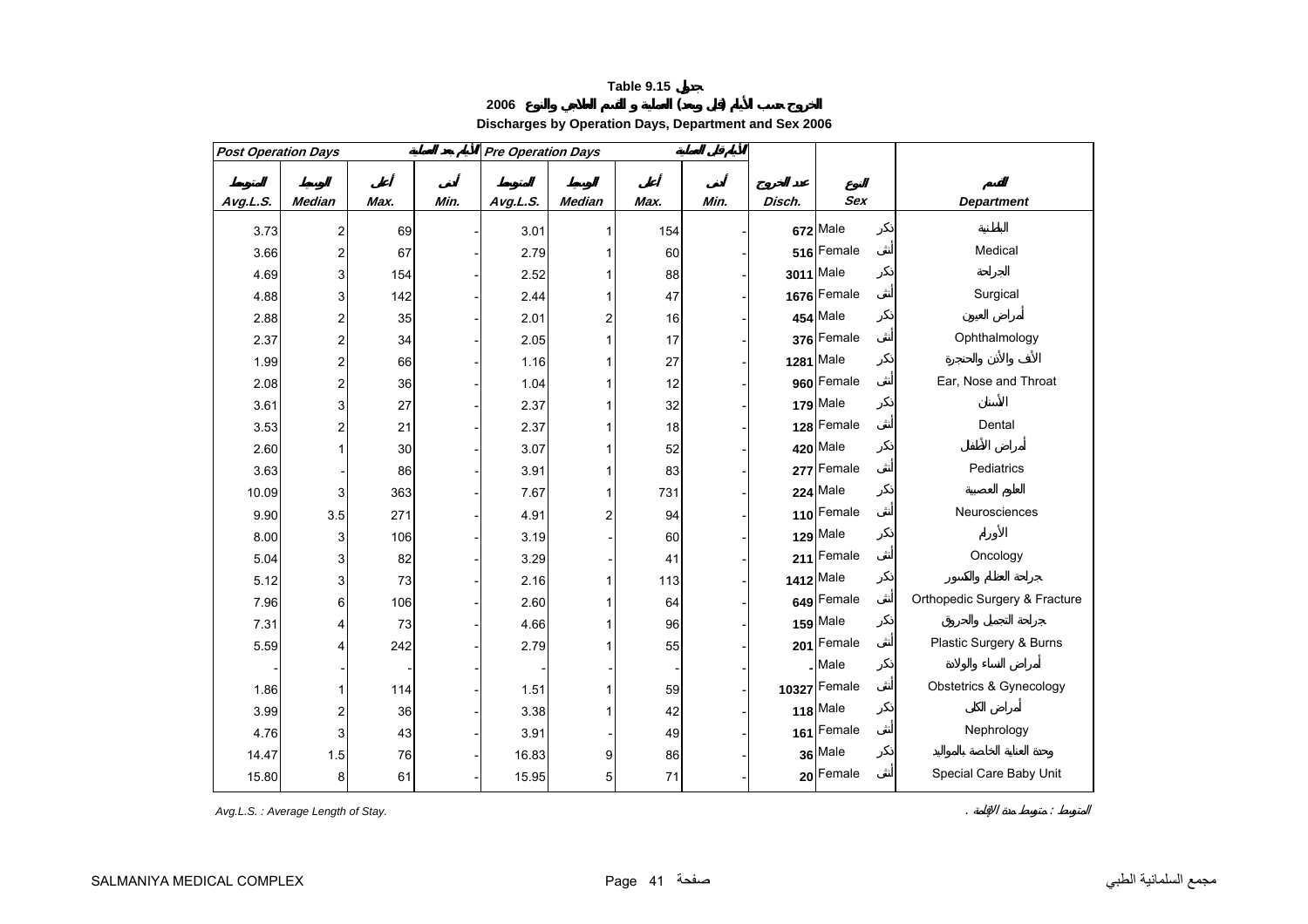# Table 9.15 جدول

## الخروج حسب الأيام (قبل وبعد) العملية و القسم العلاجي والنوع 2006

## Discharges by Operation Days, Department and Sex 2006

| Post Operation Days الأيام بعد العملية | | | | Pre Operation Days الأيام قبل العملية | | | | | | |
|---|---|---|---|---|---|---|---|---|---|---|
| المتوسط Avg.L.S. | الوسيط Median | أعلى Max. | أدنى Min. | المتوسط Avg.L.S. | الوسيط Median | أعلى Max. | أدنى Min. | عدد الخروج Disch. | النوع Sex | القسم Department |
| 3.73 | 2 | 69 | - | 3.01 | 1 | 154 | - | 672 | Male ذكر | الباطنية |
| 3.66 | 2 | 67 | - | 2.79 | 1 | 60 | - | 516 | Female أنثى | Medical |
| 4.69 | 3 | 154 | - | 2.52 | 1 | 88 | - | 3011 | Male ذكر | الجراحة |
| 4.88 | 3 | 142 | - | 2.44 | 1 | 47 | - | 1676 | Female أنثى | Surgical |
| 2.88 | 2 | 35 | - | 2.01 | 2 | 16 | - | 454 | Male ذكر | أمراض العيون |
| 2.37 | 2 | 34 | - | 2.05 | 1 | 17 | - | 376 | Female أنثى | Ophthalmology |
| 1.99 | 2 | 66 | - | 1.16 | 1 | 27 | - | 1281 | Male ذكر | الأنف والأذن والحنجرة |
| 2.08 | 2 | 36 | - | 1.04 | 1 | 12 | - | 960 | Female أنثى | Ear, Nose and Throat |
| 3.61 | 3 | 27 | - | 2.37 | 1 | 32 | - | 179 | Male ذكر | الأسنان |
| 3.53 | 2 | 21 | - | 2.37 | 1 | 18 | - | 128 | Female أنثى | Dental |
| 2.60 | 1 | 30 | - | 3.07 | 1 | 52 | - | 420 | Male ذكر | أمراض الأطفال |
| 3.63 | - | 86 | - | 3.91 | 1 | 83 | - | 277 | Female أنثى | Pediatrics |
| 10.09 | 3 | 363 | - | 7.67 | 1 | 731 | - | 224 | Male ذكر | العلوم العصبية |
| 9.90 | 3.5 | 271 | - | 4.91 | 2 | 94 | - | 110 | Female أنثى | Neurosciences |
| 8.00 | 3 | 106 | - | 3.19 | - | 60 | - | 129 | Male ذكر | الأورام |
| 5.04 | 3 | 82 | - | 3.29 | - | 41 | - | 211 | Female أنثى | Oncology |
| 5.12 | 3 | 73 | - | 2.16 | 1 | 113 | - | 1412 | Male ذكر | جراحة العظام والكسور |
| 7.96 | 6 | 106 | - | 2.60 | 1 | 64 | - | 649 | Female أنثى | Orthopedic Surgery & Fracture |
| 7.31 | 4 | 73 | - | 4.66 | 1 | 96 | - | 159 | Male ذكر | جراحة التجميل والحروق |
| 5.59 | 4 | 242 | - | 2.79 | 1 | 55 | - | 201 | Female أنثى | Plastic Surgery & Burns |
| - | - | - | - | - | - | - | - | - | Male ذكر | أمراض النساء والولادة |
| 1.86 | 1 | 114 | - | 1.51 | 1 | 59 | - | 10327 | Female أنثى | Obstetrics & Gynecology |
| 3.99 | 2 | 36 | - | 3.38 | 1 | 42 | - | 118 | Male ذكر | أمراض الكلى |
| 4.76 | 3 | 43 | - | 3.91 | - | 49 | - | 161 | Female أنثى | Nephrology |
| 14.47 | 1.5 | 76 | - | 16.83 | 9 | 86 | - | 36 | Male ذكر | وحدة العناية الخاصة بالمواليد |
| 15.80 | 8 | 61 | - | 15.95 | 5 | 71 | - | 20 | Female أنثى | Special Care Baby Unit |

*Avg.L.S. : Average Length of Stay.*

المتوسط : متوسط مدة الإقامة .

SALMANIYA MEDICAL COMPLEX مجمع السلمانية الطبي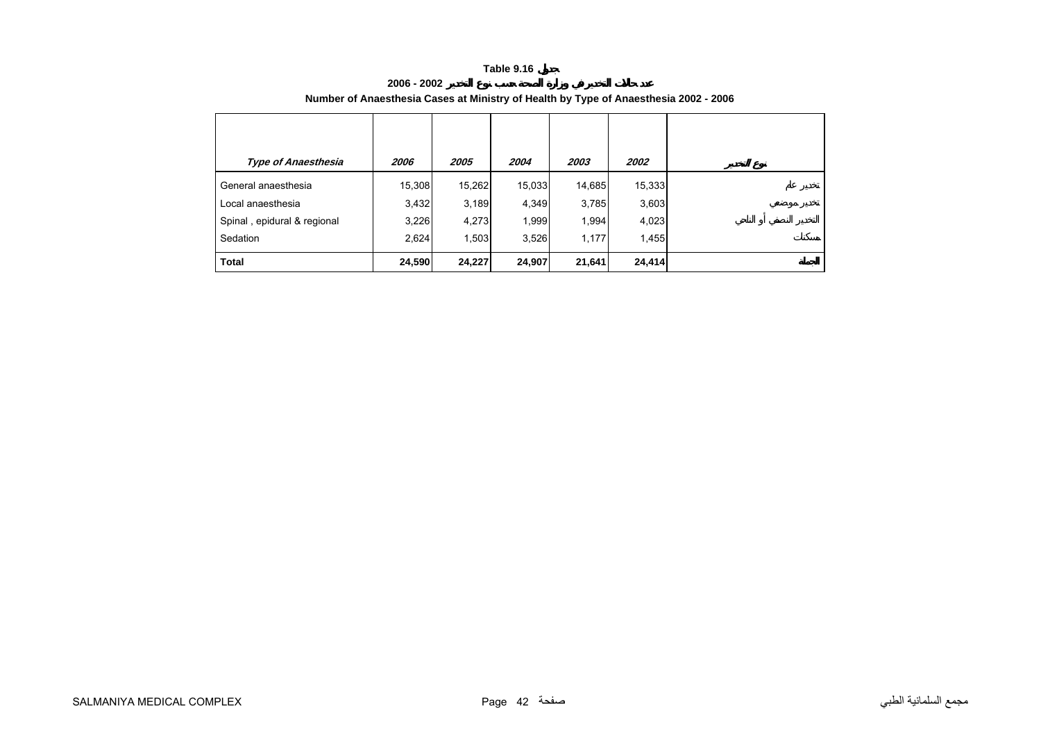**Table 9.16 جدول**

**2006 - 2002 عدد حالات التخدير في وزارة الصحة حسب نوع التخدير**

**Number of Anaesthesia Cases at Ministry of Health by Type of Anaesthesia 2002 - 2006**

| *Type of Anaesthesia* | *2006* | *2005* | *2004* | *2003* | *2002* | نوع التخدير |
|---|---|---|---|---|---|---|
| General anaesthesia | 15,308 | 15,262 | 15,033 | 14,685 | 15,333 | تخدير عام |
| Local anaesthesia | 3,432 | 3,189 | 4,349 | 3,785 | 3,603 | تخدير موضعي |
| Spinal , epidural & regional | 3,226 | 4,273 | 1,999 | 1,994 | 4,023 | التخدير النصفي أو النخاعي |
| Sedation | 2,624 | 1,503 | 3,526 | 1,177 | 1,455 | مسكنات |
| **Total** | **24,590** | **24,227** | **24,907** | **21,641** | **24,414** | **الجملة** |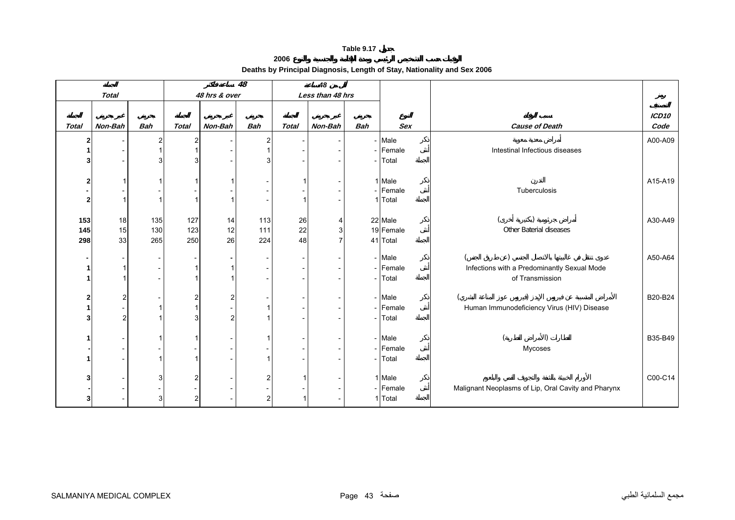**Table 9.17 جدول**

**الوفيات حسب التشخيص الرئيسي ومدة الإقامة والجنسية والنوع 2006**

**Deaths by Principal Diagnosis, Length of Stay, Nationality and Sex 2006**

| الجملة Total | | | 48 ساعة فأكثر 48 hrs & over | | | أقل من 48 ساعة Less than 48 hrs | | | | | |
|---|---|---|---|---|---|---|---|---|---|---|---|
| الجملة Total | غير بحريني Non-Bah | بحريني Bah | الجملة Total | غير بحريني Non-Bah | بحريني Bah | الجملة Total | غير بحريني Non-Bah | بحريني Bah | النوع Sex | سبب الوفاة Cause of Death | رمز التصنيف ICD10 Code |
| 2 | - | 2 | 2 | - | 2 | - | - | - | Male ذكر | أمراض معدية معوية | A00-A09 |
| 1 | - | 1 | 1 | - | 1 | - | - | - | Female أنثى | Intestinal Infectious diseases | |
| 3 | - | 3 | 3 | - | 3 | - | - | - | Total الجملة | | |
| 2 | 1 | 1 | 1 | 1 | - | 1 | - | 1 | Male ذكر | التدرن | A15-A19 |
| - | - | - | - | - | - | - | - | - | Female أنثى | Tuberculosis | |
| 2 | 1 | 1 | 1 | 1 | - | 1 | - | 1 | Total الجملة | | |
| 153 | 18 | 135 | 127 | 14 | 113 | 26 | 4 | 22 | Male ذكر | أمراض جرثومية (بكتيرية) أخرى | A30-A49 |
| 145 | 15 | 130 | 123 | 12 | 111 | 22 | 3 | 19 | Female أنثى | Other Baterial diseases | |
| 298 | 33 | 265 | 250 | 26 | 224 | 48 | 7 | 41 | Total الجملة | | |
| - | - | - | - | - | - | - | - | - | Male ذكر | عدوى تنتقل في غالبيتها بالاتصال الجنسي (عن طريق الجنس) | A50-A64 |
| 1 | 1 | - | 1 | 1 | - | - | - | - | Female أنثى | Infections with a Predominantly Sexual Mode | |
| 1 | 1 | - | 1 | 1 | - | - | - | - | Total الجملة | of Transmission | |
| 2 | 2 | - | 2 | 2 | - | - | - | - | Male ذكر | الأمراض المتسببة عن فيروس الإيدز (فيروس عوز المناعة البشري) | B20-B24 |
| 1 | - | 1 | 1 | - | 1 | - | - | - | Female أنثى | Human Immunodeficiency Virus (HIV) Disease | |
| 3 | 2 | 1 | 3 | 2 | 1 | - | - | - | Total الجملة | | |
| 1 | - | 1 | 1 | - | 1 | - | - | - | Male ذكر | الفطارات (الأمراض الفطرية) | B35-B49 |
| - | - | - | - | - | - | - | - | - | Female أنثى | Mycoses | |
| 1 | - | 1 | 1 | - | 1 | - | - | - | Total الجملة | | |
| 3 | - | 3 | 2 | - | 2 | 1 | - | 1 | Male ذكر | الأورام الخبيثة بالشفة والتجويف الفمي والبلعوم | C00-C14 |
| - | - | - | - | - | - | - | - | - | Female أنثى | Malignant Neoplasms of Lip, Oral Cavity and Pharynx | |
| 3 | - | 3 | 2 | - | 2 | 1 | - | 1 | Total الجملة | | |

SALMANIYA MEDICAL COMPLEX — مجمع السلمانية الطبي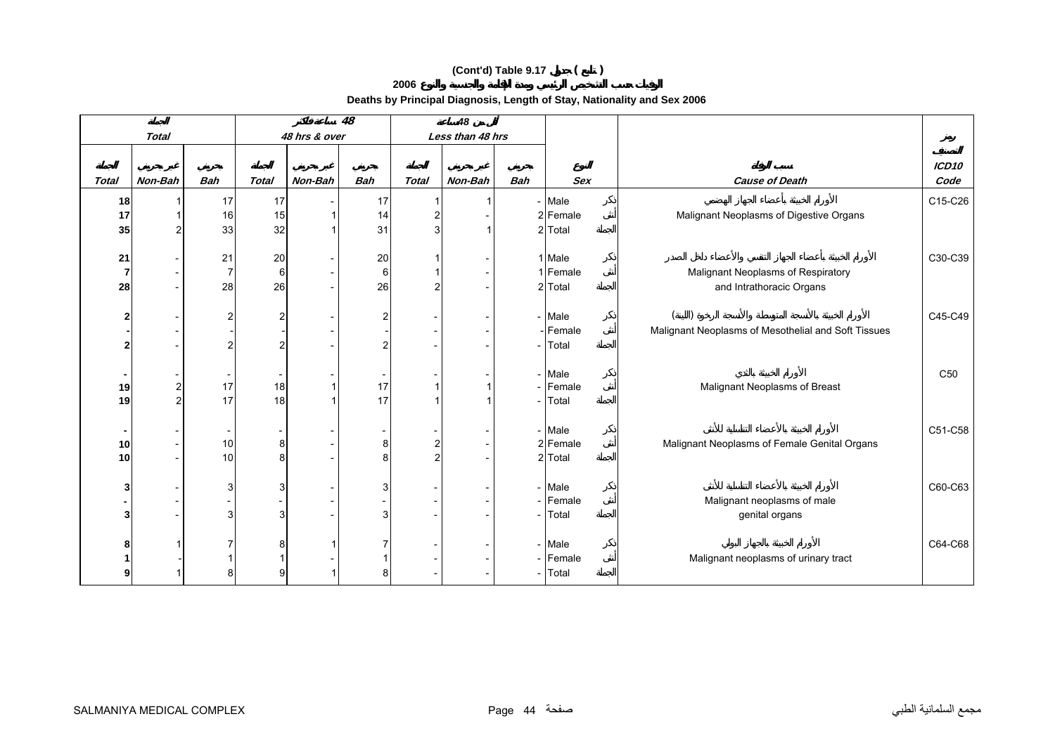# (Cont'd) Table 9.17 جدول ( تابع )

## الوفيات حسب التشخيص الرئيسي ومدة الإقامة والجنسية والنوع 2006

### Deaths by Principal Diagnosis, Length of Stay, Nationality and Sex 2006

| الجملة Total | | | 48 ساعة فأكثر 48 hrs & over | | | أقل من 48 ساعة Less than 48 hrs | | | | | | |
|---|---|---|---|---|---|---|---|---|---|---|---|---|
| الجملة Total | غير بحريني Non-Bah | بحريني Bah | الجملة Total | غير بحريني Non-Bah | بحريني Bah | الجملة Total | غير بحريني Non-Bah | بحريني Bah | النوع Sex | | سبب الوفاة Cause of Death | رمز التصنيف ICD10 Code |
| **18** | 1 | 17 | 17 | - | 17 | 1 | 1 | - | Male | ذكر | الأورام الخبيثة بأعضاء الجهاز الهضمي Malignant Neoplasms of Digestive Organs | C15-C26 |
| **17** | 1 | 16 | 15 | 1 | 14 | 2 | - | 2 | Female | أنثى | | |
| **35** | 2 | 33 | 32 | 1 | 31 | 3 | 1 | 2 | Total | الجملة | | |
| **21** | - | 21 | 20 | - | 20 | 1 | - | 1 | Male | ذكر | الأورام الخبيثة بأعضاء الجهاز التنفسي والأعضاء داخل الصدر Malignant Neoplasms of Respiratory and Intrathoracic Organs | C30-C39 |
| **7** | - | 7 | 6 | - | 6 | 1 | - | 1 | Female | أنثى | | |
| **28** | - | 28 | 26 | - | 26 | 2 | - | 2 | Total | الجملة | | |
| **2** | - | 2 | 2 | - | 2 | - | - | - | Male | ذكر | الأورام الخبيثة بالأنسجة المتوسطة والأنسجة الرخوة (اللينة) Malignant Neoplasms of Mesothelial and Soft Tissues | C45-C49 |
| **-** | - | - | - | - | - | - | - | - | Female | أنثى | | |
| **2** | - | 2 | 2 | - | 2 | - | - | - | Total | الجملة | | |
| **-** | - | - | - | - | - | - | - | - | Male | ذكر | الأورام الخبيثة بالثدي Malignant Neoplasms of Breast | C50 |
| **19** | 2 | 17 | 18 | 1 | 17 | 1 | 1 | - | Female | أنثى | | |
| **19** | 2 | 17 | 18 | 1 | 17 | 1 | 1 | - | Total | الجملة | | |
| **-** | - | - | - | - | - | - | - | - | Male | ذكر | الأورام الخبيثة بالأعضاء التناسلية للأنثى Malignant Neoplasms of Female Genital Organs | C51-C58 |
| **10** | - | 10 | 8 | - | 8 | 2 | - | 2 | Female | أنثى | | |
| **10** | - | 10 | 8 | - | 8 | 2 | - | 2 | Total | الجملة | | |
| **3** | - | 3 | 3 | - | 3 | - | - | - | Male | ذكر | الأورام الخبيثة بالأعضاء التناسلية للأنثى Malignant neoplasms of male genital organs | C60-C63 |
| **-** | - | - | - | - | - | - | - | - | Female | أنثى | | |
| **3** | - | 3 | 3 | - | 3 | - | - | - | Total | الجملة | | |
| **8** | 1 | 7 | 8 | 1 | 7 | - | - | - | Male | ذكر | الأورام الخبيثة بالجهاز البولي Malignant neoplasms of urinary tract | C64-C68 |
| **1** | - | 1 | 1 | - | 1 | - | - | - | Female | أنثى | | |
| **9** | 1 | 8 | 9 | 1 | 8 | - | - | - | Total | الجملة | | |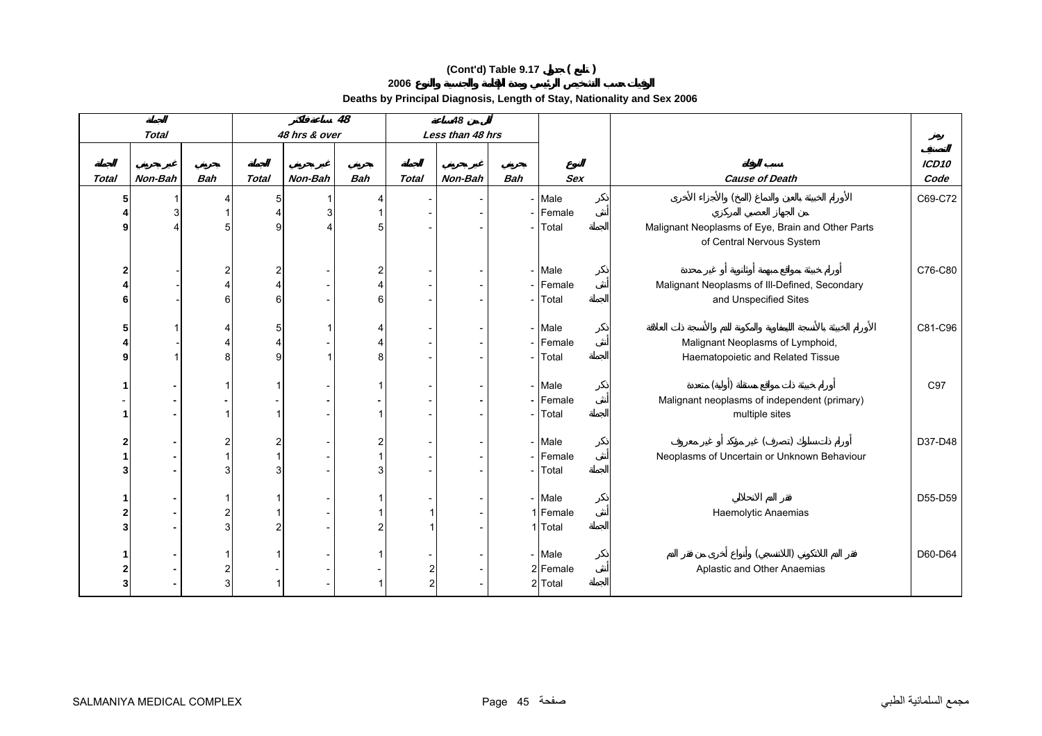**(Cont'd) Table 9.17 جدول ( تابع )**

**الوفيات حسب التشخيص الرئيسي ومدة الإقامة والجنسية والنوع 2006**

**Deaths by Principal Diagnosis, Length of Stay, Nationality and Sex 2006**

| الجملة Total | | | 48 ساعة فأكثر 48 hrs & over | | | أقل من 48 ساعة Less than 48 hrs | | | | | | رمز التصنيف |
|---|---|---|---|---|---|---|---|---|---|---|---|---|
| الجملة Total | غير بحريني Non-Bah | بحريني Bah | الجملة Total | غير بحريني Non-Bah | بحريني Bah | الجملة Total | غير بحريني Non-Bah | بحريني Bah | النوع Sex | | سبب الوفاة Cause of Death | ICD10 Code |
| 5 | 1 | 4 | 5 | 1 | 4 | - | - | - | Male | ذكر | الأورام الخبيثة بالعين والدماغ (المخ) والأجزاء الأخرى من الجهاز العصبي المركزي | C69-C72 |
| 4 | 3 | 1 | 4 | 3 | 1 | - | - | - | Female | أنثى | Malignant Neoplasms of Eye, Brain and Other Parts | |
| 9 | 4 | 5 | 9 | 4 | 5 | - | - | - | Total | الجملة | of Central Nervous System | |
| 2 | - | 2 | 2 | - | 2 | - | - | - | Male | ذكر | أورام خبيثة بمواقع مبهمة أوثانوية أو غير محددة | C76-C80 |
| 4 | - | 4 | 4 | - | 4 | - | - | - | Female | أنثى | Malignant Neoplasms of Ill-Defined, Secondary | |
| 6 | - | 6 | 6 | - | 6 | - | - | - | Total | الجملة | and Unspecified Sites | |
| 5 | 1 | 4 | 5 | 1 | 4 | - | - | - | Male | ذكر | الأورام الخبيثة بالأنسجة الليمفاوية والمكونة للدم والأنسجة ذات العلاقة | C81-C96 |
| 4 | - | 4 | 4 | - | 4 | - | - | - | Female | أنثى | Malignant Neoplasms of Lymphoid, | |
| 9 | 1 | 8 | 9 | 1 | 8 | - | - | - | Total | الجملة | Haematopoietic and Related Tissue | |
| 1 | - | 1 | 1 | - | 1 | - | - | - | Male | ذكر | أورام خبيثة ذات مواقع مستقلة (أولية) متعددة | C97 |
| - | - | - | - | - | - | - | - | - | Female | أنثى | Malignant neoplasms of independent (primary) | |
| 1 | - | 1 | 1 | - | 1 | - | - | - | Total | الجملة | multiple sites | |
| 2 | - | 2 | 2 | - | 2 | - | - | - | Male | ذكر | أورام ذات سلوك (تصرف) غير مؤكد أو غير معروف | D37-D48 |
| 1 | - | 1 | 1 | - | 1 | - | - | - | Female | أنثى | Neoplasms of Uncertain or Unknown Behaviour | |
| 3 | - | 3 | 3 | - | 3 | - | - | - | Total | الجملة | | |
| 1 | - | 1 | 1 | - | 1 | - | - | - | Male | ذكر | فقر الدم الانحلالي | D55-D59 |
| 2 | - | 2 | 1 | - | 1 | 1 | - | 1 | Female | أنثى | Haemolytic Anaemias | |
| 3 | - | 3 | 2 | - | 2 | 1 | - | 1 | Total | الجملة | | |
| 1 | - | 1 | 1 | - | 1 | - | - | - | Male | ذكر | فقر الدم اللاتكويني (اللاتنسجي) وأنواع أخرى من فقر الدم | D60-D64 |
| 2 | - | 2 | - | - | - | 2 | - | 2 | Female | أنثى | Aplastic and Other Anaemias | |
| 3 | - | 3 | 1 | - | 1 | 2 | - | 2 | Total | الجملة | | |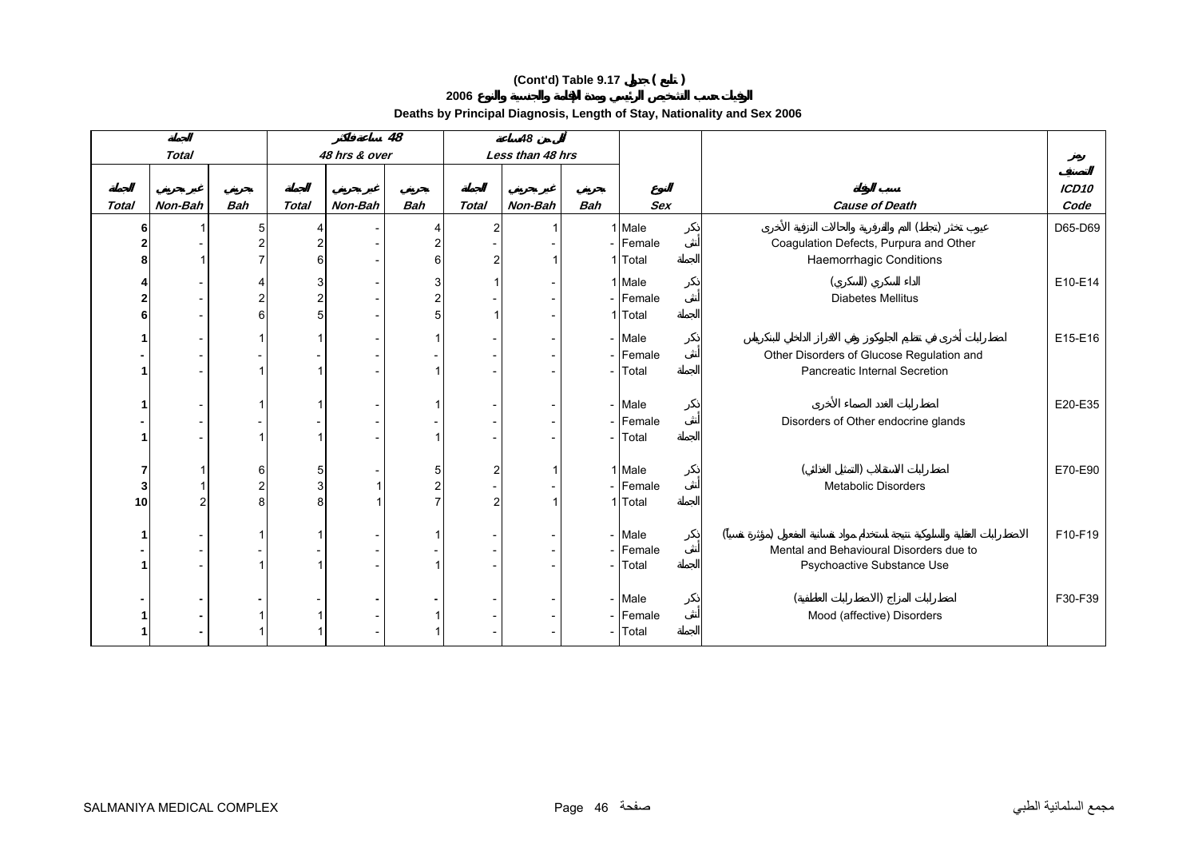# (Cont'd) Table 9.17 جدول ( تابع )

## الوفيات حسب التشخيص الرئيسي ومدة الإقامة والجنسية والنوع 2006

### Deaths by Principal Diagnosis, Length of Stay, Nationality and Sex 2006

| الجملة Total | | | 48 ساعة فأكثر 48 hrs & over | | | أقل من 48 ساعة Less than 48 hrs | | | | | | |
|---|---|---|---|---|---|---|---|---|---|---|---|---|
| الجملة Total | غير بحريني Non-Bah | بحريني Bah | الجملة Total | غير بحريني Non-Bah | بحريني Bah | الجملة Total | غير بحريني Non-Bah | بحريني Bah | النوع Sex | | سبب الوفاة Cause of Death | رمز التصنيف ICD10 Code |
| 6 | 1 | 5 | 4 | - | 4 | 2 | 1 | 1 | Male | ذكر | عيوب تخثر (تجلط) الدم والفرفرية والحالات النزفية الأخرى Coagulation Defects, Purpura and Other Haemorrhagic Conditions | D65-D69 |
| 2 | - | 2 | 2 | - | 2 | - | - | - | Female | أنثى | | |
| 8 | 1 | 7 | 6 | - | 6 | 2 | 1 | 1 | Total | الجملة | | |
| 4 | - | 4 | 3 | - | 3 | 1 | - | 1 | Male | ذكر | الداء السكري (السكري) Diabetes Mellitus | E10-E14 |
| 2 | - | 2 | 2 | - | 2 | - | - | - | Female | أنثى | | |
| 6 | - | 6 | 5 | - | 5 | 1 | - | 1 | Total | الجملة | | |
| 1 | - | 1 | 1 | - | 1 | - | - | - | Male | ذكر | اضطرابات أخرى في تنظيم الجلوكوز وفي الافراز الداخلي للبنكرياس Other Disorders of Glucose Regulation and Pancreatic Internal Secretion | E15-E16 |
| - | - | - | - | - | - | - | - | - | Female | أنثى | | |
| 1 | - | 1 | 1 | - | 1 | - | - | - | Total | الجملة | | |
| 1 | - | 1 | 1 | - | 1 | - | - | - | Male | ذكر | اضطرابات الغدد الصماء الأخرى Disorders of Other endocrine glands | E20-E35 |
| - | - | - | - | - | - | - | - | - | Female | أنثى | | |
| 1 | - | 1 | 1 | - | 1 | - | - | - | Total | الجملة | | |
| 7 | 1 | 6 | 5 | - | 5 | 2 | 1 | 1 | Male | ذكر | اضطرابات الاستقلاب (التمثيل الغذائي) Metabolic Disorders | E70-E90 |
| 3 | 1 | 2 | 3 | 1 | 2 | - | - | - | Female | أنثى | | |
| 10 | 2 | 8 | 8 | 1 | 7 | 2 | 1 | 1 | Total | الجملة | | |
| 1 | - | 1 | 1 | - | 1 | - | - | - | Male | ذكر | الاضطرابات العقلية والسلوكية نتيجة لاستخدام مواد نفسانية المفعول (مؤثرة نفسياً) Mental and Behavioural Disorders due to Psychoactive Substance Use | F10-F19 |
| - | - | - | - | - | - | - | - | - | Female | أنثى | | |
| 1 | - | 1 | 1 | - | 1 | - | - | - | Total | الجملة | | |
| - | - | - | - | - | - | - | - | - | Male | ذكر | اضطرابات المزاج (الاضطرابات العاطفية) Mood (affective) Disorders | F30-F39 |
| 1 | - | 1 | 1 | - | 1 | - | - | - | Female | أنثى | | |
| 1 | - | 1 | 1 | - | 1 | - | - | - | Total | الجملة | | |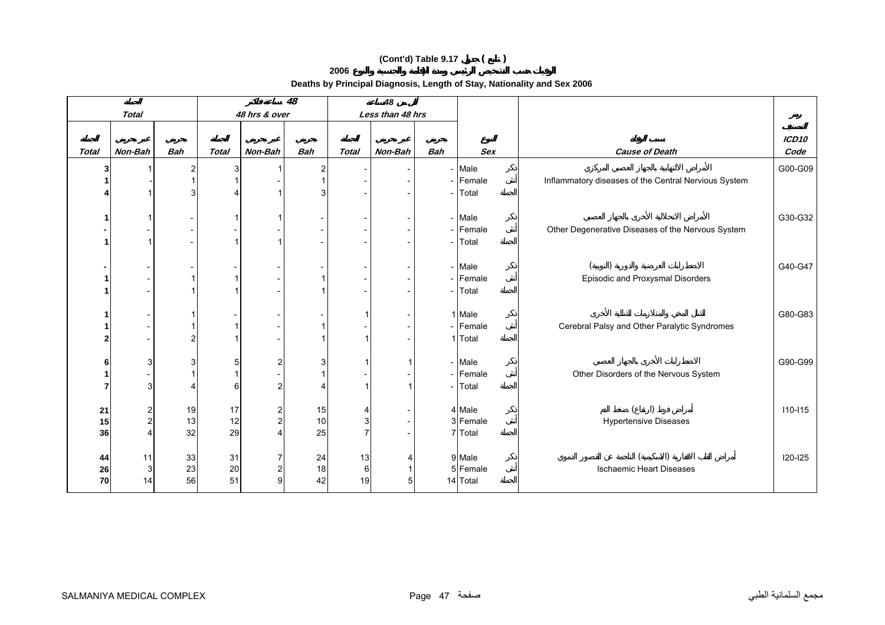# (Cont'd) Table 9.17 جدول ( تابع )

## الوفيات حسب التشخيص الرئيسي ومدة الإقامة والجنسية والنوع 2006

### Deaths by Principal Diagnosis, Length of Stay, Nationality and Sex 2006

| الجملة Total | | | 48 ساعة فأكثر 48 hrs & over | | | أقل من 48 ساعة Less than 48 hrs | | | | | | |
|---|---|---|---|---|---|---|---|---|---|---|---|---|
| الجملة Total | غير بحريني Non-Bah | بحريني Bah | الجملة Total | غير بحريني Non-Bah | بحريني Bah | الجملة Total | غير بحريني Non-Bah | بحريني Bah | النوع Sex | | سبب الوفاة Cause of Death | رمز التصنيف ICD10 Code |
| 3 | 1 | 2 | 3 | 1 | 2 | - | - | - | Male | ذكر | الأمراض الالتهابية بالجهاز العصبي المركزي Inflammatory diseases of the Central Nervous System | G00-G09 |
| 1 | - | 1 | 1 | - | 1 | - | - | - | Female | أنثى | | |
| 4 | 1 | 3 | 4 | 1 | 3 | - | - | - | Total | الجملة | | |
| 1 | 1 | - | 1 | 1 | - | - | - | - | Male | ذكر | الأمراض الانحلالية الأخرى بالجهاز العصبي Other Degenerative Diseases of the Nervous System | G30-G32 |
| - | - | - | - | - | - | - | - | - | Female | أنثى | | |
| 1 | 1 | - | 1 | 1 | - | - | - | - | Total | الجملة | | |
| - | - | - | - | - | - | - | - | - | Male | ذكر | الاضطرابات العرضية والدورية (النوبية) Episodic and Proxysmal Disorders | G40-G47 |
| 1 | - | 1 | 1 | - | 1 | - | - | - | Female | أنثى | | |
| 1 | - | 1 | 1 | - | 1 | - | - | - | Total | الجملة | | |
| 1 | - | 1 | - | - | - | 1 | - | 1 | Male | ذكر | الشلل المخي والمتلازمات الشللية الأخرى Cerebral Palsy and Other Paralytic Syndromes | G80-G83 |
| 1 | - | 1 | 1 | - | 1 | - | - | - | Female | أنثى | | |
| 2 | - | 2 | 1 | - | 1 | 1 | - | 1 | Total | الجملة | | |
| 6 | 3 | 3 | 5 | 2 | 3 | 1 | 1 | - | Male | ذكر | الاضطرابات الأخرى بالجهاز العصبي Other Disorders of the Nervous System | G90-G99 |
| 1 | - | 1 | 1 | - | 1 | - | - | - | Female | أنثى | | |
| 7 | 3 | 4 | 6 | 2 | 4 | 1 | 1 | - | Total | الجملة | | |
| 21 | 2 | 19 | 17 | 2 | 15 | 4 | - | 4 | Male | ذكر | أمراض فرط (ارتفاع) ضغط الدم Hypertensive Diseases | I10-I15 |
| 15 | 2 | 13 | 12 | 2 | 10 | 3 | - | 3 | Female | أنثى | | |
| 36 | 4 | 32 | 29 | 4 | 25 | 7 | - | 7 | Total | الجملة | | |
| 44 | 11 | 33 | 31 | 7 | 24 | 13 | 4 | 9 | Male | ذكر | أمراض القلب الاقفارية (الاسكيمية) الناجمة عن القصور الدموي Ischaemic Heart Diseases | I20-I25 |
| 26 | 3 | 23 | 20 | 2 | 18 | 6 | 1 | 5 | Female | أنثى | | |
| 70 | 14 | 56 | 51 | 9 | 42 | 19 | 5 | 14 | Total | الجملة | | |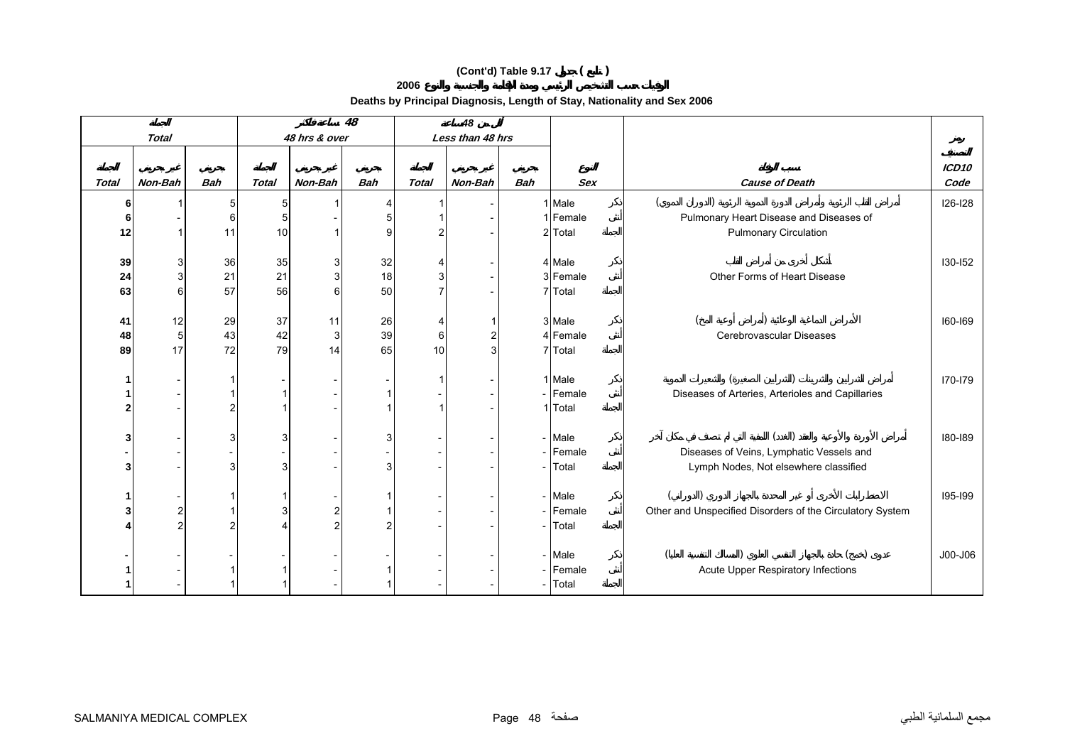# (Cont'd) Table 9.17 جدول ( تابع )

## الوفيات حسب التشخيص الرئيسي ومدة الإقامة والجنسية والنوع 2006

## Deaths by Principal Diagnosis, Length of Stay, Nationality and Sex 2006

| الجملة Total | | | 48 ساعة فأكثر 48 hrs & over | | | أقل من 48 ساعة Less than 48 hrs | | | | | | |
|---|---|---|---|---|---|---|---|---|---|---|---|---|
| الجملة Total | غير بحريني Non-Bah | بحريني Bah | الجملة Total | غير بحريني Non-Bah | بحريني Bah | الجملة Total | غير بحريني Non-Bah | بحريني Bah | النوع Sex | | سبب الوفاة Cause of Death | رمز التصنيف ICD10 Code |
| 6 | 1 | 5 | 5 | 1 | 4 | 1 | - | 1 | Male | ذكر | أمراض القلب الرئوية وأمراض الدورة الدموية الرئوية (الدوران الدموي) | I26-I28 |
| 6 | - | 6 | 5 | - | 5 | 1 | - | 1 | Female | أنثى | Pulmonary Heart Disease and Diseases of | |
| 12 | 1 | 11 | 10 | 1 | 9 | 2 | - | 2 | Total | الجملة | Pulmonary Circulation | |
| 39 | 3 | 36 | 35 | 3 | 32 | 4 | - | 4 | Male | ذكر | أشكال أخرى من أمراض القلب | I30-I52 |
| 24 | 3 | 21 | 21 | 3 | 18 | 3 | - | 3 | Female | أنثى | Other Forms of Heart Disease | |
| 63 | 6 | 57 | 56 | 6 | 50 | 7 | - | 7 | Total | الجملة | | |
| 41 | 12 | 29 | 37 | 11 | 26 | 4 | 1 | 3 | Male | ذكر | الأمراض الدماغية الوعائية (أمراض أوعية المخ) | I60-I69 |
| 48 | 5 | 43 | 42 | 3 | 39 | 6 | 2 | 4 | Female | أنثى | Cerebrovascular Diseases | |
| 89 | 17 | 72 | 79 | 14 | 65 | 10 | 3 | 7 | Total | الجملة | | |
| 1 | - | 1 | - | - | - | 1 | - | 1 | Male | ذكر | أمراض الشرايين والشرينات (الشرايين الصغيرة) والشعيرات الدموية | I70-I79 |
| 1 | - | 1 | 1 | - | 1 | - | - | - | Female | أنثى | Diseases of Arteries, Arterioles and Capillaries | |
| 2 | - | 2 | 1 | - | 1 | 1 | - | 1 | Total | الجملة | | |
| 3 | - | 3 | 3 | - | 3 | - | - | - | Male | ذكر | أمراض الأوردة والأوعية والعقد (الغدد) اللمفية التي لم تصنف في مكان آخر | I80-I89 |
| - | - | - | - | - | - | - | - | - | Female | أنثى | Diseases of Veins, Lymphatic Vessels and | |
| 3 | - | 3 | 3 | - | 3 | - | - | - | Total | الجملة | Lymph Nodes, Not elsewhere classified | |
| 1 | - | 1 | 1 | - | 1 | - | - | - | Male | ذكر | الاضطرابات الأخرى أو غير المحددة بالجهاز الدوري (الدوراني) | I95-I99 |
| 3 | 2 | 1 | 3 | 2 | 1 | - | - | - | Female | أنثى | Other and Unspecified Disorders of the Circulatory System | |
| 4 | 2 | 2 | 4 | 2 | 2 | - | - | - | Total | الجملة | | |
| - | - | - | - | - | - | - | - | - | Male | ذكر | عدوى (خمج) حادة بالجهاز التنفس العلوي (المسالك التنفسية العليا) | J00-J06 |
| 1 | - | 1 | 1 | - | 1 | - | - | - | Female | أنثى | Acute Upper Respiratory Infections | |
| 1 | - | 1 | 1 | - | 1 | - | - | - | Total | الجملة | | |

SALMANIYA MEDICAL COMPLEX مجمع السلمانية الطبي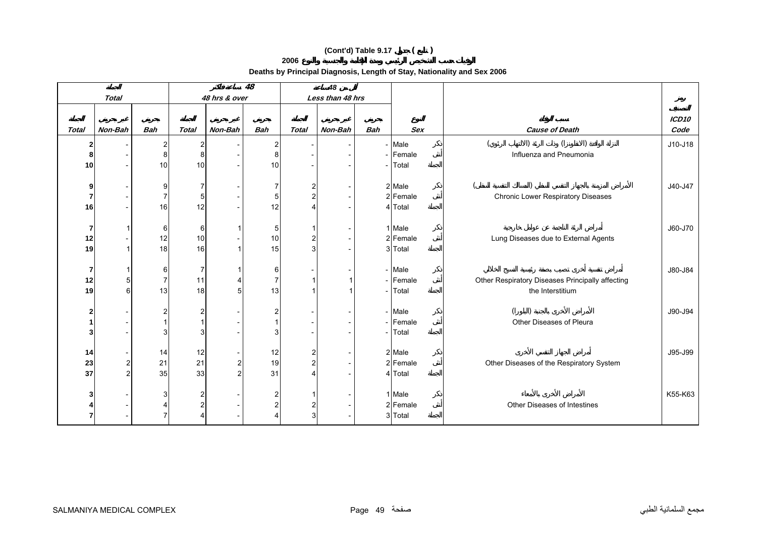# (Cont'd) Table 9.17 جدول ( تابع )

## الوفيات حسب التشخيص الرئيسي ومدة الإقامة والجنسية والنوع 2006

### Deaths by Principal Diagnosis, Length of Stay, Nationality and Sex 2006

| الجملة Total | | | 48 ساعة فأكثر 48 hrs & over | | | أقل من 48 ساعة Less than 48 hrs | | | | | |
|---|---|---|---|---|---|---|---|---|---|---|---|
| الجملة Total | غير بحريني Non-Bah | بحريني Bah | الجملة Total | غير بحريني Non-Bah | بحريني Bah | الجملة Total | غير بحريني Non-Bah | بحريني Bah | النوع Sex | سبب الوفاة Cause of Death | رمز التصنيف ICD10 Code |
| 2 | - | 2 | 2 | - | 2 | - | - | - | Male ذكر | النزلة الوافدة (الانفلونزا) وذات الرئة (الالتهاب الرئوي) Influenza and Pneumonia | J10-J18 |
| 8 | - | 8 | 8 | - | 8 | - | - | - | Female أنثى | | |
| 10 | - | 10 | 10 | - | 10 | - | - | - | Total الجملة | | |
| 9 | - | 9 | 7 | - | 7 | 2 | - | 2 | Male ذكر | الأمراض المزمنة بالجهاز التنفسي السفلي (المسالك التنفسية السفلى) Chronic Lower Respiratory Diseases | J40-J47 |
| 7 | - | 7 | 5 | - | 5 | 2 | - | 2 | Female أنثى | | |
| 16 | - | 16 | 12 | - | 12 | 4 | - | 4 | Total الجملة | | |
| 7 | 1 | 6 | 6 | 1 | 5 | 1 | - | 1 | Male ذكر | أمراض الرئة الناجمة عن عوامل خارجية Lung Diseases due to External Agents | J60-J70 |
| 12 | - | 12 | 10 | - | 10 | 2 | - | 2 | Female أنثى | | |
| 19 | 1 | 18 | 16 | 1 | 15 | 3 | - | 3 | Total الجملة | | |
| 7 | 1 | 6 | 7 | 1 | 6 | - | - | - | Male ذكر | أمراض تنفسية أخرى تصيب بصفة رئيسية النسيج الخلالي Other Respiratory Diseases Principally affecting the Interstitium | J80-J84 |
| 12 | 5 | 7 | 11 | 4 | 7 | 1 | 1 | - | Female أنثى | | |
| 19 | 6 | 13 | 18 | 5 | 13 | 1 | 1 | - | Total الجملة | | |
| 2 | - | 2 | 2 | - | 2 | - | - | - | Male ذكر | الأمراض الأخرى بالجنبة (البلورا) Other Diseases of Pleura | J90-J94 |
| 1 | - | 1 | 1 | - | 1 | - | - | - | Female أنثى | | |
| 3 | - | 3 | 3 | - | 3 | - | - | - | Total الجملة | | |
| 14 | - | 14 | 12 | - | 12 | 2 | - | 2 | Male ذكر | أمراض الجهاز التنفسي الأخرى Other Diseases of the Respiratory System | J95-J99 |
| 23 | 2 | 21 | 21 | 2 | 19 | 2 | - | 2 | Female أنثى | | |
| 37 | 2 | 35 | 33 | 2 | 31 | 4 | - | 4 | Total الجملة | | |
| 3 | - | 3 | 2 | - | 2 | 1 | - | 1 | Male ذكر | الأمراض الأخرى بالأمعاء Other Diseases of Intestines | K55-K63 |
| 4 | - | 4 | 2 | - | 2 | 2 | - | 2 | Female أنثى | | |
| 7 | - | 7 | 4 | - | 4 | 3 | - | 3 | Total الجملة | | |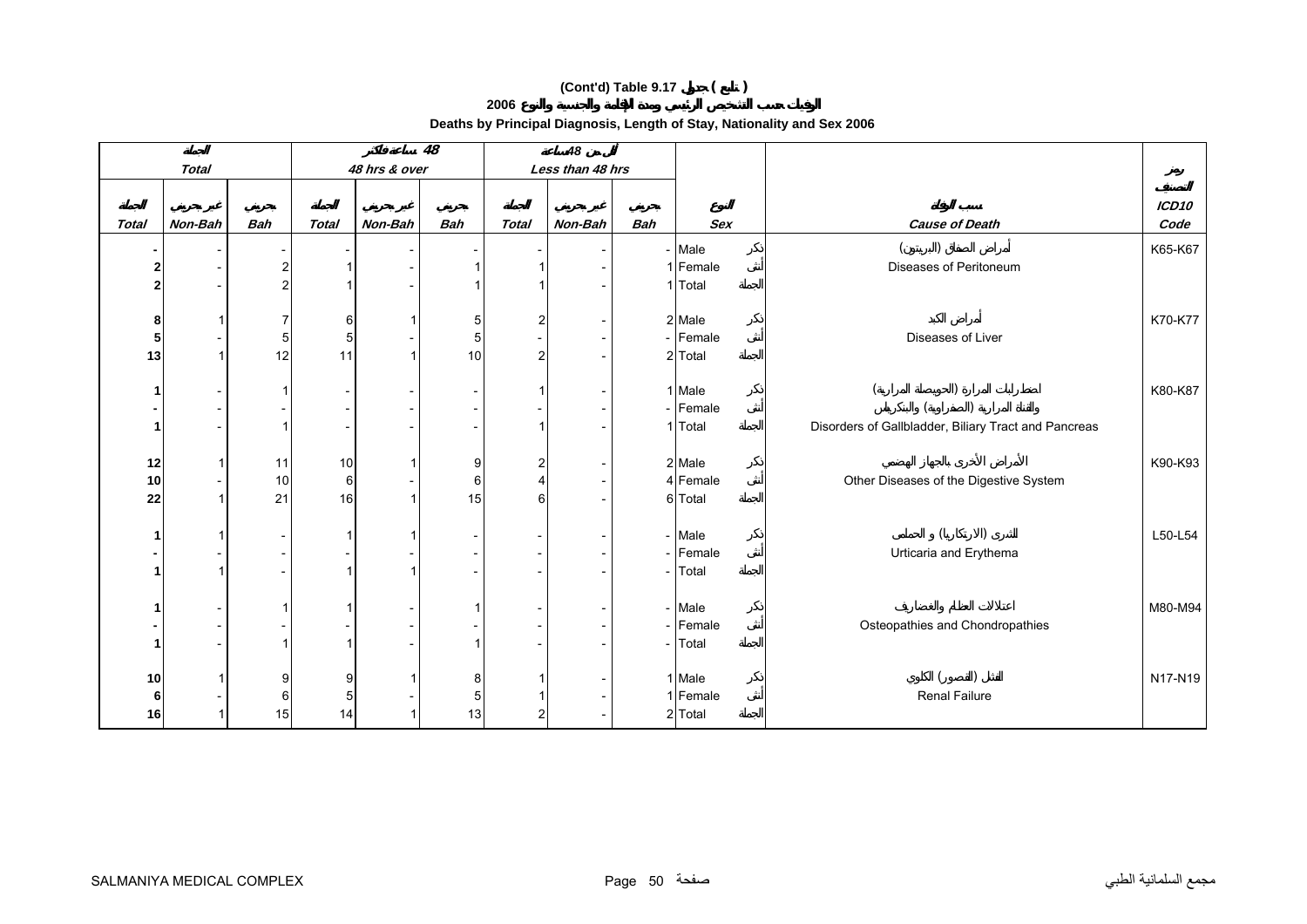**(Cont'd) Table 9.17 جدول ( تابع )**

**الوفيات حسب التشخيص الرئيسي ومدة الإقامة والجنسية والنوع 2006**

**Deaths by Principal Diagnosis, Length of Stay, Nationality and Sex 2006**

| الجملة Total | | | 48 ساعة فأكثر 48 hrs & over | | | أقل من 48 ساعة Less than 48 hrs | | | | | |
|---|---|---|---|---|---|---|---|---|---|---|---|
| الجملة Total | غير بحريني Non-Bah | بحريني Bah | الجملة Total | غير بحريني Non-Bah | بحريني Bah | الجملة Total | غير بحريني Non-Bah | بحريني Bah | النوع Sex | سبب الوفاة Cause of Death | رمز التصنيف ICD10 Code |
| - | - | - | - | - | - | - | - | - | Male ذكر | أمراض الصفاق (البريتون) Diseases of Peritoneum | K65-K67 |
| 2 | - | 2 | 1 | - | 1 | 1 | - | 1 | Female أنثى | | |
| 2 | - | 2 | 1 | - | 1 | 1 | - | 1 | Total الجملة | | |
| 8 | 1 | 7 | 6 | 1 | 5 | 2 | - | 2 | Male ذكر | أمراض الكبد Diseases of Liver | K70-K77 |
| 5 | - | 5 | 5 | - | 5 | - | - | - | Female أنثى | | |
| 13 | 1 | 12 | 11 | 1 | 10 | 2 | - | 2 | Total الجملة | | |
| 1 | - | 1 | - | - | - | 1 | - | 1 | Male ذكر | اضطرابات المرارة (الحويصلة المرارية) والقناة المرارية (الصفراوية) والبنكرياس Disorders of Gallbladder, Biliary Tract and Pancreas | K80-K87 |
| - | - | - | - | - | - | - | - | - | Female أنثى | | |
| 1 | - | 1 | - | - | - | 1 | - | 1 | Total الجملة | | |
| 12 | 1 | 11 | 10 | 1 | 9 | 2 | - | 2 | Male ذكر | الأمراض الأخرى بالجهاز الهضمي Other Diseases of the Digestive System | K90-K93 |
| 10 | - | 10 | 6 | - | 6 | 4 | - | 4 | Female أنثى | | |
| 22 | 1 | 21 | 16 | 1 | 15 | 6 | - | 6 | Total الجملة | | |
| 1 | 1 | - | 1 | 1 | - | - | - | - | Male ذكر | الشرى (الارتكاريا) و الحمامى Urticaria and Erythema | L50-L54 |
| - | - | - | - | - | - | - | - | - | Female أنثى | | |
| 1 | 1 | - | 1 | 1 | - | - | - | - | Total الجملة | | |
| 1 | - | 1 | 1 | - | 1 | - | - | - | Male ذكر | اعتلالات العظام والغضاريف Osteopathies and Chondropathies | M80-M94 |
| - | - | - | - | - | - | - | - | - | Female أنثى | | |
| 1 | - | 1 | 1 | - | 1 | - | - | - | Total الجملة | | |
| 10 | 1 | 9 | 9 | 1 | 8 | 1 | - | 1 | Male ذكر | الفشل (القصور) الكلوي Renal Failure | N17-N19 |
| 6 | - | 6 | 5 | - | 5 | 1 | - | 1 | Female أنثى | | |
| 16 | 1 | 15 | 14 | 1 | 13 | 2 | - | 2 | Total الجملة | | |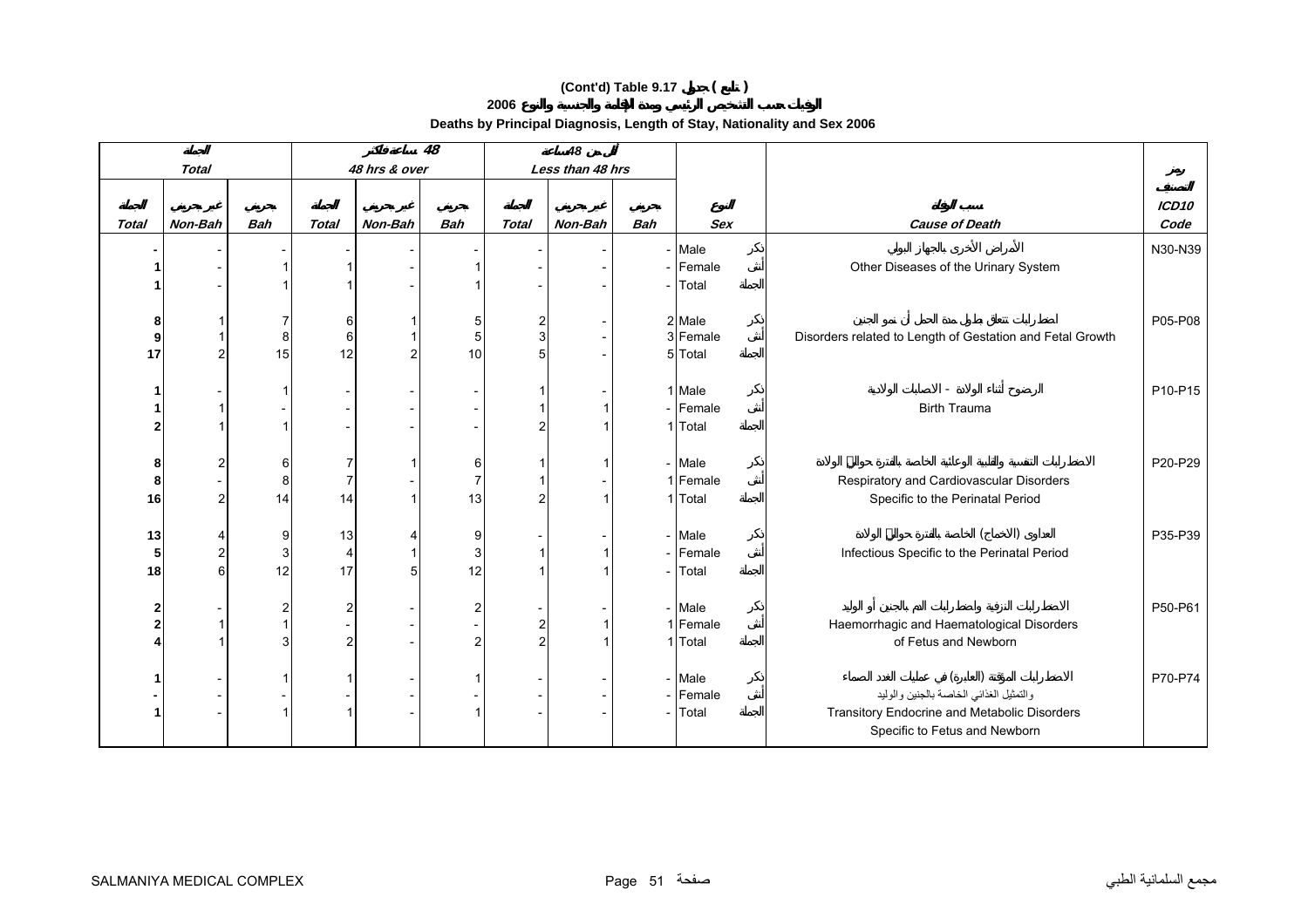**(Cont'd) Table 9.17 جدول ( تابع )**

**الوفيات حسب التشخيص الرئيسي ومدة الإقامة والجنسية والنوع 2006**

**Deaths by Principal Diagnosis, Length of Stay, Nationality and Sex 2006**

| الجملة Total | | | 48 ساعة فأكثر 48 hrs & over | | | أقل من 48 ساعة Less than 48 hrs | | | | | |
|---|---|---|---|---|---|---|---|---|---|---|---|
| الجملة Total | غير بحريني Non-Bah | بحريني Bah | الجملة Total | غير بحريني Non-Bah | بحريني Bah | الجملة Total | غير بحريني Non-Bah | بحريني Bah | النوع Sex | سبب الوفاة Cause of Death | رمز التصنيف ICD10 Code |
| - | - | - | - | - | - | - | - | - | Male ذكر | الأمراض الأخرى بالجهاز البولي Other Diseases of the Urinary System | N30-N39 |
| 1 | - | 1 | 1 | - | 1 | - | - | - | Female أنثى | | |
| 1 | - | 1 | 1 | - | 1 | - | - | - | Total الجملة | | |
| 8 | 1 | 7 | 6 | 1 | 5 | 2 | - | 2 | Male ذكر | اضطرابات تتعلق بطول مدة الحمل أو نمو الجنين Disorders related to Length of Gestation and Fetal Growth | P05-P08 |
| 9 | 1 | 8 | 6 | 1 | 5 | 3 | - | 3 | Female أنثى | | |
| 17 | 2 | 15 | 12 | 2 | 10 | 5 | - | 5 | Total الجملة | | |
| 1 | - | 1 | - | - | - | 1 | - | 1 | Male ذكر | الرضوح أثناء الولادة - الاصابات الولادية Birth Trauma | P10-P15 |
| 1 | 1 | - | - | - | - | 1 | 1 | - | Female أنثى | | |
| 2 | 1 | 1 | - | - | - | 2 | 1 | 1 | Total الجملة | | |
| 8 | 2 | 6 | 7 | 1 | 6 | 1 | 1 | - | Male ذكر | الاضطرابات التنفسية والقلبية الوعائية الخاصة بالفترة حول الولادة Respiratory and Cardiovascular Disorders Specific to the Perinatal Period | P20-P29 |
| 8 | - | 8 | 7 | - | 7 | 1 | - | 1 | Female أنثى | | |
| 16 | 2 | 14 | 14 | 1 | 13 | 2 | 1 | 1 | Total الجملة | | |
| 13 | 4 | 9 | 13 | 4 | 9 | - | - | - | Male ذكر | العداوى (الأخماج) الخاصة بالفترة حول الولادة Infectious Specific to the Perinatal Period | P35-P39 |
| 5 | 2 | 3 | 4 | 1 | 3 | 1 | 1 | - | Female أنثى | | |
| 18 | 6 | 12 | 17 | 5 | 12 | 1 | 1 | - | Total الجملة | | |
| 2 | - | 2 | 2 | - | 2 | - | - | - | Male ذكر | الاضطرابات النزفية واضطرابات الدم بالجنين أو الوليد Haemorrhagic and Haematological Disorders of Fetus and Newborn | P50-P61 |
| 2 | 1 | 1 | - | - | - | 2 | 1 | 1 | Female أنثى | | |
| 4 | 1 | 3 | 2 | - | 2 | 2 | 1 | 1 | Total الجملة | | |
| 1 | - | 1 | 1 | - | 1 | - | - | - | Male ذكر | الاضطرابات المؤقتة (العابرة) في عمليات الغدد الصماء والتمثيل الغذائي الخاصة بالجنين والوليد Transitory Endocrine and Metabolic Disorders Specific to Fetus and Newborn | P70-P74 |
| - | - | - | - | - | - | - | - | - | Female أنثى | | |
| 1 | - | 1 | 1 | - | 1 | - | - | - | Total الجملة | | |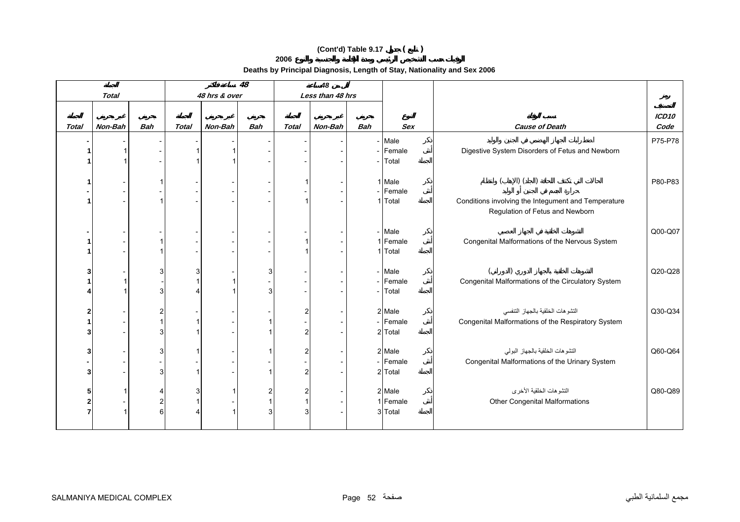# (Cont'd) Table 9.17 (تابع) جدول

## الوفيات حسب التشخيص الرئيسي ومدة الإقامة والجنسية والنوع 2006

## Deaths by Principal Diagnosis, Length of Stay, Nationality and Sex 2006

| الجملة Total | | | 48 ساعة فأكثر 48 hrs & over | | | أقل من 48 ساعة Less than 48 hrs | | | | | |
|---|---|---|---|---|---|---|---|---|---|---|---|
| الجملة Total | غير بحريني Non-Bah | بحريني Bah | الجملة Total | غير بحريني Non-Bah | بحريني Bah | الجملة Total | غير بحريني Non-Bah | بحريني Bah | النوع Sex | سبب الوفاة Cause of Death | رمز التصنيف ICD10 Code |
| - | - | - | - | - | - | - | - | - | Male ذكر | اضطرابات الجهاز الهضمي في الجنين والوليد Digestive System Disorders of Fetus and Newborn | P75-P78 |
| 1 | 1 | - | 1 | 1 | - | - | - | - | Female أنثى | | |
| 1 | 1 | - | 1 | 1 | - | - | - | - | Total الجملة | | |
| 1 | - | 1 | - | - | - | 1 | - | 1 | Male ذكر | الحالات التي تكتنف اللحافة (الجلد) (الإهاب) وانتظام حرارة الجسم في الجنين أو الوليد Conditions involving the Integument and Temperature Regulation of Fetus and Newborn | P80-P83 |
| - | - | - | - | - | - | - | - | - | Female أنثى | | |
| 1 | - | 1 | - | - | - | 1 | - | 1 | Total الجملة | | |
| - | - | - | - | - | - | - | - | - | Male ذكر | التشوهات الخلقية في الجهاز العصبي Congenital Malformations of the Nervous System | Q00-Q07 |
| 1 | - | 1 | - | - | - | 1 | - | 1 | Female أنثى | | |
| 1 | - | 1 | - | - | - | 1 | - | 1 | Total الجملة | | |
| 3 | - | 3 | 3 | - | 3 | - | - | - | Male ذكر | التشوهات الخلقية بالجهاز الدوري (الدوراني) Congenital Malformations of the Circulatory System | Q20-Q28 |
| 1 | 1 | - | 1 | 1 | - | - | - | - | Female أنثى | | |
| 4 | 1 | 3 | 4 | 1 | 3 | - | - | - | Total الجملة | | |
| 2 | - | 2 | - | - | - | 2 | - | 2 | Male ذكر | التشوهات الخلقية بالجهاز التنفسي Congenital Malformations of the Respiratory System | Q30-Q34 |
| 1 | - | 1 | 1 | - | 1 | - | - | - | Female أنثى | | |
| 3 | - | 3 | 1 | - | 1 | 2 | - | 2 | Total الجملة | | |
| 3 | - | 3 | 1 | - | 1 | 2 | - | 2 | Male ذكر | التشوهات الخلقية بالجهاز البولي Congenital Malformations of the Urinary System | Q60-Q64 |
| - | - | - | - | - | - | - | - | - | Female أنثى | | |
| 3 | - | 3 | 1 | - | 1 | 2 | - | 2 | Total الجملة | | |
| 5 | 1 | 4 | 3 | 1 | 2 | 2 | - | 2 | Male ذكر | التشوهات الخلقية الأخرى Other Congenital Malformations | Q80-Q89 |
| 2 | - | 2 | 1 | - | 1 | 1 | - | 1 | Female أنثى | | |
| 7 | 1 | 6 | 4 | 1 | 3 | 3 | - | 3 | Total الجملة | | |

SALMANIYA MEDICAL COMPLEX — مجمع السلمانية الطبي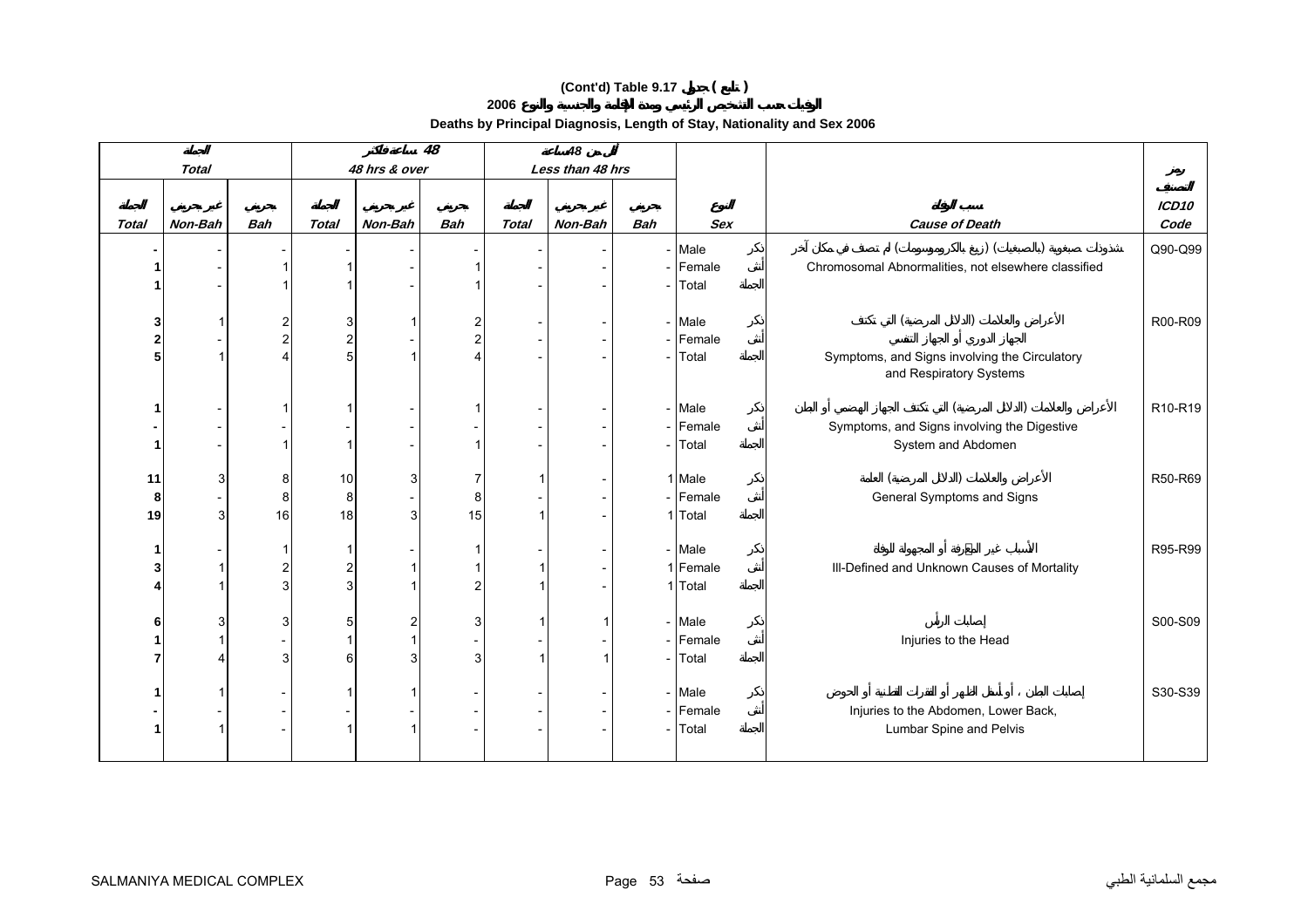# (Cont'd) Table 9.17 جدول ( تابع )

## الوفيات حسب التشخيص الرئيسي ومدة الإقامة والجنسية والنوع 2006

## Deaths by Principal Diagnosis, Length of Stay, Nationality and Sex 2006

| الجملة Total | | | 48 ساعة فأكثر 48 hrs & over | | | أقل من 48 ساعة Less than 48 hrs | | | | | |
|---|---|---|---|---|---|---|---|---|---|---|---|
| الجملة Total | غير بحريني Non-Bah | بحريني Bah | الجملة Total | غير بحريني Non-Bah | بحريني Bah | الجملة Total | غير بحريني Non-Bah | بحريني Bah | النوع Sex | سبب الوفاة Cause of Death | رمز التصنيف ICD10 Code |
| - | - | - | - | - | - | - | - | - | Male ذكر | شذوذات صبغوية (بالصبغيات) (زيغ بالكروموسومات) لم تصنف في مكان آخر Chromosomal Abnormalities, not elsewhere classified | Q90-Q99 |
| 1 | - | 1 | 1 | - | 1 | - | - | - | Female أنثى | | |
| 1 | - | 1 | 1 | - | 1 | - | - | - | Total الجملة | | |
| 3 | 1 | 2 | 3 | 1 | 2 | - | - | - | Male ذكر | الأعراض والعلامات (الدلائل المرضية) التي تكتنف الجهاز الدوري أو الجهاز التنفسي Symptoms, and Signs involving the Circulatory and Respiratory Systems | R00-R09 |
| 2 | - | 2 | 2 | - | 2 | - | - | - | Female أنثى | | |
| 5 | 1 | 4 | 5 | 1 | 4 | - | - | - | Total الجملة | | |
| 1 | - | 1 | 1 | - | 1 | - | - | - | Male ذكر | الأعراض والعلامات (الدلائل المرضية) التي تكتنف الجهاز الهضمي أو البطن Symptoms, and Signs involving the Digestive System and Abdomen | R10-R19 |
| - | - | - | - | - | - | - | - | - | Female أنثى | | |
| 1 | - | 1 | 1 | - | 1 | - | - | - | Total الجملة | | |
| 11 | 3 | 8 | 10 | 3 | 7 | 1 | - | 1 | Male ذكر | الأعراض والعلامات (الدلائل المرضية) العامة General Symptoms and Signs | R50-R69 |
| 8 | - | 8 | 8 | - | 8 | - | - | - | Female أنثى | | |
| 19 | 3 | 16 | 18 | 3 | 15 | 1 | - | 1 | Total الجملة | | |
| 1 | - | 1 | 1 | - | 1 | - | - | - | Male ذكر | الأسباب غير المعرفة أو المجهولة للوفاة Ill-Defined and Unknown Causes of Mortality | R95-R99 |
| 3 | 1 | 2 | 2 | 1 | 1 | 1 | - | 1 | Female أنثى | | |
| 4 | 1 | 3 | 3 | 1 | 2 | 1 | - | 1 | Total الجملة | | |
| 6 | 3 | 3 | 5 | 2 | 3 | 1 | 1 | - | Male ذكر | إصابات الرأس Injuries to the Head | S00-S09 |
| 1 | 1 | - | 1 | 1 | - | - | - | - | Female أنثى | | |
| 7 | 4 | 3 | 6 | 3 | 3 | 1 | 1 | - | Total الجملة | | |
| 1 | 1 | - | 1 | 1 | - | - | - | - | Male ذكر | إصابات البطن ، أو أسفل الظهر أو الفقرات القطنية أو الحوض Injuries to the Abdomen, Lower Back, Lumbar Spine and Pelvis | S30-S39 |
| - | - | - | - | - | - | - | - | - | Female أنثى | | |
| 1 | 1 | - | 1 | 1 | - | - | - | - | Total الجملة | | |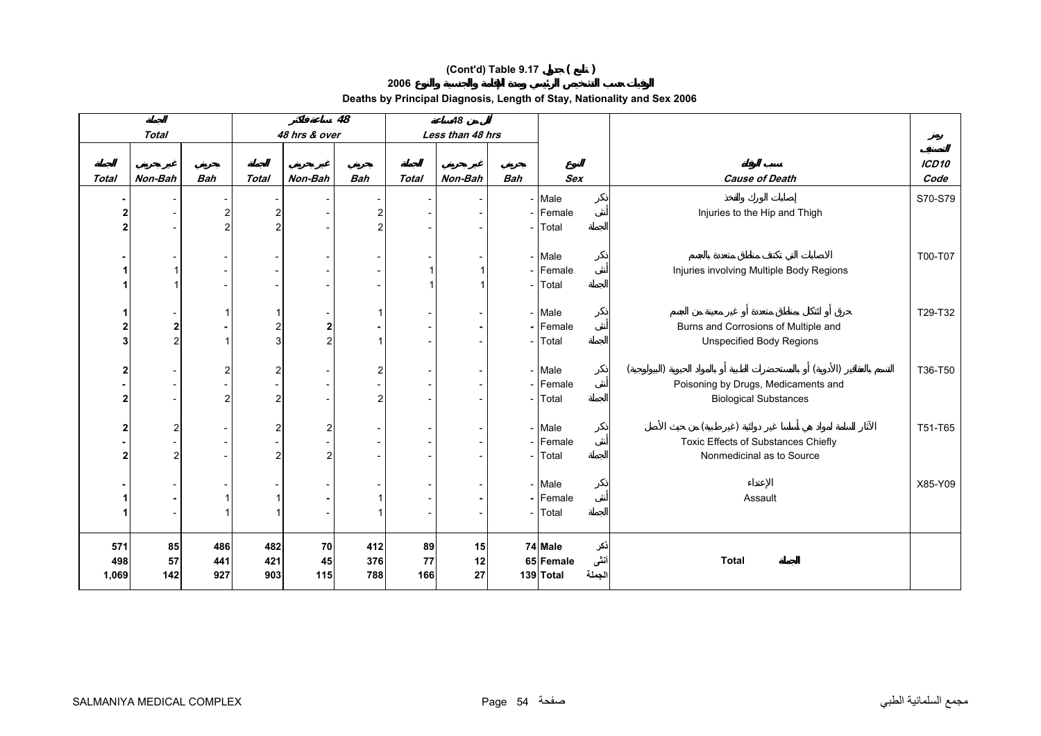# (Cont'd) Table 9.17 جدول ( تابع )

## الوفيات حسب التشخيص الرئيسي ومدة الإقامة والجنسية والنوع 2006

## Deaths by Principal Diagnosis, Length of Stay, Nationality and Sex 2006

| الجملة Total | | | 48 ساعة فأكثر 48 hrs & over | | | أقل من 48 ساعة Less than 48 hrs | | | | | | |
|---|---|---|---|---|---|---|---|---|---|---|---|---|
| الجملة Total | غير بحريني Non-Bah | بحريني Bah | الجملة Total | غير بحريني Non-Bah | بحريني Bah | الجملة Total | غير بحريني Non-Bah | بحريني Bah | النوع Sex | | سبب الوفاة Cause of Death | رمز التصنيف ICD10 Code |
| - | - | - | - | - | - | - | - | - | Male | ذكر | إصابات الورك والفخذ | S70-S79 |
| 2 | - | 2 | 2 | - | 2 | - | - | - | Female | أنثى | Injuries to the Hip and Thigh | |
| 2 | - | 2 | 2 | - | 2 | - | - | - | Total | الجملة | | |
| - | - | - | - | - | - | - | - | - | Male | ذكر | الاصابات التي تكتنف مناطق متعددة بالجسم | T00-T07 |
| 1 | 1 | - | - | - | - | 1 | 1 | - | Female | أنثى | Injuries involving Multiple Body Regions | |
| 1 | 1 | - | - | - | - | 1 | 1 | - | Total | الجملة | | |
| 1 | - | 1 | 1 | - | 1 | - | - | - | Male | ذكر | حرق أو تآكل بمناطق متعددة أو غير معينة من الجسم | T29-T32 |
| 2 | 2 | - | 2 | 2 | - | - | - | - | Female | أنثى | Burns and Corrosions of Multiple and | |
| 3 | 2 | 1 | 3 | 2 | 1 | - | - | - | Total | الجملة | Unspecified Body Regions | |
| 2 | - | 2 | 2 | - | 2 | - | - | - | Male | ذكر | التسمم بالعقاقير (الأدوية) أو بالمستحضرات الطبية أو بالمواد الحيوية (البيولوجية) | T36-T50 |
| - | - | - | - | - | - | - | - | - | Female | أنثى | Poisoning by Drugs, Medicaments and | |
| 2 | - | 2 | 2 | - | 2 | - | - | - | Total | الجملة | Biological Substances | |
| 2 | 2 | - | 2 | 2 | - | - | - | - | Male | ذكر | الآثار السامة لمواد هي أساساً غير دوائية (غيرطبية) من حيث الأصل | T51-T65 |
| - | - | - | - | - | - | - | - | - | Female | أنثى | Toxic Effects of Substances Chiefly | |
| 2 | 2 | - | 2 | 2 | - | - | - | - | Total | الجملة | Nonmedicinal as to Source | |
| - | - | - | - | - | - | - | - | - | Male | ذكر | الإعتداء | X85-Y09 |
| 1 | - | 1 | 1 | - | 1 | - | - | - | Female | أنثى | Assault | |
| 1 | - | 1 | 1 | - | 1 | - | - | - | Total | الجملة | | |
| **571** | **85** | **486** | **482** | **70** | **412** | **89** | **15** | **74** | **Male** | ذكر | | |
| **498** | **57** | **441** | **421** | **45** | **376** | **77** | **12** | **65** | **Female** | أنثى | **Total الجملة** | |
| **1,069** | **142** | **927** | **903** | **115** | **788** | **166** | **27** | **139** | **Total** | الجملة | | |

SALMANIYA MEDICAL COMPLEX مجمع السلمانية الطبي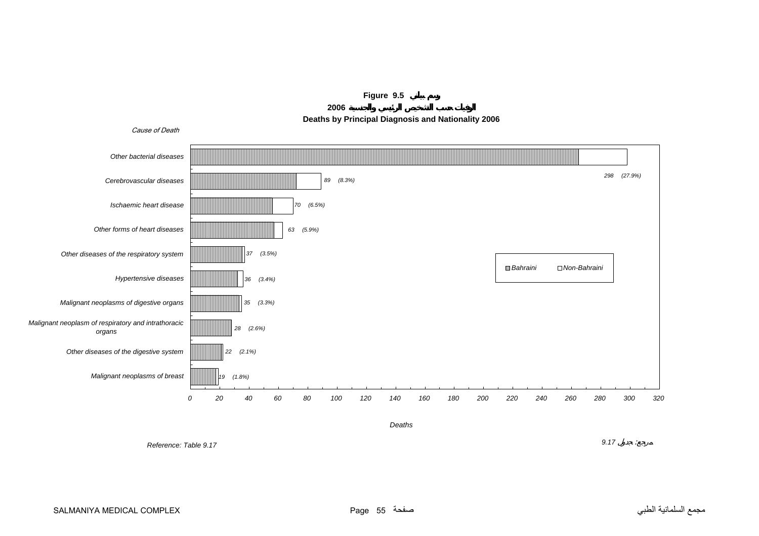**Figure 9.5 رسم بياني**

**2006 الوفيات حسب التشخيص الرئيسي والجنسية**

**Deaths by Principal Diagnosis and Nationality 2006**

*Cause of Death*

| Cause of Death | Deaths | % |
|---|---|---|
| Other bacterial diseases | 298 | (27.9%) |
| Cerebrovascular diseases | 89 | (8.3%) |
| Ischaemic heart disease | 70 | (6.5%) |
| Other forms of heart diseases | 63 | (5.9%) |
| Other diseases of the respiratory system | 37 | (3.5%) |
| Hypertensive diseases | 36 | (3.4%) |
| Malignant neoplasms of digestive organs | 35 | (3.3%) |
| Malignant neoplasm of respiratory and intrathoracic organs | 28 | (2.6%) |
| Other diseases of the digestive system | 22 | (2.1%) |
| Malignant neoplasms of breast | 19 | (1.8%) |

Legend: Bahraini, Non-Bahraini

*Deaths* (axis: 0 – 320)

*Reference: Table 9.17*

مرجع: جدول 9.17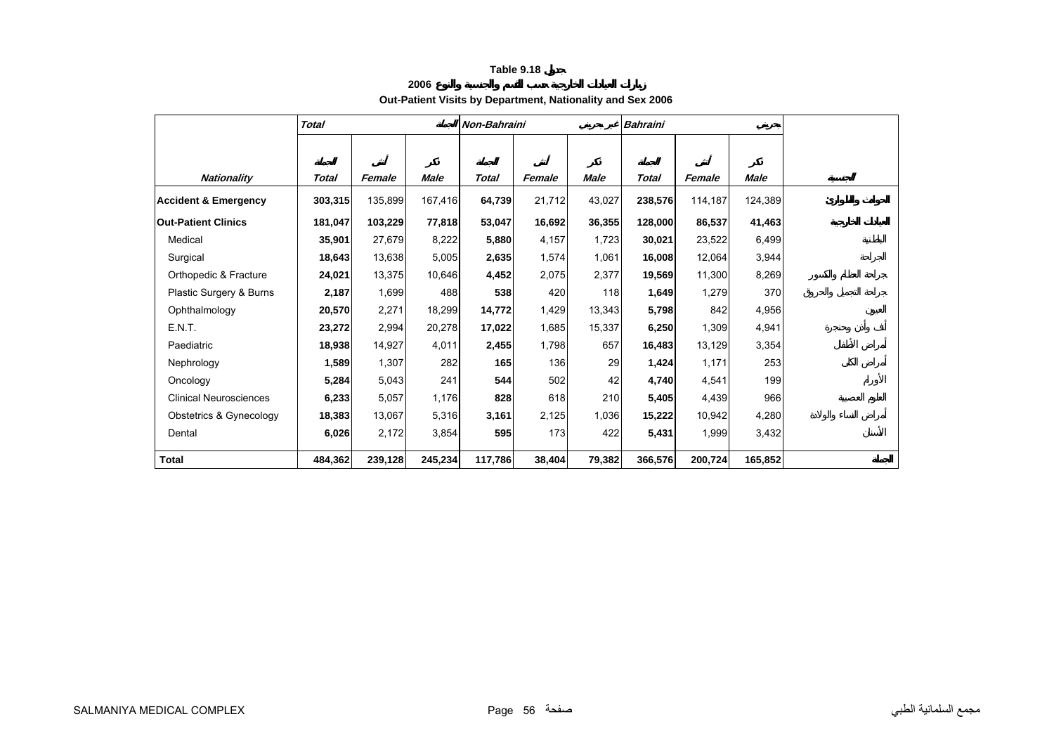**Table 9.18 جدول**

**زيارات العيادات الخارجية حسب القسم والجنسية والنوع 2006**

**Out-Patient Visits by Department, Nationality and Sex 2006**

| | *Total* | | *المجموع* | *Non-Bahraini* | | *غير بحريني* | *Bahraini* | | *بحريني* | |
|---|---|---|---|---|---|---|---|---|---|---|
| | المجموع | أنثى | ذكر | المجموع | أنثى | ذكر | المجموع | أنثى | ذكر | |
| ***Nationality*** | ***Total*** | ***Female*** | ***Male*** | ***Total*** | ***Female*** | ***Male*** | ***Total*** | ***Female*** | ***Male*** | **الجنسية** |
| **Accident & Emergency** | **303,315** | 135,899 | 167,416 | **64,739** | 21,712 | 43,027 | **238,576** | 114,187 | 124,389 | **الحوادث والطوارئ** |
| **Out-Patient Clinics** | **181,047** | **103,229** | **77,818** | **53,047** | **16,692** | **36,355** | **128,000** | **86,537** | **41,463** | **العيادات الخارجية** |
| Medical | **35,901** | 27,679 | 8,222 | **5,880** | 4,157 | 1,723 | **30,021** | 23,522 | 6,499 | الباطنية |
| Surgical | **18,643** | 13,638 | 5,005 | **2,635** | 1,574 | 1,061 | **16,008** | 12,064 | 3,944 | الجراحة |
| Orthopedic & Fracture | **24,021** | 13,375 | 10,646 | **4,452** | 2,075 | 2,377 | **19,569** | 11,300 | 8,269 | جراحة العظام والكسور |
| Plastic Surgery & Burns | **2,187** | 1,699 | 488 | **538** | 420 | 118 | **1,649** | 1,279 | 370 | جراحة التجميل والحروق |
| Ophthalmology | **20,570** | 2,271 | 18,299 | **14,772** | 1,429 | 13,343 | **5,798** | 842 | 4,956 | العيون |
| E.N.T. | **23,272** | 2,994 | 20,278 | **17,022** | 1,685 | 15,337 | **6,250** | 1,309 | 4,941 | أنف وأذن وحنجرة |
| Paediatric | **18,938** | 14,927 | 4,011 | **2,455** | 1,798 | 657 | **16,483** | 13,129 | 3,354 | أمراض الأطفال |
| Nephrology | **1,589** | 1,307 | 282 | **165** | 136 | 29 | **1,424** | 1,171 | 253 | أمراض الكلى |
| Oncology | **5,284** | 5,043 | 241 | **544** | 502 | 42 | **4,740** | 4,541 | 199 | الأورام |
| Clinical Neurosciences | **6,233** | 5,057 | 1,176 | **828** | 618 | 210 | **5,405** | 4,439 | 966 | العلوم العصبية |
| Obstetrics & Gynecology | **18,383** | 13,067 | 5,316 | **3,161** | 2,125 | 1,036 | **15,222** | 10,942 | 4,280 | أمراض النساء والولادة |
| Dental | **6,026** | 2,172 | 3,854 | **595** | 173 | 422 | **5,431** | 1,999 | 3,432 | الأسنان |
| **Total** | **484,362** | **239,128** | **245,234** | **117,786** | **38,404** | **79,382** | **366,576** | **200,724** | **165,852** | **المجموع** |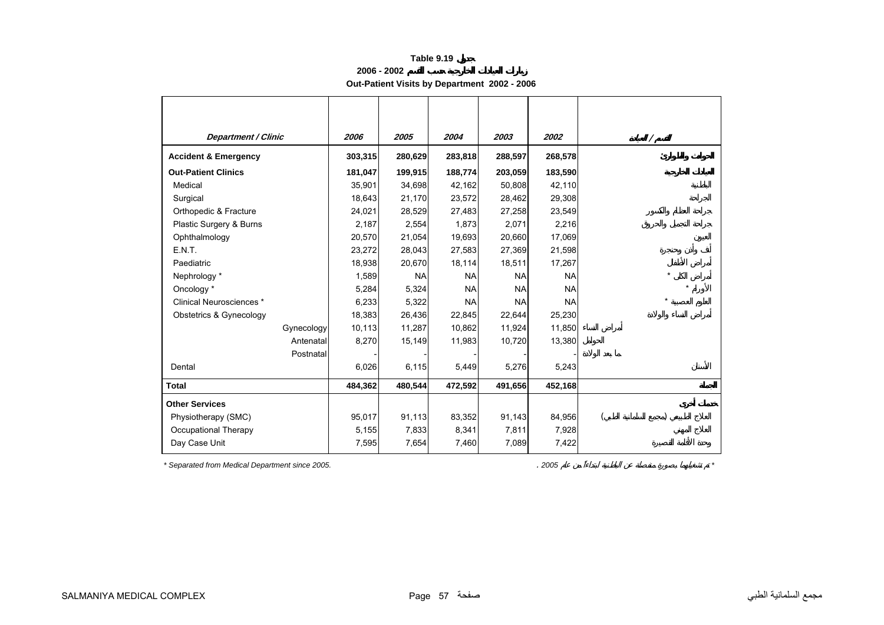**Table 9.19 جدول**

**زيارات العيادات الخارجية حسب القسم 2002 - 2006**

**Out-Patient Visits by Department 2002 - 2006**

| *Department / Clinic* | *2006* | *2005* | *2004* | *2003* | *2002* | القسم / العيادة |
|---|---|---|---|---|---|---|
| **Accident & Emergency** | **303,315** | **280,629** | **283,818** | **288,597** | **268,578** | **الحوادث والطوارئ** |
| **Out-Patient Clinics** | **181,047** | **199,915** | **188,774** | **203,059** | **183,590** | **العيادات الخارجية** |
| Medical | 35,901 | 34,698 | 42,162 | 50,808 | 42,110 | الباطنية |
| Surgical | 18,643 | 21,170 | 23,572 | 28,462 | 29,308 | الجراحة |
| Orthopedic & Fracture | 24,021 | 28,529 | 27,483 | 27,258 | 23,549 | جراحة العظام والكسور |
| Plastic Surgery & Burns | 2,187 | 2,554 | 1,873 | 2,071 | 2,216 | جراحة التجميل والحروق |
| Ophthalmology | 20,570 | 21,054 | 19,693 | 20,660 | 17,069 | العيون |
| E.N.T. | 23,272 | 28,043 | 27,583 | 27,369 | 21,598 | أنف وأذن وحنجرة |
| Paediatric | 18,938 | 20,670 | 18,114 | 18,511 | 17,267 | أمراض الأطفال |
| Nephrology * | 1,589 | NA | NA | NA | NA | أمراض الكلى * |
| Oncology * | 5,284 | 5,324 | NA | NA | NA | الأورام * |
| Clinical Neurosciences * | 6,233 | 5,322 | NA | NA | NA | العلوم العصبية * |
| Obstetrics & Gynecology | 18,383 | 26,436 | 22,845 | 22,644 | 25,230 | أمراض النساء والولادة |
| Gynecology | 10,113 | 11,287 | 10,862 | 11,924 | 11,850 | أمراض النساء |
| Antenatal | 8,270 | 15,149 | 11,983 | 10,720 | 13,380 | الحوامل |
| Postnatal | - | - | - | - | - | ما بعد الولادة |
| Dental | 6,026 | 6,115 | 5,449 | 5,276 | 5,243 | الأسنان |
| **Total** | **484,362** | **480,544** | **472,592** | **491,656** | **452,168** | **الجملة** |
| **Other Services** | | | | | | **خدمات أخرى** |
| Physiotherapy (SMC) | 95,017 | 91,113 | 83,352 | 91,143 | 84,956 | العلاج الطبيعي (مجمع السلمانية الطبي) |
| Occupational Therapy | 5,155 | 7,833 | 8,341 | 7,811 | 7,928 | العلاج المهني |
| Day Case Unit | 7,595 | 7,654 | 7,460 | 7,089 | 7,422 | وحدة الاقامة القصيرة |

*\* Separated from Medical Department since 2005.*

\* تم تشغيلها بصورة منفصلة عن الباطنية ابتداءاً من عام 2005 .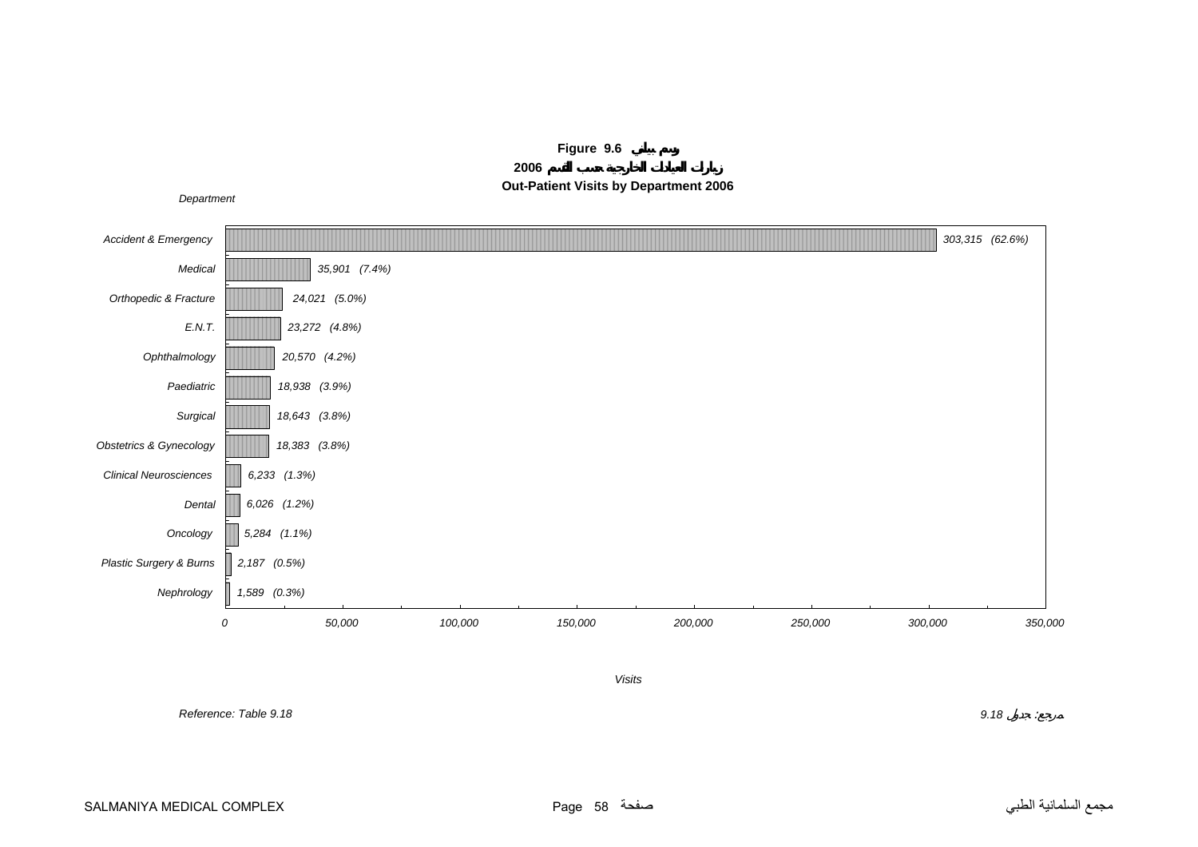**Figure 9.6 رسم بياني**

**زيارات العيادات الخارجية حسب القسم 2006**

**Out-Patient Visits by Department 2006**

| Department | Visits | % |
|---|---|---|
| Accident & Emergency | 303,315 | (62.6%) |
| Medical | 35,901 | (7.4%) |
| Orthopedic & Fracture | 24,021 | (5.0%) |
| E.N.T. | 23,272 | (4.8%) |
| Ophthalmology | 20,570 | (4.2%) |
| Paediatric | 18,938 | (3.9%) |
| Surgical | 18,643 | (3.8%) |
| Obstetrics & Gynecology | 18,383 | (3.8%) |
| Clinical Neurosciences | 6,233 | (1.3%) |
| Dental | 6,026 | (1.2%) |
| Oncology | 5,284 | (1.1%) |
| Plastic Surgery & Burns | 2,187 | (0.5%) |
| Nephrology | 1,589 | (0.3%) |

Reference: Table 9.18

مرجع: جدول 9.18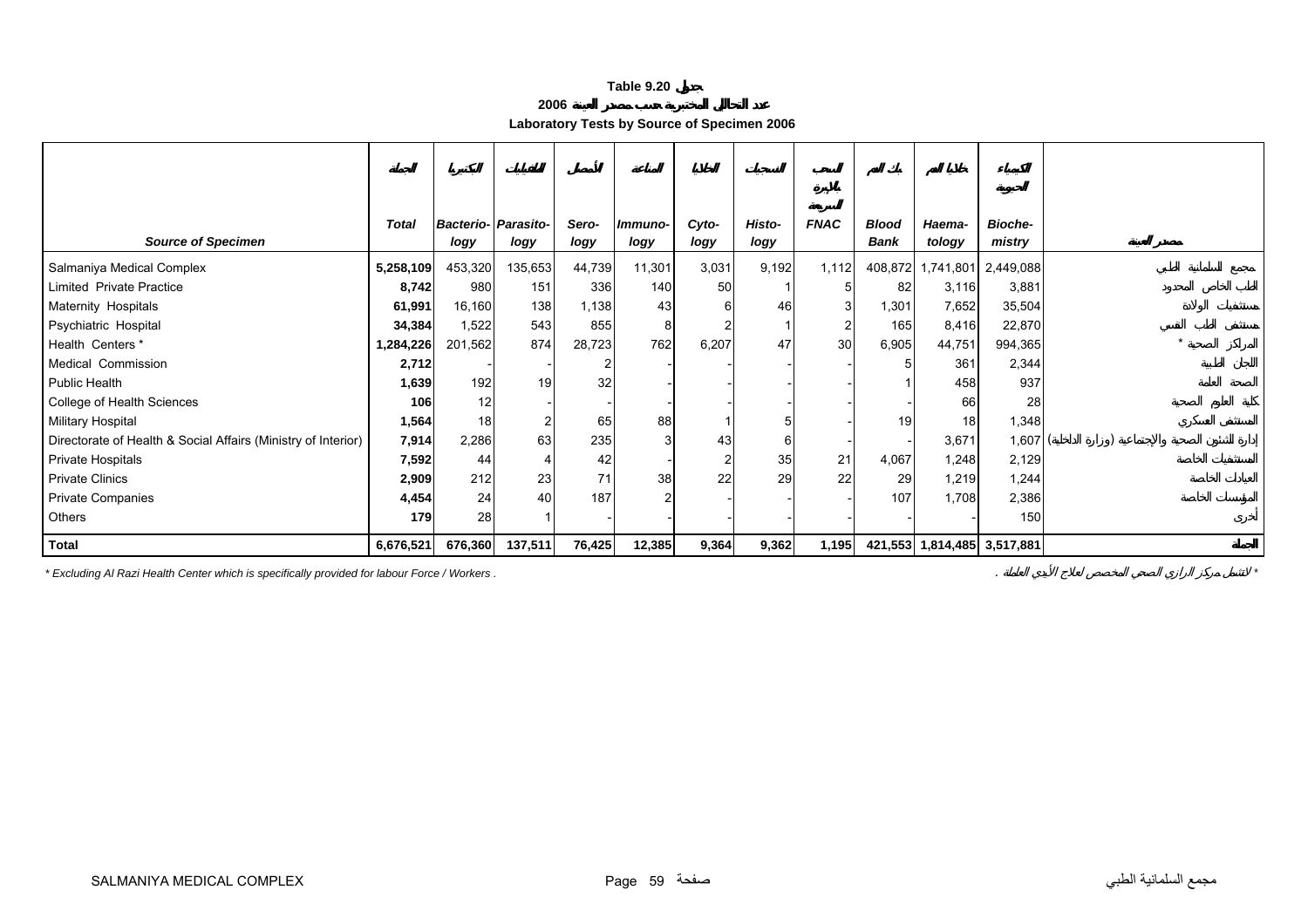**Table 9.20 جدول**

**2006 عدد التحاليل المختبرية حسب مصدر العينة**

**Laboratory Tests by Source of Specimen 2006**

| Source of Specimen | Total الجملة | Bacterio-logy البكتيريا | Parasito-logy الطفيليات | Sero-logy الأمصال | Immuno-logy المناعة | Cyto-logy الخلايا | Histo-logy الأنسجة | FNAC السحب بالإبرة الرفيعة | Blood Bank بنك الدم | Haema-tology خلايا الدم | Bioche-mistry الكيمياء الحيوية | مصدر العينة |
|---|---|---|---|---|---|---|---|---|---|---|---|---|
| Salmaniya Medical Complex | **5,258,109** | 453,320 | 135,653 | 44,739 | 11,301 | 3,031 | 9,192 | 1,112 | 408,872 | 1,741,801 | 2,449,088 | مجمع السلمانية الطبي |
| Limited Private Practice | **8,742** | 980 | 151 | 336 | 140 | 50 | 1 | 5 | 82 | 3,116 | 3,881 | الطب الخاص المحدود |
| Maternity Hospitals | **61,991** | 16,160 | 138 | 1,138 | 43 | 6 | 46 | 3 | 1,301 | 7,652 | 35,504 | مستشفيات الولادة |
| Psychiatric Hospital | **34,384** | 1,522 | 543 | 855 | 8 | 2 | 1 | 2 | 165 | 8,416 | 22,870 | مستشفى الطب النفسي |
| Health Centers * | **1,284,226** | 201,562 | 874 | 28,723 | 762 | 6,207 | 47 | 30 | 6,905 | 44,751 | 994,365 | المراكز الصحية * |
| Medical Commission | **2,712** | - | - | 2 | - | - | - | - | 5 | 361 | 2,344 | اللجان الطبية |
| Public Health | **1,639** | 192 | 19 | 32 | - | - | - | - | 1 | 458 | 937 | الصحة العامة |
| College of Health Sciences | **106** | 12 | - | - | - | - | - | - | - | 66 | 28 | كلية العلوم الصحية |
| Military Hospital | **1,564** | 18 | 2 | 65 | 88 | 1 | 5 | - | 19 | 18 | 1,348 | المستشفى العسكري |
| Directorate of Health & Social Affairs (Ministry of Interior) | **7,914** | 2,286 | 63 | 235 | 3 | 43 | 6 | - | - | 3,671 | 1,607 | إدارة الشئون الصحية والإجتماعية (وزارة الداخلية) |
| Private Hospitals | **7,592** | 44 | 4 | 42 | - | 2 | 35 | 21 | 4,067 | 1,248 | 2,129 | المستشفيات الخاصة |
| Private Clinics | **2,909** | 212 | 23 | 71 | 38 | 22 | 29 | 22 | 29 | 1,219 | 1,244 | العيادات الخاصة |
| Private Companies | **4,454** | 24 | 40 | 187 | 2 | - | - | - | 107 | 1,708 | 2,386 | المؤسسات الخاصة |
| Others | **179** | 28 | 1 | - | - | - | - | - | - | - | 150 | أخرى |
| **Total** | **6,676,521** | **676,360** | **137,511** | **76,425** | **12,385** | **9,364** | **9,362** | **1,195** | **421,553** | **1,814,485** | **3,517,881** | **الجملة** |

*\* Excluding Al Razi Health Center which is specifically provided for labour Force / Workers .*

\* لاتشمل مركز الرازي الصحي المخصص لعلاج الأيدي العاملة .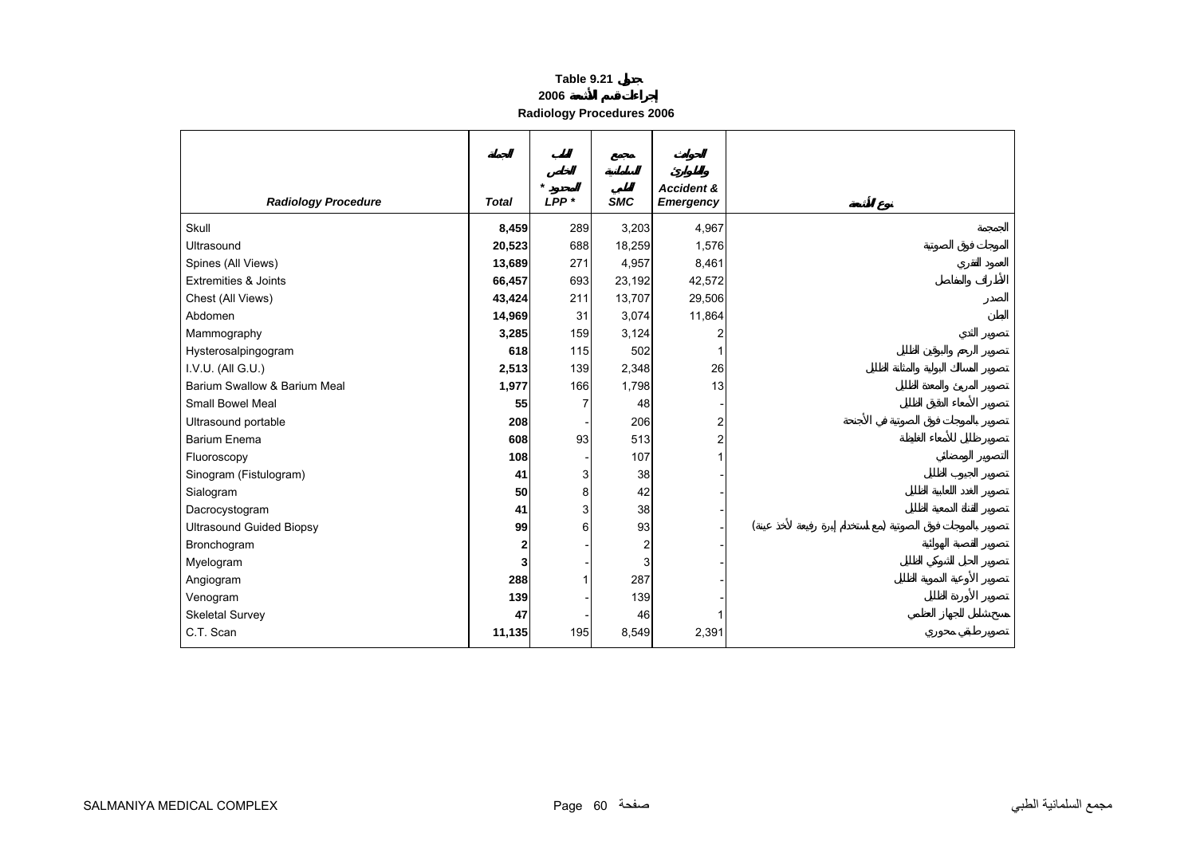# Table 9.21 جدول
## 2006 إجراءات قسم الأشعة
## Radiology Procedures 2006

| Radiology Procedure | Total الجملة | LPP * المحدود * الخاص | SMC مجمع السلمانية الطبي | Accident & Emergency الحوادث والطوارئ | نوع الأشعة |
|---|---|---|---|---|---|
| Skull | **8,459** | 289 | 3,203 | 4,967 | الجمجمة |
| Ultrasound | **20,523** | 688 | 18,259 | 1,576 | الموجات فوق الصوتية |
| Spines (All Views) | **13,689** | 271 | 4,957 | 8,461 | العمود الفقري |
| Extremities & Joints | **66,457** | 693 | 23,192 | 42,572 | الأطراف والمفاصل |
| Chest (All Views) | **43,424** | 211 | 13,707 | 29,506 | الصدر |
| Abdomen | **14,969** | 31 | 3,074 | 11,864 | البطن |
| Mammography | **3,285** | 159 | 3,124 | 2 | تصوير الثدي |
| Hysterosalpingogram | **618** | 115 | 502 | 1 | تصوير الرحم والبوقين الظليل |
| I.V.U. (All G.U.) | **2,513** | 139 | 2,348 | 26 | تصوير المسالك البولية والمثانة الظليل |
| Barium Swallow & Barium Meal | **1,977** | 166 | 1,798 | 13 | تصوير المريئ والمعدة الظليل |
| Small Bowel Meal | **55** | 7 | 48 | - | تصوير الأمعاء الدقيقة الظليل |
| Ultrasound portable | **208** | - | 206 | 2 | تصوير بالموجات فوق الصوتية في الأجنحة |
| Barium Enema | **608** | 93 | 513 | 2 | تصوير ظليل للأمعاء الغليظة |
| Fluoroscopy | **108** | - | 107 | 1 | التصوير الومضائي |
| Sinogram (Fistulogram) | **41** | 3 | 38 | - | تصوير الجيوب الظليل |
| Sialogram | **50** | 8 | 42 | - | تصوير الغدد اللعابية الظليل |
| Dacrocystogram | **41** | 3 | 38 | - | تصوير القناة الدمعية الظليل |
| Ultrasound Guided Biopsy | **99** | 6 | 93 | - | تصوير بالموجات فوق الصوتية (مع استخدام إبرة رفيعة لأخذ عينة) |
| Bronchogram | **2** | - | 2 | - | تصوير القصبة الهوائية |
| Myelogram | **3** | - | 3 | - | تصوير الحبل الشوكي الظليل |
| Angiogram | **288** | 1 | 287 | - | تصوير الأوعية الدموية الظليل |
| Venogram | **139** | - | 139 | - | تصوير الأوردة الظليل |
| Skeletal Survey | **47** | - | 46 | 1 | مسح شامل للجهاز العظمي |
| C.T. Scan | **11,135** | 195 | 8,549 | 2,391 | تصوير طبقي محوري |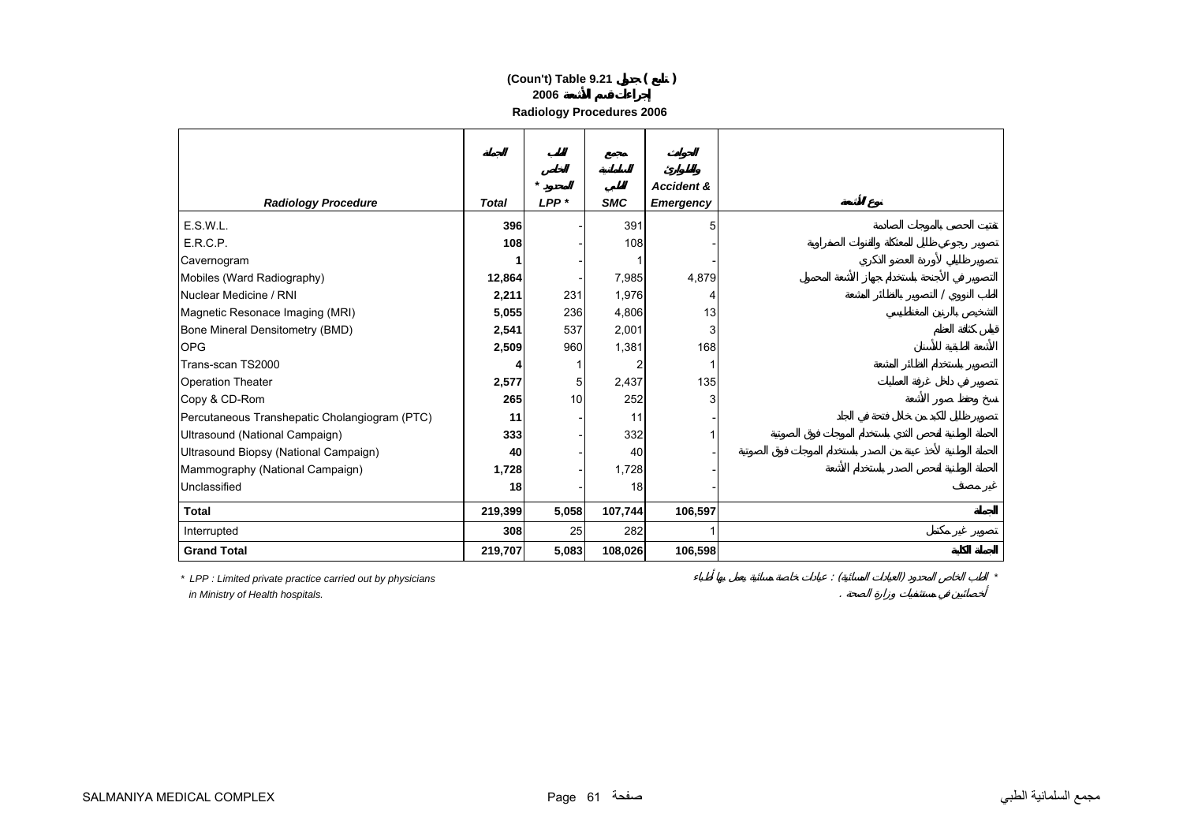# (Coun't) Table 9.21 جدول ( تابع )

## إجراءات قسم الأشعة 2006

## Radiology Procedures 2006

| Radiology Procedure | Total<br>الجملة | LPP *<br>الطب الخاص المحدود * | SMC<br>مجمع السلمانية الطبي | Accident & Emergency<br>الحوادث والطوارئ | نوع الأشعة |
|---|---|---|---|---|---|
| E.S.W.L. | **396** | - | 391 | 5 | تفتيت الحصى بالموجات الصادمة |
| E.R.C.P. | **108** | - | 108 | - | تصوير رجوعي للطلل المعثكلة والقنوات الصفراوية |
| Cavernogram | **1** | - | 1 | - | تصوير الظليل لأوردة العضو الذكري |
| Mobiles (Ward Radiography) | **12,864** | - | 7,985 | 4,879 | التصوير في الأجنحة باستخدام جهاز الأشعة المحمول |
| Nuclear Medicine / RNI | **2,211** | 231 | 1,976 | 4 | الطب النووي / التصوير بالنظائر المشعة |
| Magnetic Resonace Imaging (MRI) | **5,055** | 236 | 4,806 | 13 | التشخيص بالرنين المغناطيسي |
| Bone Mineral Densitometry (BMD) | **2,541** | 537 | 2,001 | 3 | قياس كثافة العظم |
| OPG | **2,509** | 960 | 1,381 | 168 | الأشعة الطبقية للأسنان |
| Trans-scan TS2000 | **4** | 1 | 2 | 1 | التصوير باستخدام النظائر المشعة |
| Operation Theater | **2,577** | 5 | 2,437 | 135 | تصوير في داخل غرفة العمليات |
| Copy & CD-Rom | **265** | 10 | 252 | 3 | نسخ وحفظ صور الأشعة |
| Percutaneous Transhepatic Cholangiogram (PTC) | **11** | - | 11 | - | تصوير ظليل للكبد من خلال فتحة في الجلد |
| Ultrasound (National Campaign) | **333** | - | 332 | 1 | الحملة الوطنية لفحص الثدي باستخدام الموجات فوق الصوتية |
| Ultrasound Biopsy (National Campaign) | **40** | - | 40 | - | الحملة الوطنية لأخذ عينة من الصدر باستخدام الموجات فوق الصوتية |
| Mammography (National Campaign) | **1,728** | - | 1,728 | - | الحملة الوطنية لفحص الصدر باستخدام الأشعة |
| Unclassified | **18** | - | 18 | - | غير مصنف |
| **Total** | **219,399** | **5,058** | **107,744** | **106,597** | **الجملة** |
| Interrupted | **308** | 25 | 282 | 1 | تصوير غير مكتمل |
| **Grand Total** | **219,707** | **5,083** | **108,026** | **106,598** | **الجملة الكلية** |

*\* LPP : Limited private practice carried out by physicians in Ministry of Health hospitals.*

*\* الطب الخاص المحدود (العيادات المسائية) : عيادات خاصة مسائية يعمل بها أطباء أخصائيين في مستشفيات وزارة الصحة .*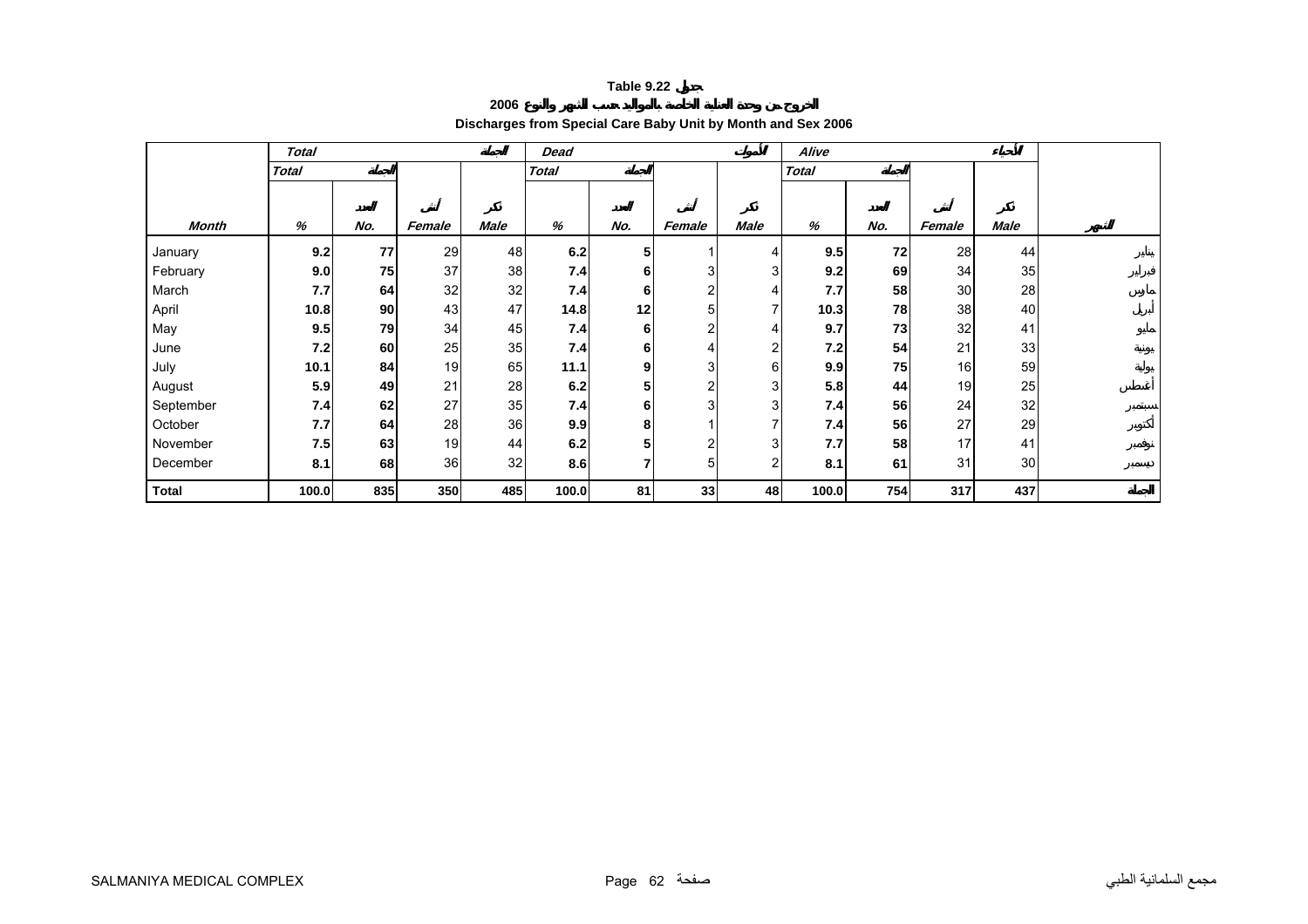Table 9.22 جدول

2006 الخروج من وحدة العناية الخاصة بالمواليد حسب الشهر والنوع

**Discharges from Special Care Baby Unit by Month and Sex 2006**

| | Total | | | الجملة | Dead | | | الأموات | Alive | | | الأحياء | |
|---|---|---|---|---|---|---|---|---|---|---|---|---|---|
| | Total | الجملة | | | Total | الجملة | | | Total | الجملة | | | |
| | | العدد | أنثى | ذكر | | العدد | أنثى | ذكر | | العدد | أنثى | ذكر | |
| Month | % | No. | Female | Male | % | No. | Female | Male | % | No. | Female | Male | الشهر |
| January | **9.2** | **77** | 29 | 48 | **6.2** | **5** | 1 | 4 | **9.5** | **72** | 28 | 44 | يناير |
| February | **9.0** | **75** | 37 | 38 | **7.4** | **6** | 3 | 3 | **9.2** | **69** | 34 | 35 | فبراير |
| March | **7.7** | **64** | 32 | 32 | **7.4** | **6** | 2 | 4 | **7.7** | **58** | 30 | 28 | مارس |
| April | **10.8** | **90** | 43 | 47 | **14.8** | **12** | 5 | 7 | **10.3** | **78** | 38 | 40 | أبريل |
| May | **9.5** | **79** | 34 | 45 | **7.4** | **6** | 2 | 4 | **9.7** | **73** | 32 | 41 | مايو |
| June | **7.2** | **60** | 25 | 35 | **7.4** | **6** | 4 | 2 | **7.2** | **54** | 21 | 33 | يونية |
| July | **10.1** | **84** | 19 | 65 | **11.1** | **9** | 3 | 6 | **9.9** | **75** | 16 | 59 | يولية |
| August | **5.9** | **49** | 21 | 28 | **6.2** | **5** | 2 | 3 | **5.8** | **44** | 19 | 25 | أغسطس |
| September | **7.4** | **62** | 27 | 35 | **7.4** | **6** | 3 | 3 | **7.4** | **56** | 24 | 32 | سبتمبر |
| October | **7.7** | **64** | 28 | 36 | **9.9** | **8** | 1 | 7 | **7.4** | **56** | 27 | 29 | أكتوبر |
| November | **7.5** | **63** | 19 | 44 | **6.2** | **5** | 2 | 3 | **7.7** | **58** | 17 | 41 | نوفمبر |
| December | **8.1** | **68** | 36 | 32 | **8.6** | **7** | 5 | 2 | **8.1** | **61** | 31 | 30 | ديسمبر |
| **Total** | **100.0** | **835** | **350** | **485** | **100.0** | **81** | **33** | **48** | **100.0** | **754** | **317** | **437** | **الجملة** |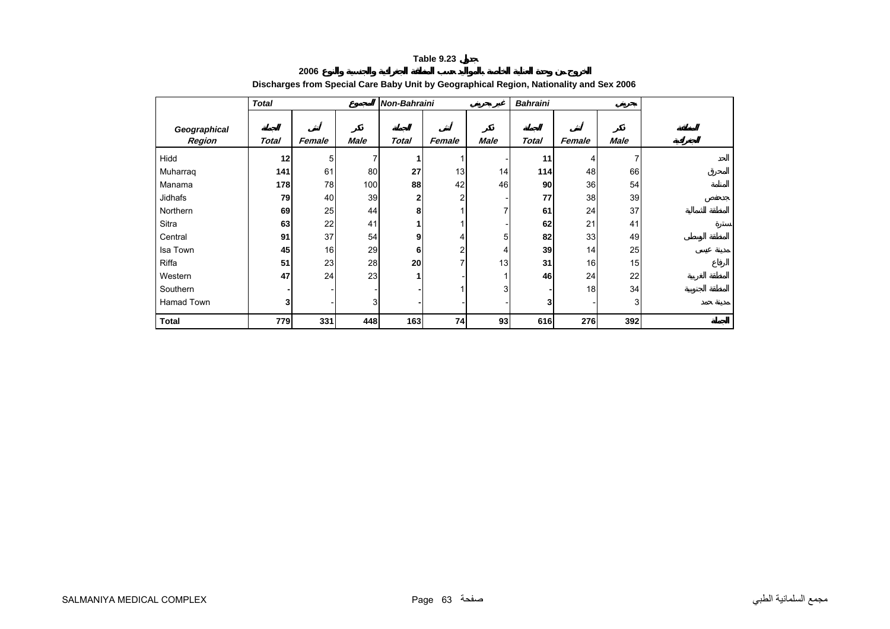# Table 9.23 جدول

## الخروج من وحدة العناية الخاصة بالمواليد حسب المنطقة الجغرافية والجنسية والنوع 2006

## Discharges from Special Care Baby Unit by Geographical Region, Nationality and Sex 2006

| Geographical Region | Total المجموع | | | Non-Bahraini غير بحريني | | | Bahraini بحريني | | | المنطقة الجغرافية |
|---|---|---|---|---|---|---|---|---|---|---|
| | Total الجملة | Female أنثى | Male ذكر | Total الجملة | Female أنثى | Male ذكر | Total الجملة | Female أنثى | Male ذكر | |
| Hidd | **12** | 5 | 7 | **1** | 1 | - | **11** | 4 | 7 | الحد |
| Muharraq | **141** | 61 | 80 | **27** | 13 | 14 | **114** | 48 | 66 | المحرق |
| Manama | **178** | 78 | 100 | **88** | 42 | 46 | **90** | 36 | 54 | المنامة |
| Jidhafs | **79** | 40 | 39 | **2** | 2 | - | **77** | 38 | 39 | جدحفص |
| Northern | **69** | 25 | 44 | **8** | 1 | 7 | **61** | 24 | 37 | المنطقة الشمالية |
| Sitra | **63** | 22 | 41 | **1** | 1 | - | **62** | 21 | 41 | سترة |
| Central | **91** | 37 | 54 | **9** | 4 | 5 | **82** | 33 | 49 | المنطقة الوسطى |
| Isa Town | **45** | 16 | 29 | **6** | 2 | 4 | **39** | 14 | 25 | مدينة عيسى |
| Riffa | **51** | 23 | 28 | **20** | 7 | 13 | **31** | 16 | 15 | الرفاع |
| Western | **47** | 24 | 23 | **1** | - | 1 | **46** | 24 | 22 | المنطقة الغربية |
| Southern | **-** | - | - | **-** | 1 | 3 | **-** | 18 | 34 | المنطقة الجنوبية |
| Hamad Town | **3** | - | 3 | **-** | - | - | **3** | - | 3 | مدينة حمد |
| **Total** | **779** | **331** | **448** | **163** | **74** | **93** | **616** | **276** | **392** | **الجملة** |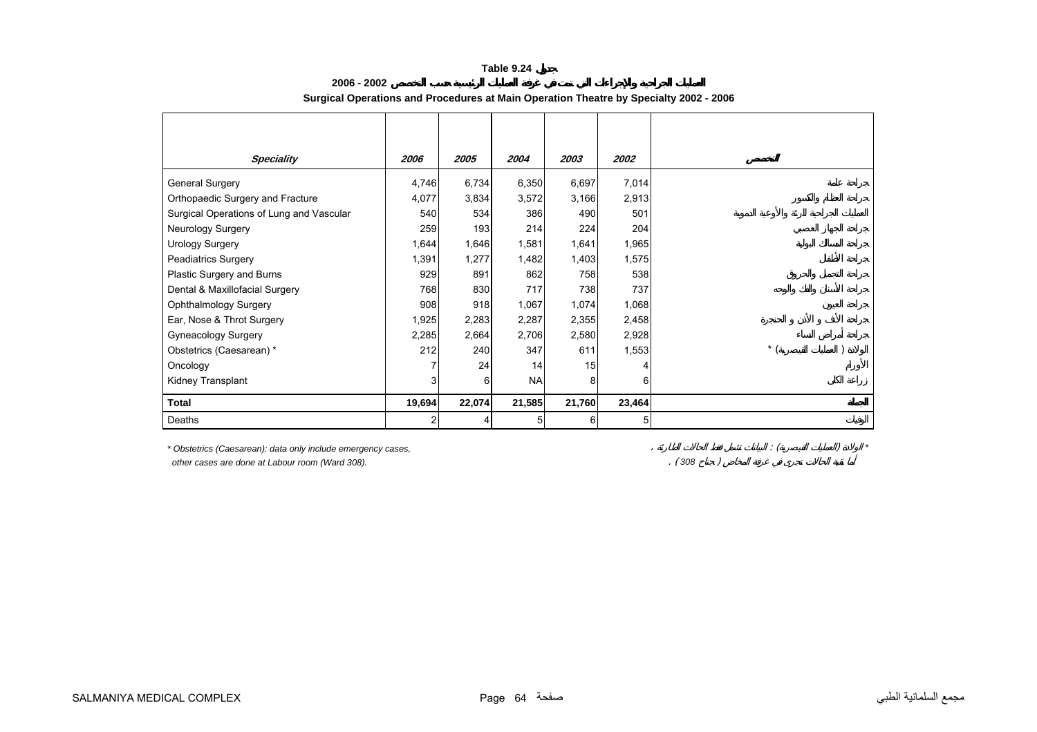# Table 9.24 جدول

## العمليات الجراحية والإجراءات التي تمت في غرفة العمليات الرئيسية حسب التخصص 2002 - 2006

## Surgical Operations and Procedures at Main Operation Theatre by Specialty 2002 - 2006

| *Speciality* | *2006* | *2005* | *2004* | *2003* | *2002* | *التخصص* |
|---|---|---|---|---|---|---|
| General Surgery | 4,746 | 6,734 | 6,350 | 6,697 | 7,014 | جراحة عامة |
| Orthopaedic Surgery and Fracture | 4,077 | 3,834 | 3,572 | 3,166 | 2,913 | جراحة العظام والكسور |
| Surgical Operations of Lung and Vascular | 540 | 534 | 386 | 490 | 501 | العمليات الجراحية للرئة والأوعية الدموية |
| Neurology Surgery | 259 | 193 | 214 | 224 | 204 | جراحة الجهاز العصبي |
| Urology Surgery | 1,644 | 1,646 | 1,581 | 1,641 | 1,965 | جراحة المسالك البولية |
| Peadiatrics Surgery | 1,391 | 1,277 | 1,482 | 1,403 | 1,575 | جراحة الأطفال |
| Plastic Surgery and Burns | 929 | 891 | 862 | 758 | 538 | جراحة التجميل والحروق |
| Dental & Maxillofacial Surgery | 768 | 830 | 717 | 738 | 737 | جراحة الأسنان والفك والوجه |
| Ophthalmology Surgery | 908 | 918 | 1,067 | 1,074 | 1,068 | جراحة العيون |
| Ear, Nose & Throt Surgery | 1,925 | 2,283 | 2,287 | 2,355 | 2,458 | جراحة الأنف و الأذن و الحنجرة |
| Gyneacology Surgery | 2,285 | 2,664 | 2,706 | 2,580 | 2,928 | جراحة أمراض النساء |
| Obstetrics (Caesarean) * | 212 | 240 | 347 | 611 | 1,553 | الولادة ( العمليات القيصرية) * |
| Oncology | 7 | 24 | 14 | 15 | 4 | الأورام |
| Kidney Transplant | 3 | 6 | NA | 8 | 6 | زراعة الكلى |
| **Total** | **19,694** | **22,074** | **21,585** | **21,760** | **23,464** | **الجملة** |
| Deaths | 2 | 4 | 5 | 6 | 5 | الوفيات |

*\* Obstetrics (Caesarean): data only include emergency cases,*
*other cases are done at Labour room (Ward 308).*

\* الولادة (العمليات القيصرية) : البيانات تشمل فقط الحالات الطارئة ،
أما بقية الحالات تجرى في غرفة المخاض ( جناح 308 ) .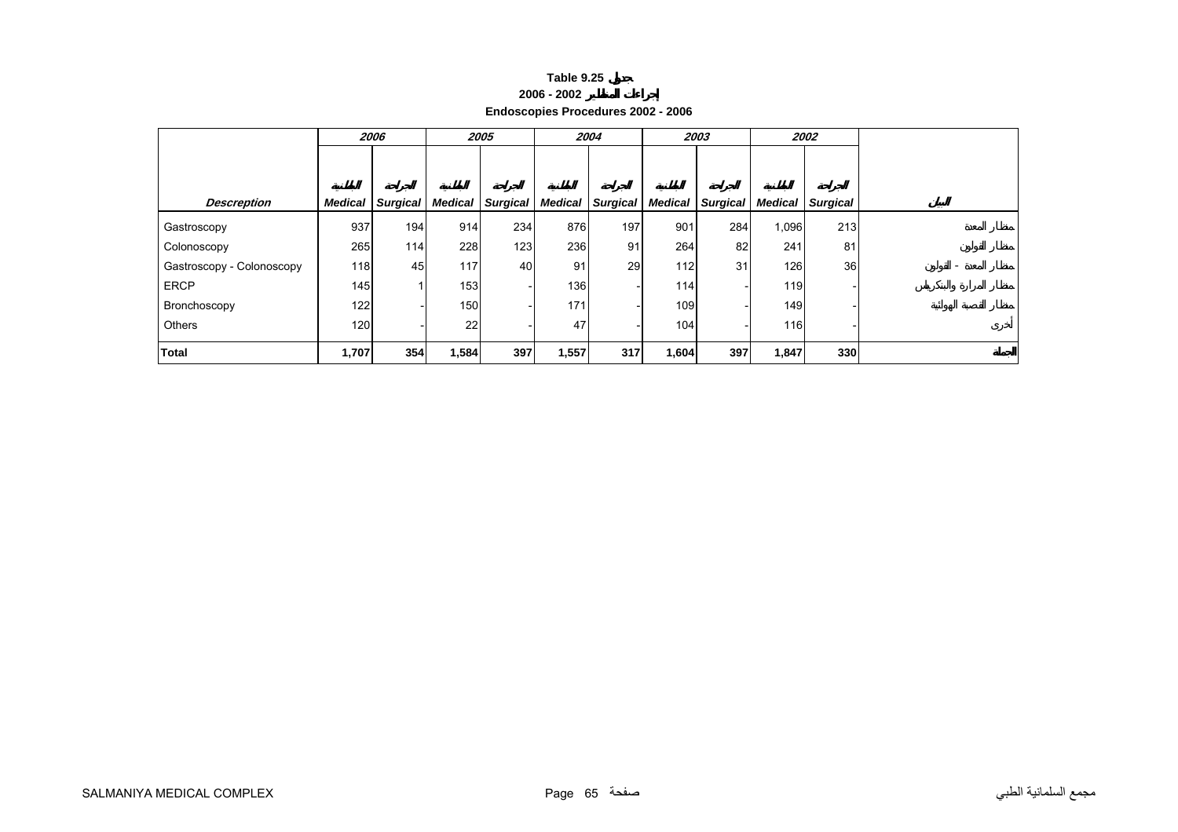**Table 9.25 جدول**

**2006 - 2002 إجراءات المناظير**

**Endoscopies Procedures 2002 - 2006**

| | 2006 | | 2005 | | 2004 | | 2003 | | 2002 | | |
|---|---|---|---|---|---|---|---|---|---|---|---|
| *Descrption* | الباطنية *Medical* | الجراحة *Surgical* | الباطنية *Medical* | الجراحة *Surgical* | الباطنية *Medical* | الجراحة *Surgical* | الباطنية *Medical* | الجراحة *Surgical* | الباطنية *Medical* | الجراحة *Surgical* | البيان |
| Gastroscopy | 937 | 194 | 914 | 234 | 876 | 197 | 901 | 284 | 1,096 | 213 | منظار المعدة |
| Colonoscopy | 265 | 114 | 228 | 123 | 236 | 91 | 264 | 82 | 241 | 81 | منظار القولون |
| Gastroscopy - Colonoscopy | 118 | 45 | 117 | 40 | 91 | 29 | 112 | 31 | 126 | 36 | منظار المعدة - القولون |
| ERCP | 145 | 1 | 153 | - | 136 | - | 114 | - | 119 | - | منظار المرارة والبنكرياس |
| Bronchoscopy | 122 | - | 150 | - | 171 | - | 109 | - | 149 | - | منظار القصبة الهوائية |
| Others | 120 | - | 22 | - | 47 | - | 104 | - | 116 | - | أخرى |
| **Total** | **1,707** | **354** | **1,584** | **397** | **1,557** | **317** | **1,604** | **397** | **1,847** | **330** | **الجملة** |